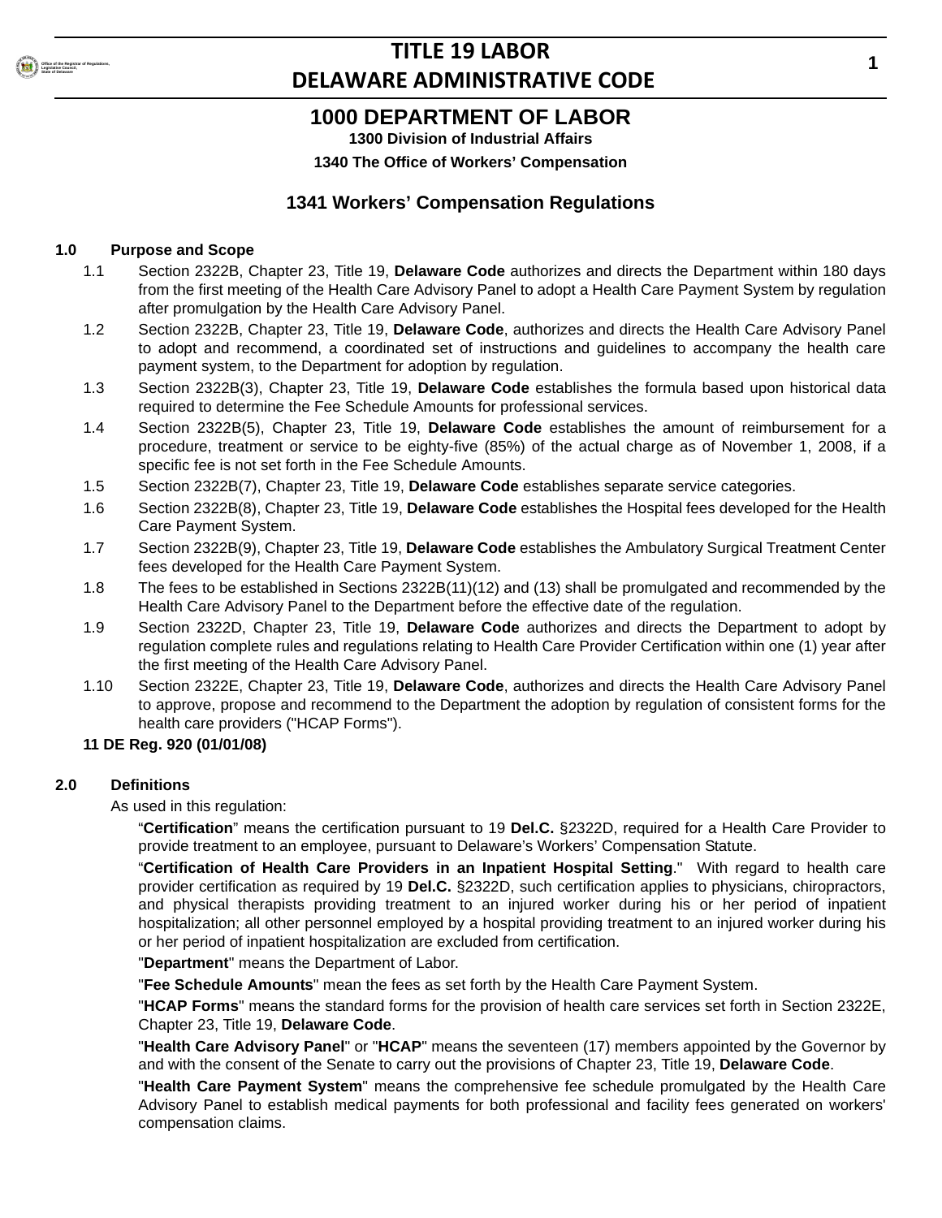# 1000 DEPARTMENT OF LABOR

### 1300 Division of Industrial Affairs

### 1340 The Office of Workers' Compensation

## 1341 Workers' Compensation Regulations

**1.0 Purpose and Scope**

1.1 Section 2322B, Chapter 23, Title 19, **Delaware Code** authorizes and directs the Department within 180 days from the first meeting of the Health Care Advisory Panel to adopt a Health Care Payment System by regulation after promulgation by the Health Care Advisory Panel.

1.2 Section 2322B, Chapter 23, Title 19, **Delaware Code**, authorizes and directs the Health Care Advisory Panel to adopt and recommend, a coordinated set of instructions and guidelines to accompany the health care payment system, to the Department for adoption by regulation.

1.3 Section 2322B(3), Chapter 23, Title 19, **Delaware Code** establishes the formula based upon historical data required to determine the Fee Schedule Amounts for professional services.

1.4 Section 2322B(5), Chapter 23, Title 19, **Delaware Code** establishes the amount of reimbursement for a procedure, treatment or service to be eighty-five (85%) of the actual charge as of November 1, 2008, if a specific fee is not set forth in the Fee Schedule Amounts.

1.5 Section 2322B(7), Chapter 23, Title 19, **Delaware Code** establishes separate service categories.

1.6 Section 2322B(8), Chapter 23, Title 19, **Delaware Code** establishes the Hospital fees developed for the Health Care Payment System.

1.7 Section 2322B(9), Chapter 23, Title 19, **Delaware Code** establishes the Ambulatory Surgical Treatment Center fees developed for the Health Care Payment System.

1.8 The fees to be established in Sections 2322B(11)(12) and (13) shall be promulgated and recommended by the Health Care Advisory Panel to the Department before the effective date of the regulation.

1.9 Section 2322D, Chapter 23, Title 19, **Delaware Code** authorizes and directs the Department to adopt by regulation complete rules and regulations relating to Health Care Provider Certification within one (1) year after the first meeting of the Health Care Advisory Panel.

1.10 Section 2322E, Chapter 23, Title 19, **Delaware Code**, authorizes and directs the Health Care Advisory Panel to approve, propose and recommend to the Department the adoption by regulation of consistent forms for the health care providers ("HCAP Forms").

**11 DE Reg. 920 (01/01/08)**

**2.0 Definitions**

As used in this regulation:

"**Certification**" means the certification pursuant to 19 **Del.C.** §2322D, required for a Health Care Provider to provide treatment to an employee, pursuant to Delaware's Workers' Compensation Statute.

"**Certification of Health Care Providers in an Inpatient Hospital Setting**." With regard to health care provider certification as required by 19 **Del.C.** §2322D, such certification applies to physicians, chiropractors, and physical therapists providing treatment to an injured worker during his or her period of inpatient hospitalization; all other personnel employed by a hospital providing treatment to an injured worker during his or her period of inpatient hospitalization are excluded from certification.

"**Department**" means the Department of Labor.

"**Fee Schedule Amounts**" mean the fees as set forth by the Health Care Payment System.

"**HCAP Forms**" means the standard forms for the provision of health care services set forth in Section 2322E, Chapter 23, Title 19, **Delaware Code**.

"**Health Care Advisory Panel**" or "**HCAP**" means the seventeen (17) members appointed by the Governor by and with the consent of the Senate to carry out the provisions of Chapter 23, Title 19, **Delaware Code**.

"**Health Care Payment System**" means the comprehensive fee schedule promulgated by the Health Care Advisory Panel to establish medical payments for both professional and facility fees generated on workers' compensation claims.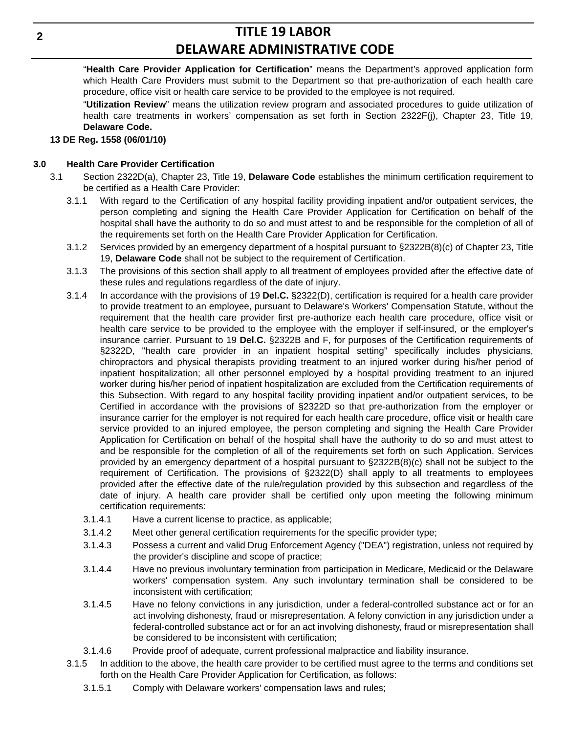"**Health Care Provider Application for Certification**" means the Department's approved application form which Health Care Providers must submit to the Department so that pre-authorization of each health care procedure, office visit or health care service to be provided to the employee is not required.

"**Utilization Review**" means the utilization review program and associated procedures to guide utilization of health care treatments in workers' compensation as set forth in Section 2322F(j), Chapter 23, Title 19, **Delaware Code.**

**13 DE Reg. 1558 (06/01/10)**

## 3.0 Health Care Provider Certification

3.1 Section 2322D(a), Chapter 23, Title 19, **Delaware Code** establishes the minimum certification requirement to be certified as a Health Care Provider:

3.1.1 With regard to the Certification of any hospital facility providing inpatient and/or outpatient services, the person completing and signing the Health Care Provider Application for Certification on behalf of the hospital shall have the authority to do so and must attest to and be responsible for the completion of all of the requirements set forth on the Health Care Provider Application for Certification.

3.1.2 Services provided by an emergency department of a hospital pursuant to §2322B(8)(c) of Chapter 23, Title 19, **Delaware Code** shall not be subject to the requirement of Certification.

3.1.3 The provisions of this section shall apply to all treatment of employees provided after the effective date of these rules and regulations regardless of the date of injury.

3.1.4 In accordance with the provisions of 19 **Del.C.** §2322(D), certification is required for a health care provider to provide treatment to an employee, pursuant to Delaware's Workers' Compensation Statute, without the requirement that the health care provider first pre-authorize each health care procedure, office visit or health care service to be provided to the employee with the employer if self-insured, or the employer's insurance carrier. Pursuant to 19 **Del.C.** §2322B and F, for purposes of the Certification requirements of §2322D, "health care provider in an inpatient hospital setting" specifically includes physicians, chiropractors and physical therapists providing treatment to an injured worker during his/her period of inpatient hospitalization; all other personnel employed by a hospital providing treatment to an injured worker during his/her period of inpatient hospitalization are excluded from the Certification requirements of this Subsection. With regard to any hospital facility providing inpatient and/or outpatient services, to be Certified in accordance with the provisions of §2322D so that pre-authorization from the employer or insurance carrier for the employer is not required for each health care procedure, office visit or health care service provided to an injured employee, the person completing and signing the Health Care Provider Application for Certification on behalf of the hospital shall have the authority to do so and must attest to and be responsible for the completion of all of the requirements set forth on such Application. Services provided by an emergency department of a hospital pursuant to §2322B(8)(c) shall not be subject to the requirement of Certification. The provisions of §2322(D) shall apply to all treatments to employees provided after the effective date of the rule/regulation provided by this subsection and regardless of the date of injury. A health care provider shall be certified only upon meeting the following minimum certification requirements:

3.1.4.1 Have a current license to practice, as applicable;

3.1.4.2 Meet other general certification requirements for the specific provider type;

3.1.4.3 Possess a current and valid Drug Enforcement Agency ("DEA") registration, unless not required by the provider's discipline and scope of practice;

3.1.4.4 Have no previous involuntary termination from participation in Medicare, Medicaid or the Delaware workers' compensation system. Any such involuntary termination shall be considered to be inconsistent with certification;

3.1.4.5 Have no felony convictions in any jurisdiction, under a federal-controlled substance act or for an act involving dishonesty, fraud or misrepresentation. A felony conviction in any jurisdiction under a federal-controlled substance act or for an act involving dishonesty, fraud or misrepresentation shall be considered to be inconsistent with certification;

3.1.4.6 Provide proof of adequate, current professional malpractice and liability insurance.

3.1.5 In addition to the above, the health care provider to be certified must agree to the terms and conditions set forth on the Health Care Provider Application for Certification, as follows:

3.1.5.1 Comply with Delaware workers' compensation laws and rules;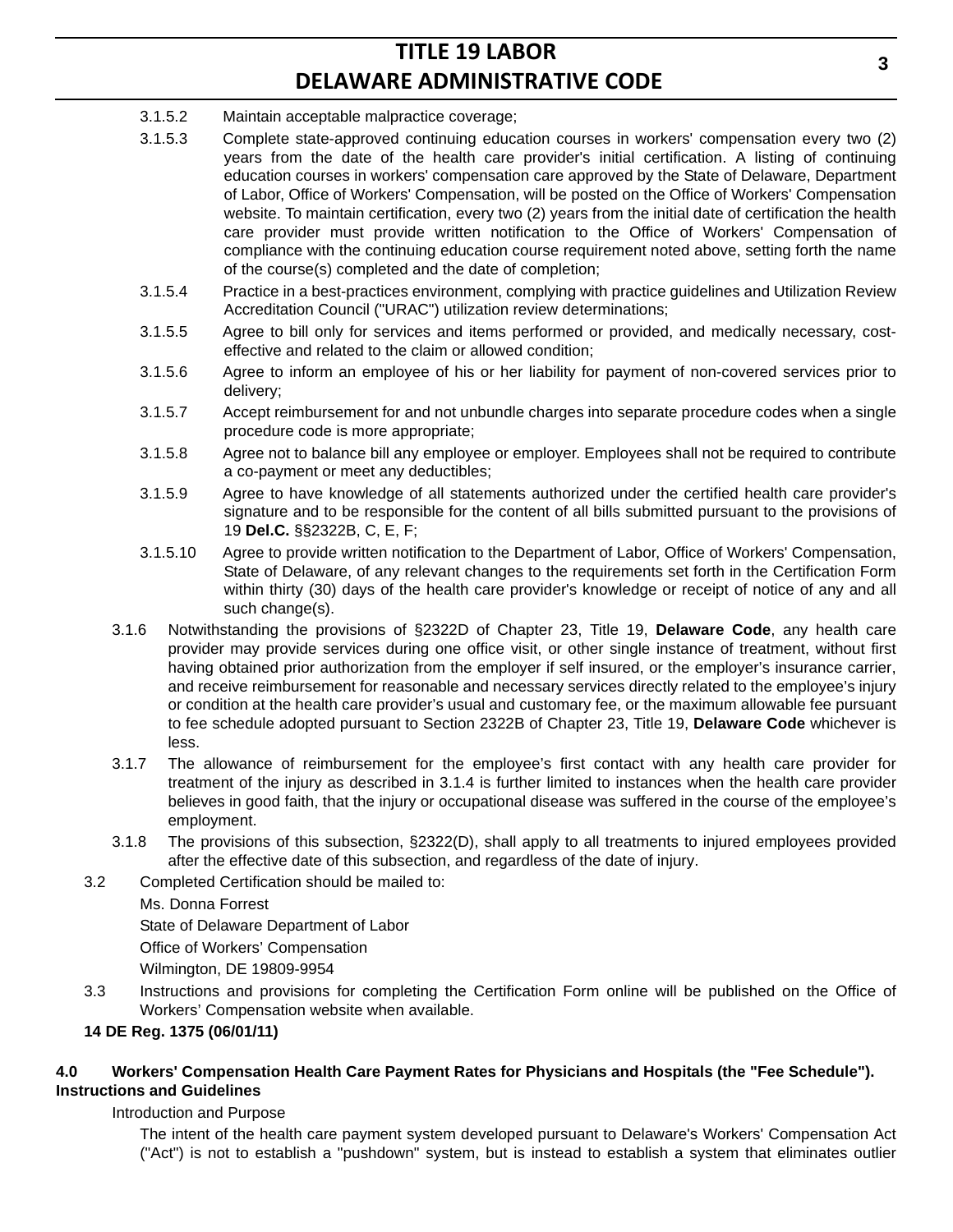3.1.5.2 Maintain acceptable malpractice coverage;

3.1.5.3 Complete state-approved continuing education courses in workers' compensation every two (2) years from the date of the health care provider's initial certification. A listing of continuing education courses in workers' compensation care approved by the State of Delaware, Department of Labor, Office of Workers' Compensation, will be posted on the Office of Workers' Compensation website. To maintain certification, every two (2) years from the initial date of certification the health care provider must provide written notification to the Office of Workers' Compensation of compliance with the continuing education course requirement noted above, setting forth the name of the course(s) completed and the date of completion;

3.1.5.4 Practice in a best-practices environment, complying with practice guidelines and Utilization Review Accreditation Council ("URAC") utilization review determinations;

3.1.5.5 Agree to bill only for services and items performed or provided, and medically necessary, cost-effective and related to the claim or allowed condition;

3.1.5.6 Agree to inform an employee of his or her liability for payment of non-covered services prior to delivery;

3.1.5.7 Accept reimbursement for and not unbundle charges into separate procedure codes when a single procedure code is more appropriate;

3.1.5.8 Agree not to balance bill any employee or employer. Employees shall not be required to contribute a co-payment or meet any deductibles;

3.1.5.9 Agree to have knowledge of all statements authorized under the certified health care provider's signature and to be responsible for the content of all bills submitted pursuant to the provisions of 19 **Del.C.** §§2322B, C, E, F;

3.1.5.10 Agree to provide written notification to the Department of Labor, Office of Workers' Compensation, State of Delaware, of any relevant changes to the requirements set forth in the Certification Form within thirty (30) days of the health care provider's knowledge or receipt of notice of any and all such change(s).

3.1.6 Notwithstanding the provisions of §2322D of Chapter 23, Title 19, **Delaware Code**, any health care provider may provide services during one office visit, or other single instance of treatment, without first having obtained prior authorization from the employer if self insured, or the employer's insurance carrier, and receive reimbursement for reasonable and necessary services directly related to the employee's injury or condition at the health care provider's usual and customary fee, or the maximum allowable fee pursuant to fee schedule adopted pursuant to Section 2322B of Chapter 23, Title 19, **Delaware Code** whichever is less.

3.1.7 The allowance of reimbursement for the employee's first contact with any health care provider for treatment of the injury as described in 3.1.4 is further limited to instances when the health care provider believes in good faith, that the injury or occupational disease was suffered in the course of the employee's employment.

3.1.8 The provisions of this subsection, §2322(D), shall apply to all treatments to injured employees provided after the effective date of this subsection, and regardless of the date of injury.

3.2 Completed Certification should be mailed to:

Ms. Donna Forrest
State of Delaware Department of Labor
Office of Workers' Compensation
Wilmington, DE 19809-9954

3.3 Instructions and provisions for completing the Certification Form online will be published on the Office of Workers' Compensation website when available.

**14 DE Reg. 1375 (06/01/11)**

## 4.0 Workers' Compensation Health Care Payment Rates for Physicians and Hospitals (the "Fee Schedule"). Instructions and Guidelines

Introduction and Purpose

The intent of the health care payment system developed pursuant to Delaware's Workers' Compensation Act ("Act") is not to establish a "pushdown" system, but is instead to establish a system that eliminates outlier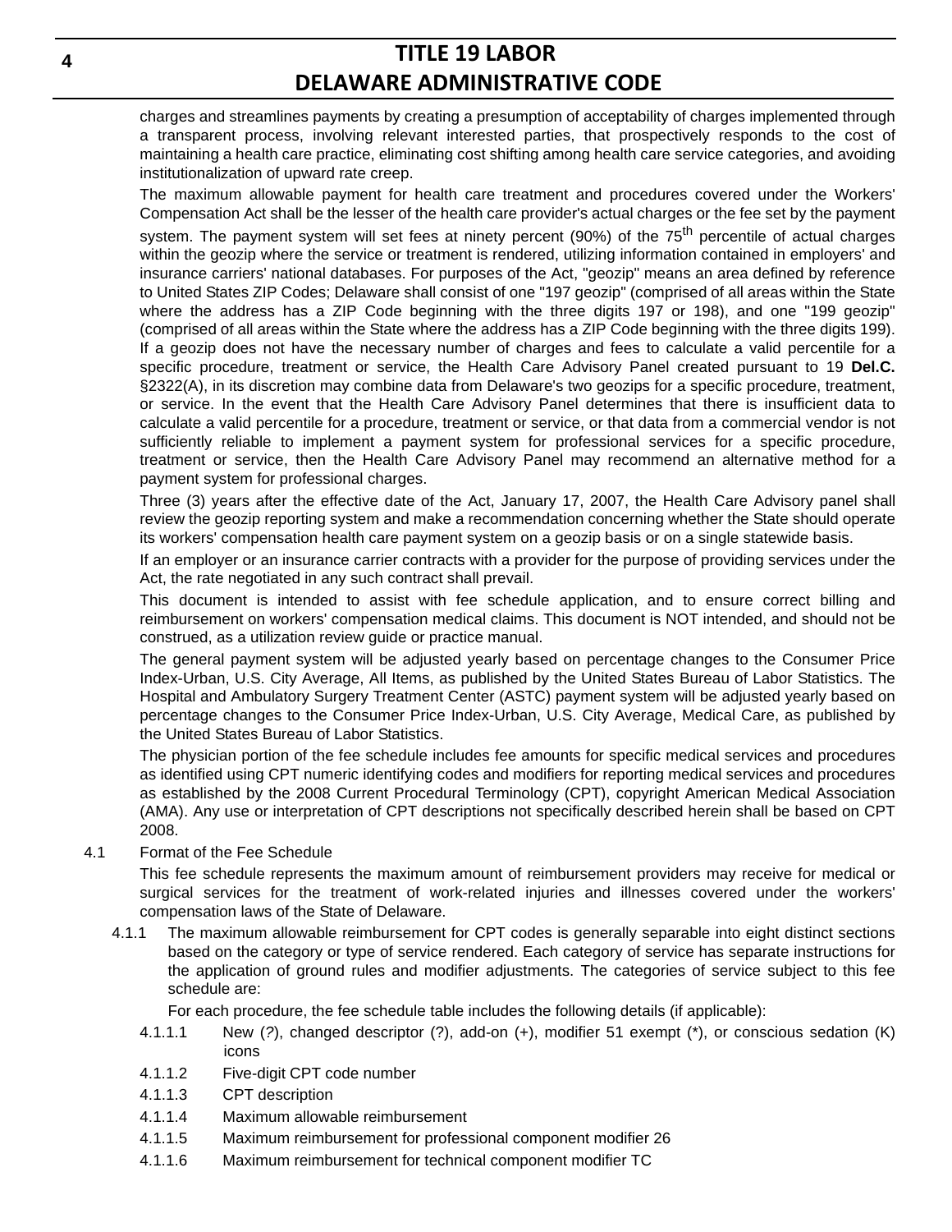charges and streamlines payments by creating a presumption of acceptability of charges implemented through a transparent process, involving relevant interested parties, that prospectively responds to the cost of maintaining a health care practice, eliminating cost shifting among health care service categories, and avoiding institutionalization of upward rate creep.

The maximum allowable payment for health care treatment and procedures covered under the Workers' Compensation Act shall be the lesser of the health care provider's actual charges or the fee set by the payment system. The payment system will set fees at ninety percent (90%) of the 75th percentile of actual charges within the geozip where the service or treatment is rendered, utilizing information contained in employers' and insurance carriers' national databases. For purposes of the Act, "geozip" means an area defined by reference to United States ZIP Codes; Delaware shall consist of one "197 geozip" (comprised of all areas within the State where the address has a ZIP Code beginning with the three digits 197 or 198), and one "199 geozip" (comprised of all areas within the State where the address has a ZIP Code beginning with the three digits 199). If a geozip does not have the necessary number of charges and fees to calculate a valid percentile for a specific procedure, treatment or service, the Health Care Advisory Panel created pursuant to 19 **Del.C.** §2322(A), in its discretion may combine data from Delaware's two geozips for a specific procedure, treatment, or service. In the event that the Health Care Advisory Panel determines that there is insufficient data to calculate a valid percentile for a procedure, treatment or service, or that data from a commercial vendor is not sufficiently reliable to implement a payment system for professional services for a specific procedure, treatment or service, then the Health Care Advisory Panel may recommend an alternative method for a payment system for professional charges.

Three (3) years after the effective date of the Act, January 17, 2007, the Health Care Advisory panel shall review the geozip reporting system and make a recommendation concerning whether the State should operate its workers' compensation health care payment system on a geozip basis or on a single statewide basis.

If an employer or an insurance carrier contracts with a provider for the purpose of providing services under the Act, the rate negotiated in any such contract shall prevail.

This document is intended to assist with fee schedule application, and to ensure correct billing and reimbursement on workers' compensation medical claims. This document is NOT intended, and should not be construed, as a utilization review guide or practice manual.

The general payment system will be adjusted yearly based on percentage changes to the Consumer Price Index-Urban, U.S. City Average, All Items, as published by the United States Bureau of Labor Statistics. The Hospital and Ambulatory Surgery Treatment Center (ASTC) payment system will be adjusted yearly based on percentage changes to the Consumer Price Index-Urban, U.S. City Average, Medical Care, as published by the United States Bureau of Labor Statistics.

The physician portion of the fee schedule includes fee amounts for specific medical services and procedures as identified using CPT numeric identifying codes and modifiers for reporting medical services and procedures as established by the 2008 Current Procedural Terminology (CPT), copyright American Medical Association (AMA). Any use or interpretation of CPT descriptions not specifically described herein shall be based on CPT 2008.

4.1 Format of the Fee Schedule

This fee schedule represents the maximum amount of reimbursement providers may receive for medical or surgical services for the treatment of work-related injuries and illnesses covered under the workers' compensation laws of the State of Delaware.

4.1.1 The maximum allowable reimbursement for CPT codes is generally separable into eight distinct sections based on the category or type of service rendered. Each category of service has separate instructions for the application of ground rules and modifier adjustments. The categories of service subject to this fee schedule are:

For each procedure, the fee schedule table includes the following details (if applicable):

4.1.1.1 New (?), changed descriptor (?), add-on (+), modifier 51 exempt (*), or conscious sedation (K) icons

4.1.1.2 Five-digit CPT code number

4.1.1.3 CPT description

4.1.1.4 Maximum allowable reimbursement

4.1.1.5 Maximum reimbursement for professional component modifier 26

4.1.1.6 Maximum reimbursement for technical component modifier TC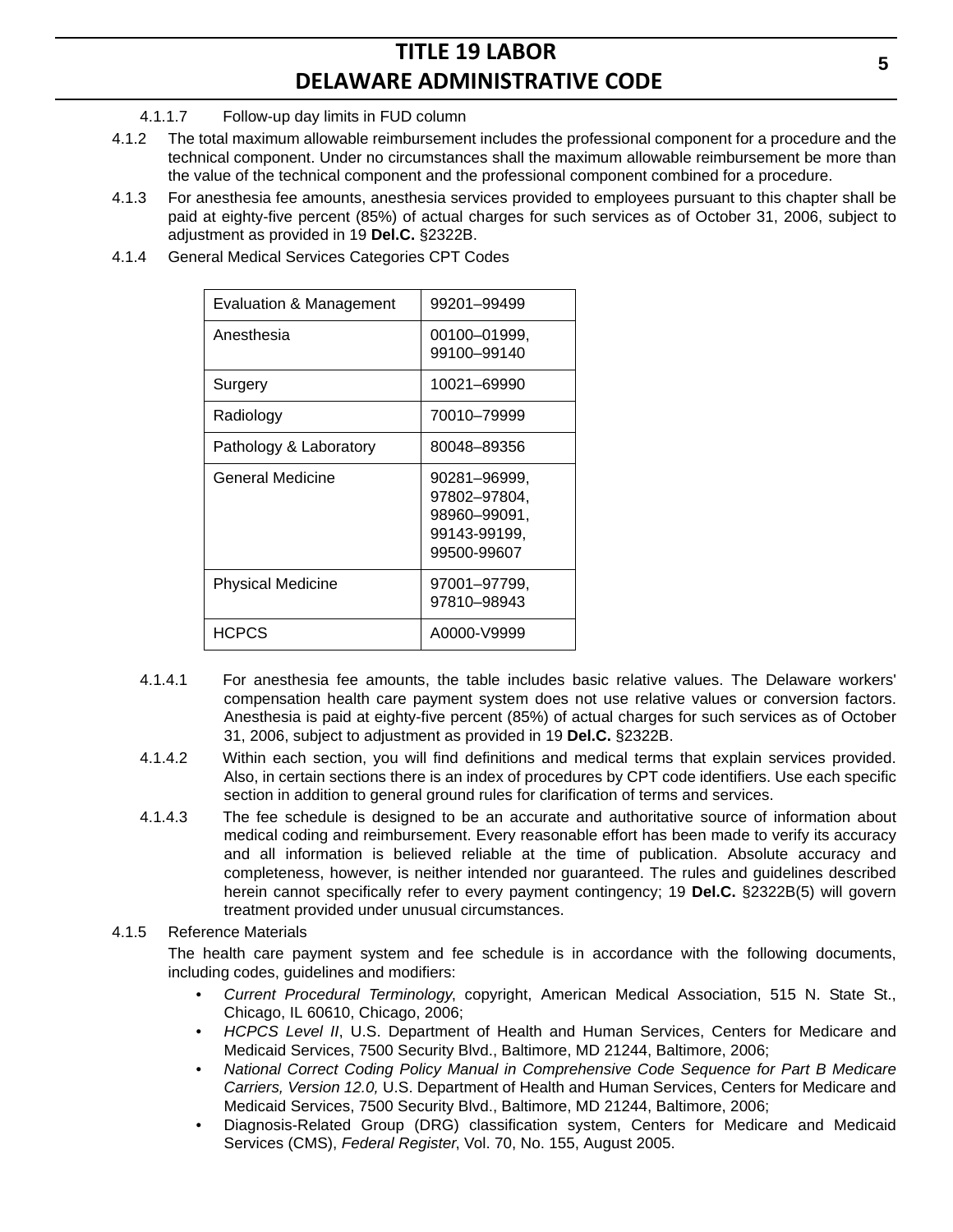4.1.1.7 Follow-up day limits in FUD column

4.1.2 The total maximum allowable reimbursement includes the professional component for a procedure and the technical component. Under no circumstances shall the maximum allowable reimbursement be more than the value of the technical component and the professional component combined for a procedure.

4.1.3 For anesthesia fee amounts, anesthesia services provided to employees pursuant to this chapter shall be paid at eighty-five percent (85%) of actual charges for such services as of October 31, 2006, subject to adjustment as provided in 19 **Del.C.** §2322B.

4.1.4 General Medical Services Categories CPT Codes

| | |
|---|---|
| Evaluation & Management | 99201–99499 |
| Anesthesia | 00100–01999, 99100–99140 |
| Surgery | 10021–69990 |
| Radiology | 70010–79999 |
| Pathology & Laboratory | 80048–89356 |
| General Medicine | 90281–96999, 97802–97804, 98960–99091, 99143-99199, 99500-99607 |
| Physical Medicine | 97001–97799, 97810–98943 |
| HCPCS | A0000-V9999 |

4.1.4.1 For anesthesia fee amounts, the table includes basic relative values. The Delaware workers' compensation health care payment system does not use relative values or conversion factors. Anesthesia is paid at eighty-five percent (85%) of actual charges for such services as of October 31, 2006, subject to adjustment as provided in 19 **Del.C.** §2322B.

4.1.4.2 Within each section, you will find definitions and medical terms that explain services provided. Also, in certain sections there is an index of procedures by CPT code identifiers. Use each specific section in addition to general ground rules for clarification of terms and services.

4.1.4.3 The fee schedule is designed to be an accurate and authoritative source of information about medical coding and reimbursement. Every reasonable effort has been made to verify its accuracy and all information is believed reliable at the time of publication. Absolute accuracy and completeness, however, is neither intended nor guaranteed. The rules and guidelines described herein cannot specifically refer to every payment contingency; 19 **Del.C.** §2322B(5) will govern treatment provided under unusual circumstances.

4.1.5 Reference Materials

The health care payment system and fee schedule is in accordance with the following documents, including codes, guidelines and modifiers:

- *Current Procedural Terminology*, copyright, American Medical Association, 515 N. State St., Chicago, IL 60610, Chicago, 2006;
- *HCPCS Level II*, U.S. Department of Health and Human Services, Centers for Medicare and Medicaid Services, 7500 Security Blvd., Baltimore, MD 21244, Baltimore, 2006;
- *National Correct Coding Policy Manual in Comprehensive Code Sequence for Part B Medicare Carriers, Version 12.0,* U.S. Department of Health and Human Services, Centers for Medicare and Medicaid Services, 7500 Security Blvd., Baltimore, MD 21244, Baltimore, 2006;
- Diagnosis-Related Group (DRG) classification system, Centers for Medicare and Medicaid Services (CMS), *Federal Register*, Vol. 70, No. 155, August 2005.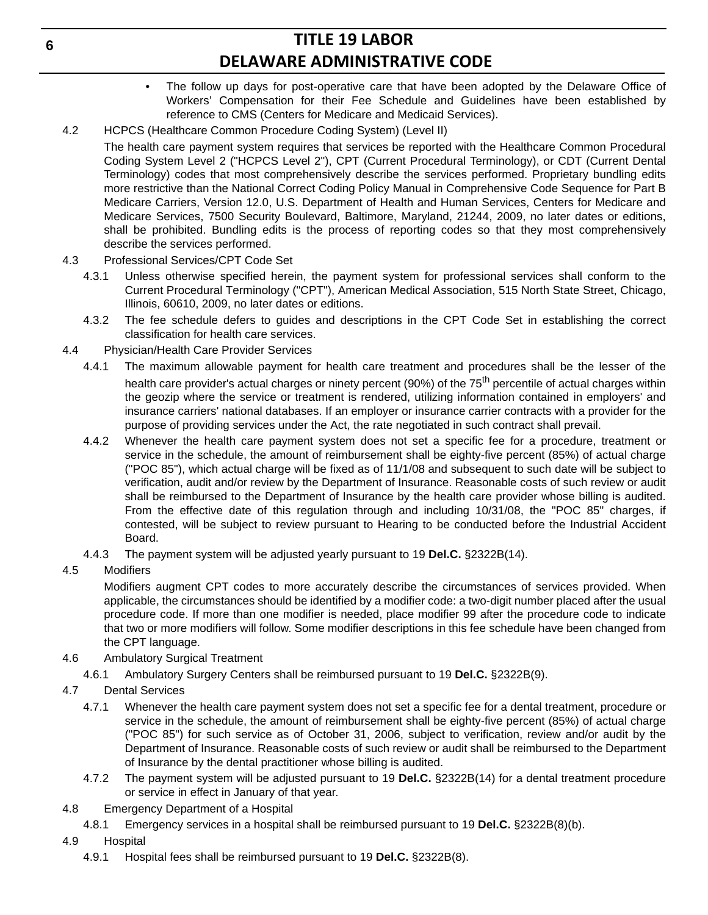- The follow up days for post-operative care that have been adopted by the Delaware Office of Workers' Compensation for their Fee Schedule and Guidelines have been established by reference to CMS (Centers for Medicare and Medicaid Services).

4.2 HCPCS (Healthcare Common Procedure Coding System) (Level II)

The health care payment system requires that services be reported with the Healthcare Common Procedural Coding System Level 2 ("HCPCS Level 2"), CPT (Current Procedural Terminology), or CDT (Current Dental Terminology) codes that most comprehensively describe the services performed. Proprietary bundling edits more restrictive than the National Correct Coding Policy Manual in Comprehensive Code Sequence for Part B Medicare Carriers, Version 12.0, U.S. Department of Health and Human Services, Centers for Medicare and Medicare Services, 7500 Security Boulevard, Baltimore, Maryland, 21244, 2009, no later dates or editions, shall be prohibited. Bundling edits is the process of reporting codes so that they most comprehensively describe the services performed.

4.3 Professional Services/CPT Code Set

4.3.1 Unless otherwise specified herein, the payment system for professional services shall conform to the Current Procedural Terminology ("CPT"), American Medical Association, 515 North State Street, Chicago, Illinois, 60610, 2009, no later dates or editions.

4.3.2 The fee schedule defers to guides and descriptions in the CPT Code Set in establishing the correct classification for health care services.

4.4 Physician/Health Care Provider Services

4.4.1 The maximum allowable payment for health care treatment and procedures shall be the lesser of the health care provider's actual charges or ninety percent (90%) of the 75th percentile of actual charges within the geozip where the service or treatment is rendered, utilizing information contained in employers' and insurance carriers' national databases. If an employer or insurance carrier contracts with a provider for the purpose of providing services under the Act, the rate negotiated in such contract shall prevail.

4.4.2 Whenever the health care payment system does not set a specific fee for a procedure, treatment or service in the schedule, the amount of reimbursement shall be eighty-five percent (85%) of actual charge ("POC 85"), which actual charge will be fixed as of 11/1/08 and subsequent to such date will be subject to verification, audit and/or review by the Department of Insurance. Reasonable costs of such review or audit shall be reimbursed to the Department of Insurance by the health care provider whose billing is audited. From the effective date of this regulation through and including 10/31/08, the "POC 85" charges, if contested, will be subject to review pursuant to Hearing to be conducted before the Industrial Accident Board.

4.4.3 The payment system will be adjusted yearly pursuant to 19 **Del.C.** §2322B(14).

4.5 Modifiers

Modifiers augment CPT codes to more accurately describe the circumstances of services provided. When applicable, the circumstances should be identified by a modifier code: a two-digit number placed after the usual procedure code. If more than one modifier is needed, place modifier 99 after the procedure code to indicate that two or more modifiers will follow. Some modifier descriptions in this fee schedule have been changed from the CPT language.

4.6 Ambulatory Surgical Treatment

4.6.1 Ambulatory Surgery Centers shall be reimbursed pursuant to 19 **Del.C.** §2322B(9).

4.7 Dental Services

4.7.1 Whenever the health care payment system does not set a specific fee for a dental treatment, procedure or service in the schedule, the amount of reimbursement shall be eighty-five percent (85%) of actual charge ("POC 85") for such service as of October 31, 2006, subject to verification, review and/or audit by the Department of Insurance. Reasonable costs of such review or audit shall be reimbursed to the Department of Insurance by the dental practitioner whose billing is audited.

4.7.2 The payment system will be adjusted pursuant to 19 **Del.C.** §2322B(14) for a dental treatment procedure or service in effect in January of that year.

4.8 Emergency Department of a Hospital

4.8.1 Emergency services in a hospital shall be reimbursed pursuant to 19 **Del.C.** §2322B(8)(b).

4.9 Hospital

4.9.1 Hospital fees shall be reimbursed pursuant to 19 **Del.C.** §2322B(8).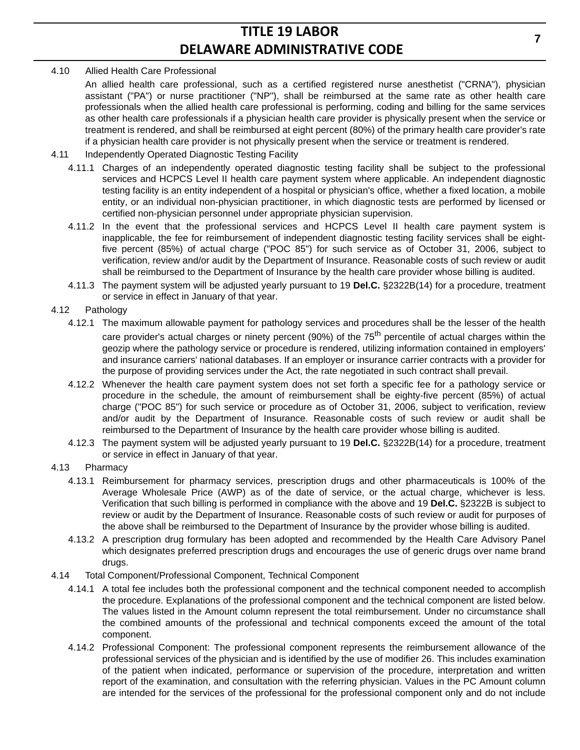4.10 Allied Health Care Professional

An allied health care professional, such as a certified registered nurse anesthetist ("CRNA"), physician assistant ("PA") or nurse practitioner ("NP"), shall be reimbursed at the same rate as other health care professionals when the allied health care professional is performing, coding and billing for the same services as other health care professionals if a physician health care provider is physically present when the service or treatment is rendered, and shall be reimbursed at eight percent (80%) of the primary health care provider's rate if a physician health care provider is not physically present when the service or treatment is rendered.

4.11 Independently Operated Diagnostic Testing Facility

4.11.1 Charges of an independently operated diagnostic testing facility shall be subject to the professional services and HCPCS Level II health care payment system where applicable. An independent diagnostic testing facility is an entity independent of a hospital or physician's office, whether a fixed location, a mobile entity, or an individual non-physician practitioner, in which diagnostic tests are performed by licensed or certified non-physician personnel under appropriate physician supervision.

4.11.2 In the event that the professional services and HCPCS Level II health care payment system is inapplicable, the fee for reimbursement of independent diagnostic testing facility services shall be eight-five percent (85%) of actual charge ("POC 85") for such service as of October 31, 2006, subject to verification, review and/or audit by the Department of Insurance. Reasonable costs of such review or audit shall be reimbursed to the Department of Insurance by the health care provider whose billing is audited.

4.11.3 The payment system will be adjusted yearly pursuant to 19 **Del.C.** §2322B(14) for a procedure, treatment or service in effect in January of that year.

4.12 Pathology

4.12.1 The maximum allowable payment for pathology services and procedures shall be the lesser of the health care provider's actual charges or ninety percent (90%) of the 75th percentile of actual charges within the geozip where the pathology service or procedure is rendered, utilizing information contained in employers' and insurance carriers' national databases. If an employer or insurance carrier contracts with a provider for the purpose of providing services under the Act, the rate negotiated in such contract shall prevail.

4.12.2 Whenever the health care payment system does not set forth a specific fee for a pathology service or procedure in the schedule, the amount of reimbursement shall be eighty-five percent (85%) of actual charge ("POC 85") for such service or procedure as of October 31, 2006, subject to verification, review and/or audit by the Department of Insurance. Reasonable costs of such review or audit shall be reimbursed to the Department of Insurance by the health care provider whose billing is audited.

4.12.3 The payment system will be adjusted yearly pursuant to 19 **Del.C.** §2322B(14) for a procedure, treatment or service in effect in January of that year.

4.13 Pharmacy

4.13.1 Reimbursement for pharmacy services, prescription drugs and other pharmaceuticals is 100% of the Average Wholesale Price (AWP) as of the date of service, or the actual charge, whichever is less. Verification that such billing is performed in compliance with the above and 19 **Del.C.** §2322B is subject to review or audit by the Department of Insurance. Reasonable costs of such review or audit for purposes of the above shall be reimbursed to the Department of Insurance by the provider whose billing is audited.

4.13.2 A prescription drug formulary has been adopted and recommended by the Health Care Advisory Panel which designates preferred prescription drugs and encourages the use of generic drugs over name brand drugs.

4.14 Total Component/Professional Component, Technical Component

4.14.1 A total fee includes both the professional component and the technical component needed to accomplish the procedure. Explanations of the professional component and the technical component are listed below. The values listed in the Amount column represent the total reimbursement. Under no circumstance shall the combined amounts of the professional and technical components exceed the amount of the total component.

4.14.2 Professional Component: The professional component represents the reimbursement allowance of the professional services of the physician and is identified by the use of modifier 26. This includes examination of the patient when indicated, performance or supervision of the procedure, interpretation and written report of the examination, and consultation with the referring physician. Values in the PC Amount column are intended for the services of the professional for the professional component only and do not include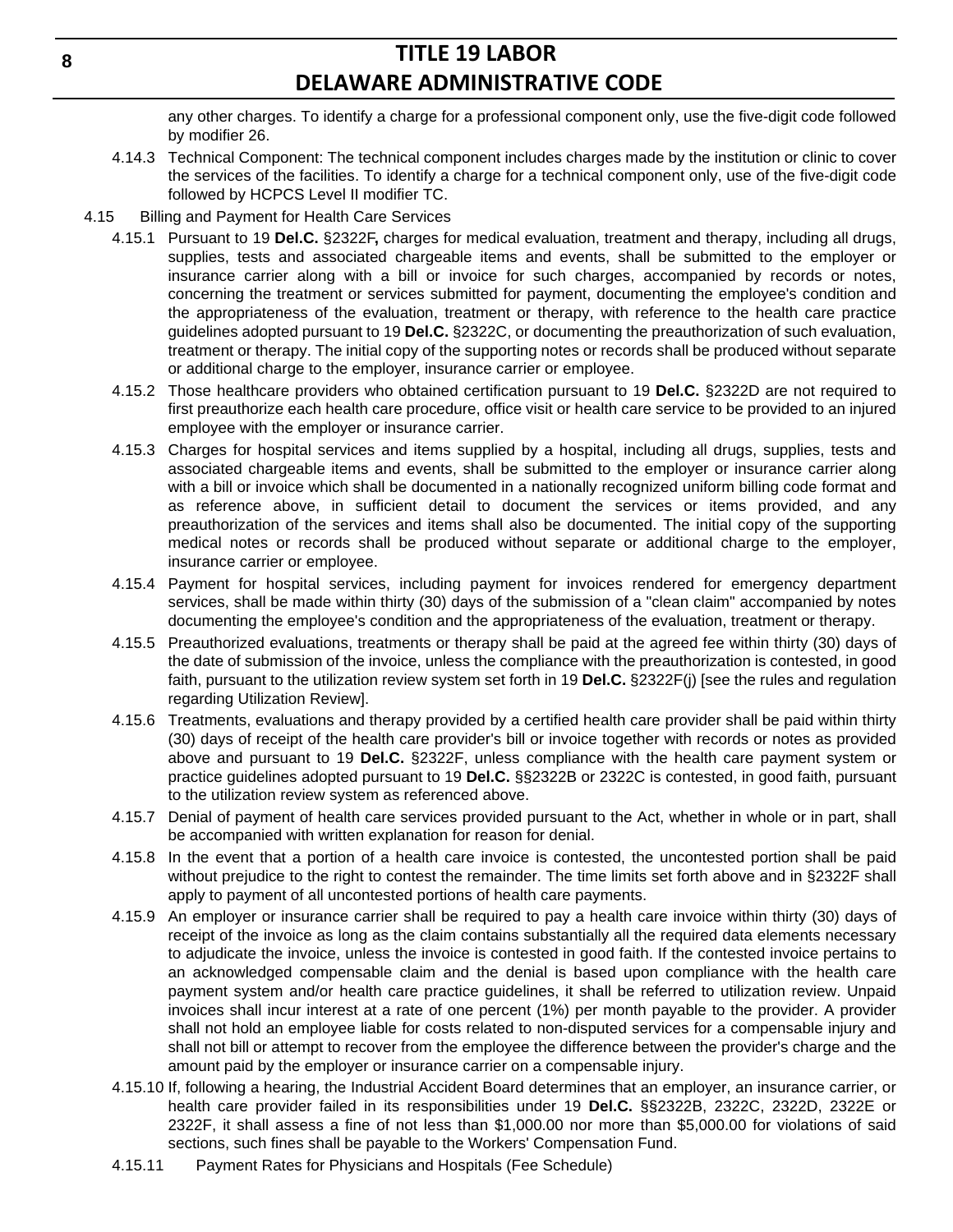any other charges. To identify a charge for a professional component only, use the five-digit code followed by modifier 26.

4.14.3 Technical Component: The technical component includes charges made by the institution or clinic to cover the services of the facilities. To identify a charge for a technical component only, use of the five-digit code followed by HCPCS Level II modifier TC.

4.15 Billing and Payment for Health Care Services

4.15.1 Pursuant to 19 **Del.C.** §2322F**,** charges for medical evaluation, treatment and therapy, including all drugs, supplies, tests and associated chargeable items and events, shall be submitted to the employer or insurance carrier along with a bill or invoice for such charges, accompanied by records or notes, concerning the treatment or services submitted for payment, documenting the employee's condition and the appropriateness of the evaluation, treatment or therapy, with reference to the health care practice guidelines adopted pursuant to 19 **Del.C.** §2322C, or documenting the preauthorization of such evaluation, treatment or therapy. The initial copy of the supporting notes or records shall be produced without separate or additional charge to the employer, insurance carrier or employee.

4.15.2 Those healthcare providers who obtained certification pursuant to 19 **Del.C.** §2322D are not required to first preauthorize each health care procedure, office visit or health care service to be provided to an injured employee with the employer or insurance carrier.

4.15.3 Charges for hospital services and items supplied by a hospital, including all drugs, supplies, tests and associated chargeable items and events, shall be submitted to the employer or insurance carrier along with a bill or invoice which shall be documented in a nationally recognized uniform billing code format and as reference above, in sufficient detail to document the services or items provided, and any preauthorization of the services and items shall also be documented. The initial copy of the supporting medical notes or records shall be produced without separate or additional charge to the employer, insurance carrier or employee.

4.15.4 Payment for hospital services, including payment for invoices rendered for emergency department services, shall be made within thirty (30) days of the submission of a "clean claim" accompanied by notes documenting the employee's condition and the appropriateness of the evaluation, treatment or therapy.

4.15.5 Preauthorized evaluations, treatments or therapy shall be paid at the agreed fee within thirty (30) days of the date of submission of the invoice, unless the compliance with the preauthorization is contested, in good faith, pursuant to the utilization review system set forth in 19 **Del.C.** §2322F(j) [see the rules and regulation regarding Utilization Review].

4.15.6 Treatments, evaluations and therapy provided by a certified health care provider shall be paid within thirty (30) days of receipt of the health care provider's bill or invoice together with records or notes as provided above and pursuant to 19 **Del.C.** §2322F, unless compliance with the health care payment system or practice guidelines adopted pursuant to 19 **Del.C.** §§2322B or 2322C is contested, in good faith, pursuant to the utilization review system as referenced above.

4.15.7 Denial of payment of health care services provided pursuant to the Act, whether in whole or in part, shall be accompanied with written explanation for reason for denial.

4.15.8 In the event that a portion of a health care invoice is contested, the uncontested portion shall be paid without prejudice to the right to contest the remainder. The time limits set forth above and in §2322F shall apply to payment of all uncontested portions of health care payments.

4.15.9 An employer or insurance carrier shall be required to pay a health care invoice within thirty (30) days of receipt of the invoice as long as the claim contains substantially all the required data elements necessary to adjudicate the invoice, unless the invoice is contested in good faith. If the contested invoice pertains to an acknowledged compensable claim and the denial is based upon compliance with the health care payment system and/or health care practice guidelines, it shall be referred to utilization review. Unpaid invoices shall incur interest at a rate of one percent (1%) per month payable to the provider. A provider shall not hold an employee liable for costs related to non-disputed services for a compensable injury and shall not bill or attempt to recover from the employee the difference between the provider's charge and the amount paid by the employer or insurance carrier on a compensable injury.

4.15.10 If, following a hearing, the Industrial Accident Board determines that an employer, an insurance carrier, or health care provider failed in its responsibilities under 19 **Del.C.** §§2322B, 2322C, 2322D, 2322E or 2322F, it shall assess a fine of not less than $1,000.00 nor more than $5,000.00 for violations of said sections, such fines shall be payable to the Workers' Compensation Fund.

4.15.11 Payment Rates for Physicians and Hospitals (Fee Schedule)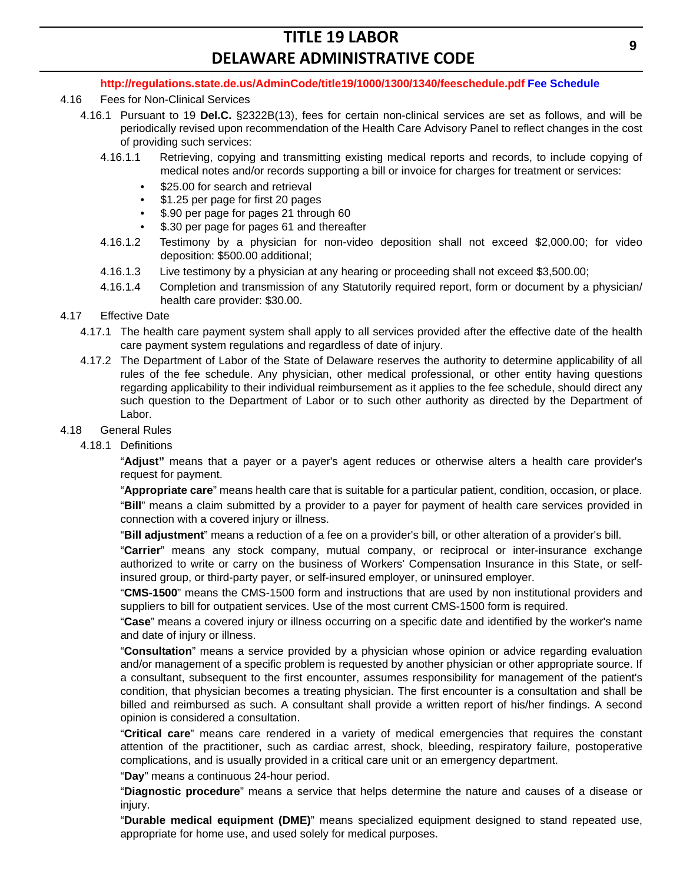**http://regulations.state.de.us/AdminCode/title19/1000/1300/1340/feeschedule.pdf Fee Schedule**

4.16 Fees for Non-Clinical Services

4.16.1 Pursuant to 19 **Del.C.** §2322B(13), fees for certain non-clinical services are set as follows, and will be periodically revised upon recommendation of the Health Care Advisory Panel to reflect changes in the cost of providing such services:

4.16.1.1 Retrieving, copying and transmitting existing medical reports and records, to include copying of medical notes and/or records supporting a bill or invoice for charges for treatment or services:

- $25.00 for search and retrieval
- $1.25 per page for first 20 pages
- $.90 per page for pages 21 through 60
- $.30 per page for pages 61 and thereafter

4.16.1.2 Testimony by a physician for non-video deposition shall not exceed $2,000.00; for video deposition: $500.00 additional;

4.16.1.3 Live testimony by a physician at any hearing or proceeding shall not exceed $3,500.00;

4.16.1.4 Completion and transmission of any Statutorily required report, form or document by a physician/health care provider: $30.00.

4.17 Effective Date

4.17.1 The health care payment system shall apply to all services provided after the effective date of the health care payment system regulations and regardless of date of injury.

4.17.2 The Department of Labor of the State of Delaware reserves the authority to determine applicability of all rules of the fee schedule. Any physician, other medical professional, or other entity having questions regarding applicability to their individual reimbursement as it applies to the fee schedule, should direct any such question to the Department of Labor or to such other authority as directed by the Department of Labor.

4.18 General Rules

4.18.1 Definitions

"**Adjust"** means that a payer or a payer's agent reduces or otherwise alters a health care provider's request for payment.

"**Appropriate care**" means health care that is suitable for a particular patient, condition, occasion, or place.

"**Bill**" means a claim submitted by a provider to a payer for payment of health care services provided in connection with a covered injury or illness.

"**Bill adjustment**" means a reduction of a fee on a provider's bill, or other alteration of a provider's bill.

"**Carrier**" means any stock company, mutual company, or reciprocal or inter-insurance exchange authorized to write or carry on the business of Workers' Compensation Insurance in this State, or self-insured group, or third-party payer, or self-insured employer, or uninsured employer.

"**CMS-1500**" means the CMS-1500 form and instructions that are used by non institutional providers and suppliers to bill for outpatient services. Use of the most current CMS-1500 form is required.

"**Case**" means a covered injury or illness occurring on a specific date and identified by the worker's name and date of injury or illness.

"**Consultation**" means a service provided by a physician whose opinion or advice regarding evaluation and/or management of a specific problem is requested by another physician or other appropriate source. If a consultant, subsequent to the first encounter, assumes responsibility for management of the patient's condition, that physician becomes a treating physician. The first encounter is a consultation and shall be billed and reimbursed as such. A consultant shall provide a written report of his/her findings. A second opinion is considered a consultation.

"**Critical care**" means care rendered in a variety of medical emergencies that requires the constant attention of the practitioner, such as cardiac arrest, shock, bleeding, respiratory failure, postoperative complications, and is usually provided in a critical care unit or an emergency department.

"**Day**" means a continuous 24-hour period.

"**Diagnostic procedure**" means a service that helps determine the nature and causes of a disease or injury.

"**Durable medical equipment (DME)**" means specialized equipment designed to stand repeated use, appropriate for home use, and used solely for medical purposes.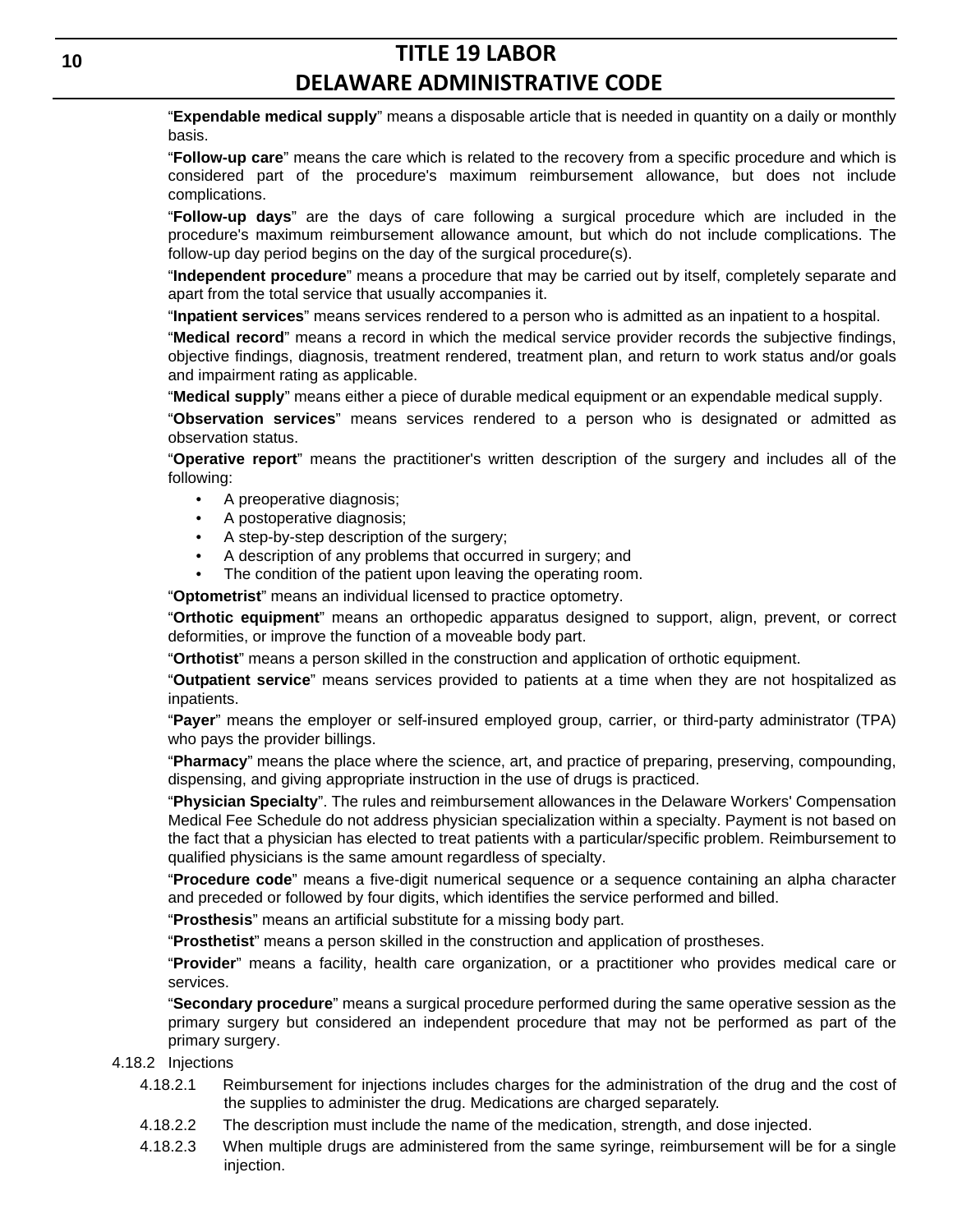"**Expendable medical supply**" means a disposable article that is needed in quantity on a daily or monthly basis.

"**Follow-up care**" means the care which is related to the recovery from a specific procedure and which is considered part of the procedure's maximum reimbursement allowance, but does not include complications.

"**Follow-up days**" are the days of care following a surgical procedure which are included in the procedure's maximum reimbursement allowance amount, but which do not include complications. The follow-up day period begins on the day of the surgical procedure(s).

"**Independent procedure**" means a procedure that may be carried out by itself, completely separate and apart from the total service that usually accompanies it.

"**Inpatient services**" means services rendered to a person who is admitted as an inpatient to a hospital.

"**Medical record**" means a record in which the medical service provider records the subjective findings, objective findings, diagnosis, treatment rendered, treatment plan, and return to work status and/or goals and impairment rating as applicable.

"**Medical supply**" means either a piece of durable medical equipment or an expendable medical supply.

"**Observation services**" means services rendered to a person who is designated or admitted as observation status.

"**Operative report**" means the practitioner's written description of the surgery and includes all of the following:

- A preoperative diagnosis;
- A postoperative diagnosis;
- A step-by-step description of the surgery;
- A description of any problems that occurred in surgery; and
- The condition of the patient upon leaving the operating room.

"**Optometrist**" means an individual licensed to practice optometry.

"**Orthotic equipment**" means an orthopedic apparatus designed to support, align, prevent, or correct deformities, or improve the function of a moveable body part.

"**Orthotist**" means a person skilled in the construction and application of orthotic equipment.

"**Outpatient service**" means services provided to patients at a time when they are not hospitalized as inpatients.

"**Payer**" means the employer or self-insured employed group, carrier, or third-party administrator (TPA) who pays the provider billings.

"**Pharmacy**" means the place where the science, art, and practice of preparing, preserving, compounding, dispensing, and giving appropriate instruction in the use of drugs is practiced.

"**Physician Specialty**". The rules and reimbursement allowances in the Delaware Workers' Compensation Medical Fee Schedule do not address physician specialization within a specialty. Payment is not based on the fact that a physician has elected to treat patients with a particular/specific problem. Reimbursement to qualified physicians is the same amount regardless of specialty.

"**Procedure code**" means a five-digit numerical sequence or a sequence containing an alpha character and preceded or followed by four digits, which identifies the service performed and billed.

"**Prosthesis**" means an artificial substitute for a missing body part.

"**Prosthetist**" means a person skilled in the construction and application of prostheses.

"**Provider**" means a facility, health care organization, or a practitioner who provides medical care or services.

"**Secondary procedure**" means a surgical procedure performed during the same operative session as the primary surgery but considered an independent procedure that may not be performed as part of the primary surgery.

4.18.2 Injections

4.18.2.1 Reimbursement for injections includes charges for the administration of the drug and the cost of the supplies to administer the drug. Medications are charged separately.

4.18.2.2 The description must include the name of the medication, strength, and dose injected.

4.18.2.3 When multiple drugs are administered from the same syringe, reimbursement will be for a single injection.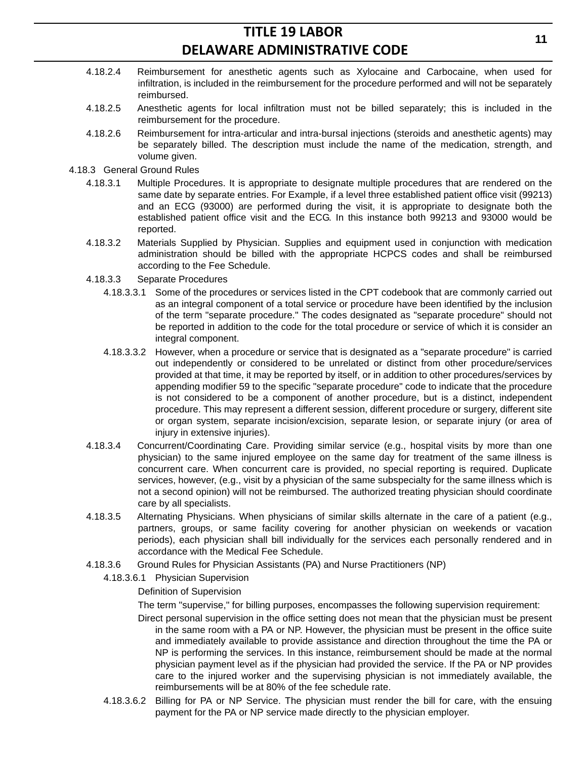4.18.2.4 Reimbursement for anesthetic agents such as Xylocaine and Carbocaine, when used for infiltration, is included in the reimbursement for the procedure performed and will not be separately reimbursed.

4.18.2.5 Anesthetic agents for local infiltration must not be billed separately; this is included in the reimbursement for the procedure.

4.18.2.6 Reimbursement for intra-articular and intra-bursal injections (steroids and anesthetic agents) may be separately billed. The description must include the name of the medication, strength, and volume given.

4.18.3 General Ground Rules

4.18.3.1 Multiple Procedures. It is appropriate to designate multiple procedures that are rendered on the same date by separate entries. For Example, if a level three established patient office visit (99213) and an ECG (93000) are performed during the visit, it is appropriate to designate both the established patient office visit and the ECG. In this instance both 99213 and 93000 would be reported.

4.18.3.2 Materials Supplied by Physician. Supplies and equipment used in conjunction with medication administration should be billed with the appropriate HCPCS codes and shall be reimbursed according to the Fee Schedule.

4.18.3.3 Separate Procedures

4.18.3.3.1 Some of the procedures or services listed in the CPT codebook that are commonly carried out as an integral component of a total service or procedure have been identified by the inclusion of the term "separate procedure." The codes designated as "separate procedure" should not be reported in addition to the code for the total procedure or service of which it is consider an integral component.

4.18.3.3.2 However, when a procedure or service that is designated as a "separate procedure" is carried out independently or considered to be unrelated or distinct from other procedure/services provided at that time, it may be reported by itself, or in addition to other procedures/services by appending modifier 59 to the specific "separate procedure" code to indicate that the procedure is not considered to be a component of another procedure, but is a distinct, independent procedure. This may represent a different session, different procedure or surgery, different site or organ system, separate incision/excision, separate lesion, or separate injury (or area of injury in extensive injuries).

4.18.3.4 Concurrent/Coordinating Care. Providing similar service (e.g., hospital visits by more than one physician) to the same injured employee on the same day for treatment of the same illness is concurrent care. When concurrent care is provided, no special reporting is required. Duplicate services, however, (e.g., visit by a physician of the same subspecialty for the same illness which is not a second opinion) will not be reimbursed. The authorized treating physician should coordinate care by all specialists.

4.18.3.5 Alternating Physicians. When physicians of similar skills alternate in the care of a patient (e.g., partners, groups, or same facility covering for another physician on weekends or vacation periods), each physician shall bill individually for the services each personally rendered and in accordance with the Medical Fee Schedule.

4.18.3.6 Ground Rules for Physician Assistants (PA) and Nurse Practitioners (NP)

4.18.3.6.1 Physician Supervision

Definition of Supervision

The term "supervise," for billing purposes, encompasses the following supervision requirement:

Direct personal supervision in the office setting does not mean that the physician must be present in the same room with a PA or NP. However, the physician must be present in the office suite and immediately available to provide assistance and direction throughout the time the PA or NP is performing the services. In this instance, reimbursement should be made at the normal physician payment level as if the physician had provided the service. If the PA or NP provides care to the injured worker and the supervising physician is not immediately available, the reimbursements will be at 80% of the fee schedule rate.

4.18.3.6.2 Billing for PA or NP Service. The physician must render the bill for care, with the ensuing payment for the PA or NP service made directly to the physician employer.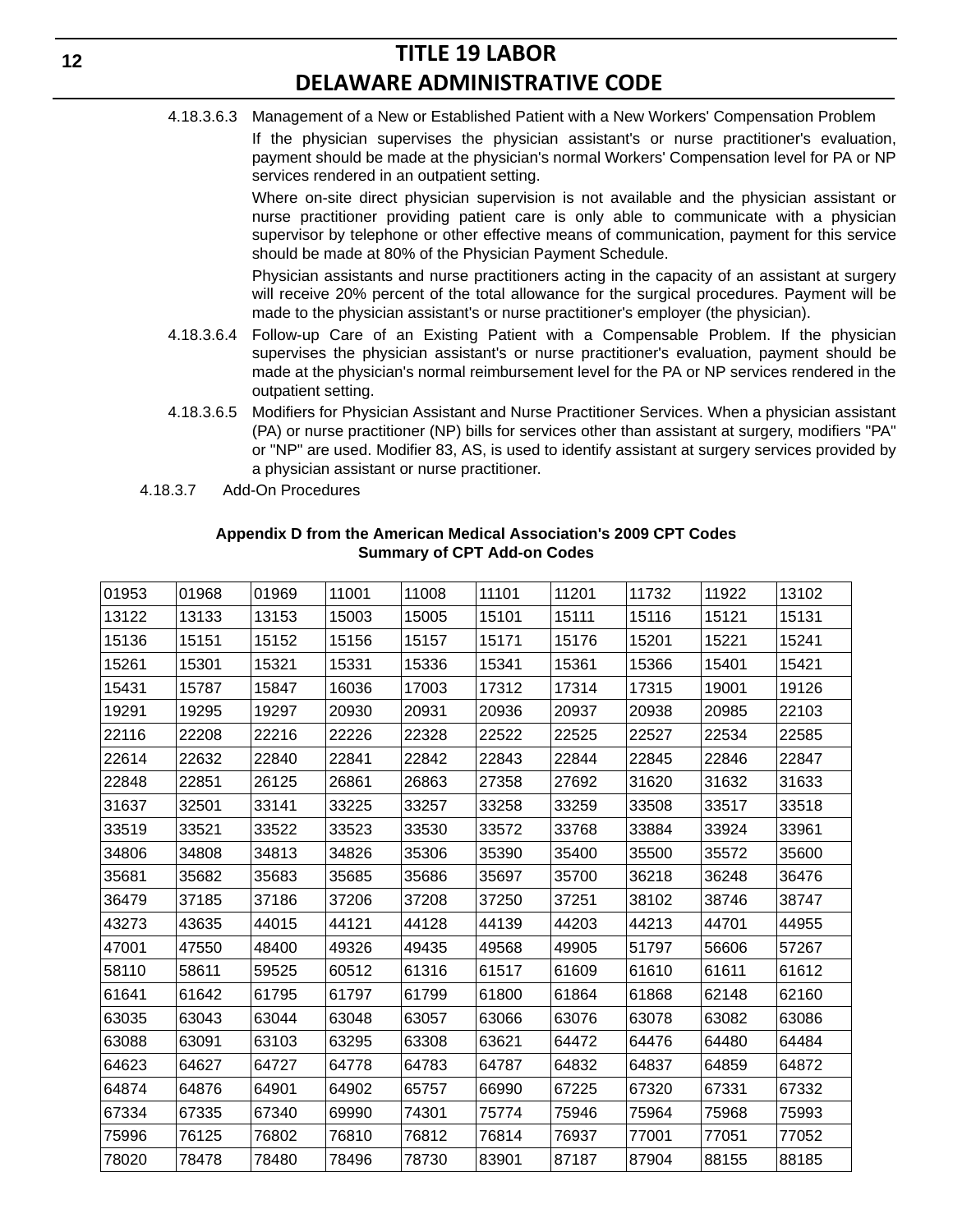4.18.3.6.3 Management of a New or Established Patient with a New Workers' Compensation Problem

If the physician supervises the physician assistant's or nurse practitioner's evaluation, payment should be made at the physician's normal Workers' Compensation level for PA or NP services rendered in an outpatient setting.

Where on-site direct physician supervision is not available and the physician assistant or nurse practitioner providing patient care is only able to communicate with a physician supervisor by telephone or other effective means of communication, payment for this service should be made at 80% of the Physician Payment Schedule.

Physician assistants and nurse practitioners acting in the capacity of an assistant at surgery will receive 20% percent of the total allowance for the surgical procedures. Payment will be made to the physician assistant's or nurse practitioner's employer (the physician).

4.18.3.6.4 Follow-up Care of an Existing Patient with a Compensable Problem. If the physician supervises the physician assistant's or nurse practitioner's evaluation, payment should be made at the physician's normal reimbursement level for the PA or NP services rendered in the outpatient setting.

4.18.3.6.5 Modifiers for Physician Assistant and Nurse Practitioner Services. When a physician assistant (PA) or nurse practitioner (NP) bills for services other than assistant at surgery, modifiers "PA" or "NP" are used. Modifier 83, AS, is used to identify assistant at surgery services provided by a physician assistant or nurse practitioner.

4.18.3.7 Add-On Procedures

**Appendix D from the American Medical Association's 2009 CPT Codes**
**Summary of CPT Add-on Codes**

| | | | | | | | | | |
|---|---|---|---|---|---|---|---|---|---|
| 01953 | 01968 | 01969 | 11001 | 11008 | 11101 | 11201 | 11732 | 11922 | 13102 |
| 13122 | 13133 | 13153 | 15003 | 15005 | 15101 | 15111 | 15116 | 15121 | 15131 |
| 15136 | 15151 | 15152 | 15156 | 15157 | 15171 | 15176 | 15201 | 15221 | 15241 |
| 15261 | 15301 | 15321 | 15331 | 15336 | 15341 | 15361 | 15366 | 15401 | 15421 |
| 15431 | 15787 | 15847 | 16036 | 17003 | 17312 | 17314 | 17315 | 19001 | 19126 |
| 19291 | 19295 | 19297 | 20930 | 20931 | 20936 | 20937 | 20938 | 20985 | 22103 |
| 22116 | 22208 | 22216 | 22226 | 22328 | 22522 | 22525 | 22527 | 22534 | 22585 |
| 22614 | 22632 | 22840 | 22841 | 22842 | 22843 | 22844 | 22845 | 22846 | 22847 |
| 22848 | 22851 | 26125 | 26861 | 26863 | 27358 | 27692 | 31620 | 31632 | 31633 |
| 31637 | 32501 | 33141 | 33225 | 33257 | 33258 | 33259 | 33508 | 33517 | 33518 |
| 33519 | 33521 | 33522 | 33523 | 33530 | 33572 | 33768 | 33884 | 33924 | 33961 |
| 34806 | 34808 | 34813 | 34826 | 35306 | 35390 | 35400 | 35500 | 35572 | 35600 |
| 35681 | 35682 | 35683 | 35685 | 35686 | 35697 | 35700 | 36218 | 36248 | 36476 |
| 36479 | 37185 | 37186 | 37206 | 37208 | 37250 | 37251 | 38102 | 38746 | 38747 |
| 43273 | 43635 | 44015 | 44121 | 44128 | 44139 | 44203 | 44213 | 44701 | 44955 |
| 47001 | 47550 | 48400 | 49326 | 49435 | 49568 | 49905 | 51797 | 56606 | 57267 |
| 58110 | 58611 | 59525 | 60512 | 61316 | 61517 | 61609 | 61610 | 61611 | 61612 |
| 61641 | 61642 | 61795 | 61797 | 61799 | 61800 | 61864 | 61868 | 62148 | 62160 |
| 63035 | 63043 | 63044 | 63048 | 63057 | 63066 | 63076 | 63078 | 63082 | 63086 |
| 63088 | 63091 | 63103 | 63295 | 63308 | 63621 | 64472 | 64476 | 64480 | 64484 |
| 64623 | 64627 | 64727 | 64778 | 64783 | 64787 | 64832 | 64837 | 64859 | 64872 |
| 64874 | 64876 | 64901 | 64902 | 65757 | 66990 | 67225 | 67320 | 67331 | 67332 |
| 67334 | 67335 | 67340 | 69990 | 74301 | 75774 | 75946 | 75964 | 75968 | 75993 |
| 75996 | 76125 | 76802 | 76810 | 76812 | 76814 | 76937 | 77001 | 77051 | 77052 |
| 78020 | 78478 | 78480 | 78496 | 78730 | 83901 | 87187 | 87904 | 88155 | 88185 |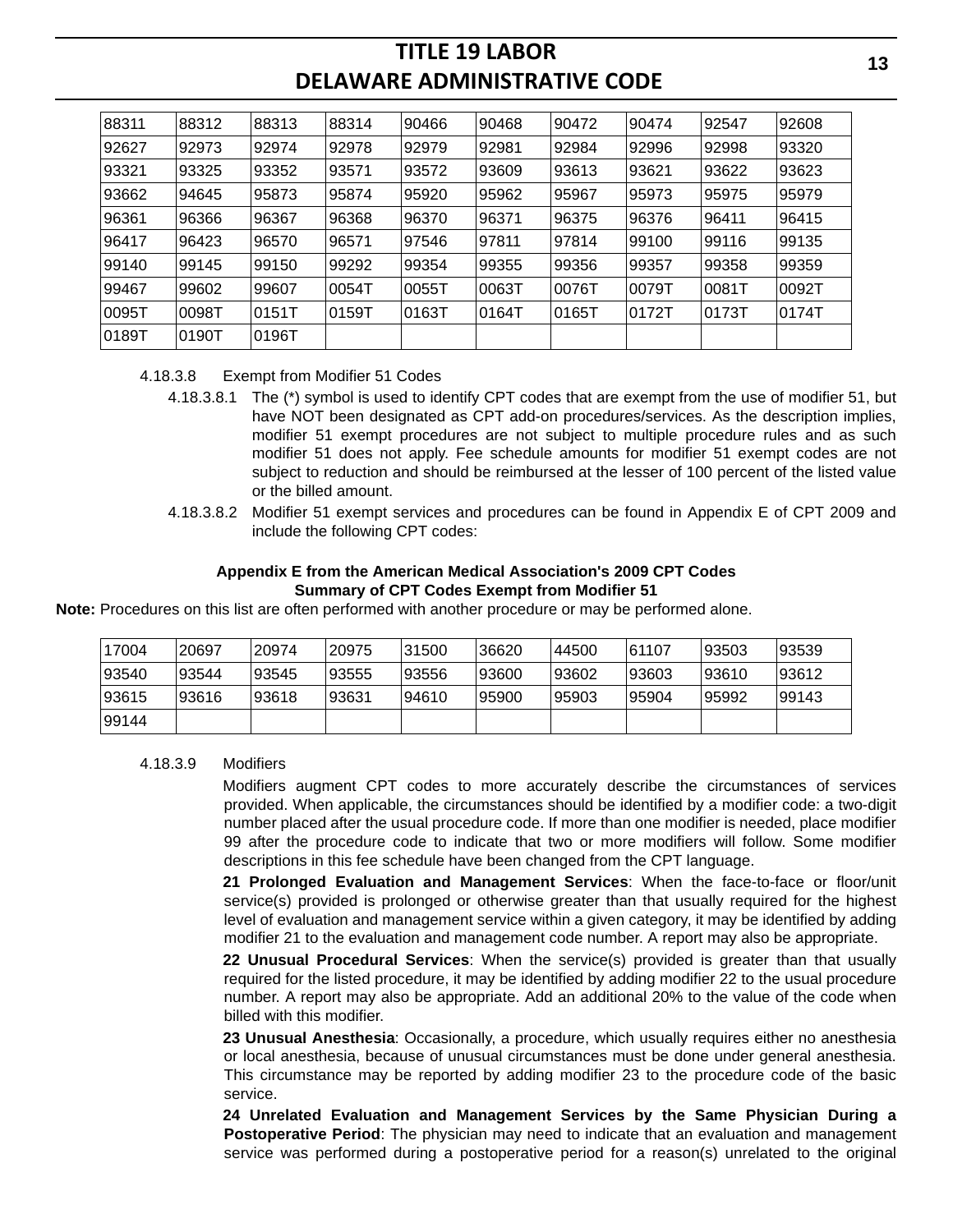| 88311 | 88312 | 88313 | 88314 | 90466 | 90468 | 90472 | 90474 | 92547 | 92608 |
|---|---|---|---|---|---|---|---|---|---|
| 92627 | 92973 | 92974 | 92978 | 92979 | 92981 | 92984 | 92996 | 92998 | 93320 |
| 93321 | 93325 | 93352 | 93571 | 93572 | 93609 | 93613 | 93621 | 93622 | 93623 |
| 93662 | 94645 | 95873 | 95874 | 95920 | 95962 | 95967 | 95973 | 95975 | 95979 |
| 96361 | 96366 | 96367 | 96368 | 96370 | 96371 | 96375 | 96376 | 96411 | 96415 |
| 96417 | 96423 | 96570 | 96571 | 97546 | 97811 | 97814 | 99100 | 99116 | 99135 |
| 99140 | 99145 | 99150 | 99292 | 99354 | 99355 | 99356 | 99357 | 99358 | 99359 |
| 99467 | 99602 | 99607 | 0054T | 0055T | 0063T | 0076T | 0079T | 0081T | 0092T |
| 0095T | 0098T | 0151T | 0159T | 0163T | 0164T | 0165T | 0172T | 0173T | 0174T |
| 0189T | 0190T | 0196T | | | | | | | |

4.18.3.8 Exempt from Modifier 51 Codes

4.18.3.8.1 The (*) symbol is used to identify CPT codes that are exempt from the use of modifier 51, but have NOT been designated as CPT add-on procedures/services. As the description implies, modifier 51 exempt procedures are not subject to multiple procedure rules and as such modifier 51 does not apply. Fee schedule amounts for modifier 51 exempt codes are not subject to reduction and should be reimbursed at the lesser of 100 percent of the listed value or the billed amount.

4.18.3.8.2 Modifier 51 exempt services and procedures can be found in Appendix E of CPT 2009 and include the following CPT codes:

**Appendix E from the American Medical Association's 2009 CPT Codes**
**Summary of CPT Codes Exempt from Modifier 51**

**Note:** Procedures on this list are often performed with another procedure or may be performed alone.

| 17004 | 20697 | 20974 | 20975 | 31500 | 36620 | 44500 | 61107 | 93503 | 93539 |
|---|---|---|---|---|---|---|---|---|---|
| 93540 | 93544 | 93545 | 93555 | 93556 | 93600 | 93602 | 93603 | 93610 | 93612 |
| 93615 | 93616 | 93618 | 93631 | 94610 | 95900 | 95903 | 95904 | 95992 | 99143 |
| 99144 | | | | | | | | | |

4.18.3.9 Modifiers

Modifiers augment CPT codes to more accurately describe the circumstances of services provided. When applicable, the circumstances should be identified by a modifier code: a two-digit number placed after the usual procedure code. If more than one modifier is needed, place modifier 99 after the procedure code to indicate that two or more modifiers will follow. Some modifier descriptions in this fee schedule have been changed from the CPT language.

**21 Prolonged Evaluation and Management Services**: When the face-to-face or floor/unit service(s) provided is prolonged or otherwise greater than that usually required for the highest level of evaluation and management service within a given category, it may be identified by adding modifier 21 to the evaluation and management code number. A report may also be appropriate.

**22 Unusual Procedural Services**: When the service(s) provided is greater than that usually required for the listed procedure, it may be identified by adding modifier 22 to the usual procedure number. A report may also be appropriate. Add an additional 20% to the value of the code when billed with this modifier.

**23 Unusual Anesthesia**: Occasionally, a procedure, which usually requires either no anesthesia or local anesthesia, because of unusual circumstances must be done under general anesthesia. This circumstance may be reported by adding modifier 23 to the procedure code of the basic service.

**24 Unrelated Evaluation and Management Services by the Same Physician During a Postoperative Period**: The physician may need to indicate that an evaluation and management service was performed during a postoperative period for a reason(s) unrelated to the original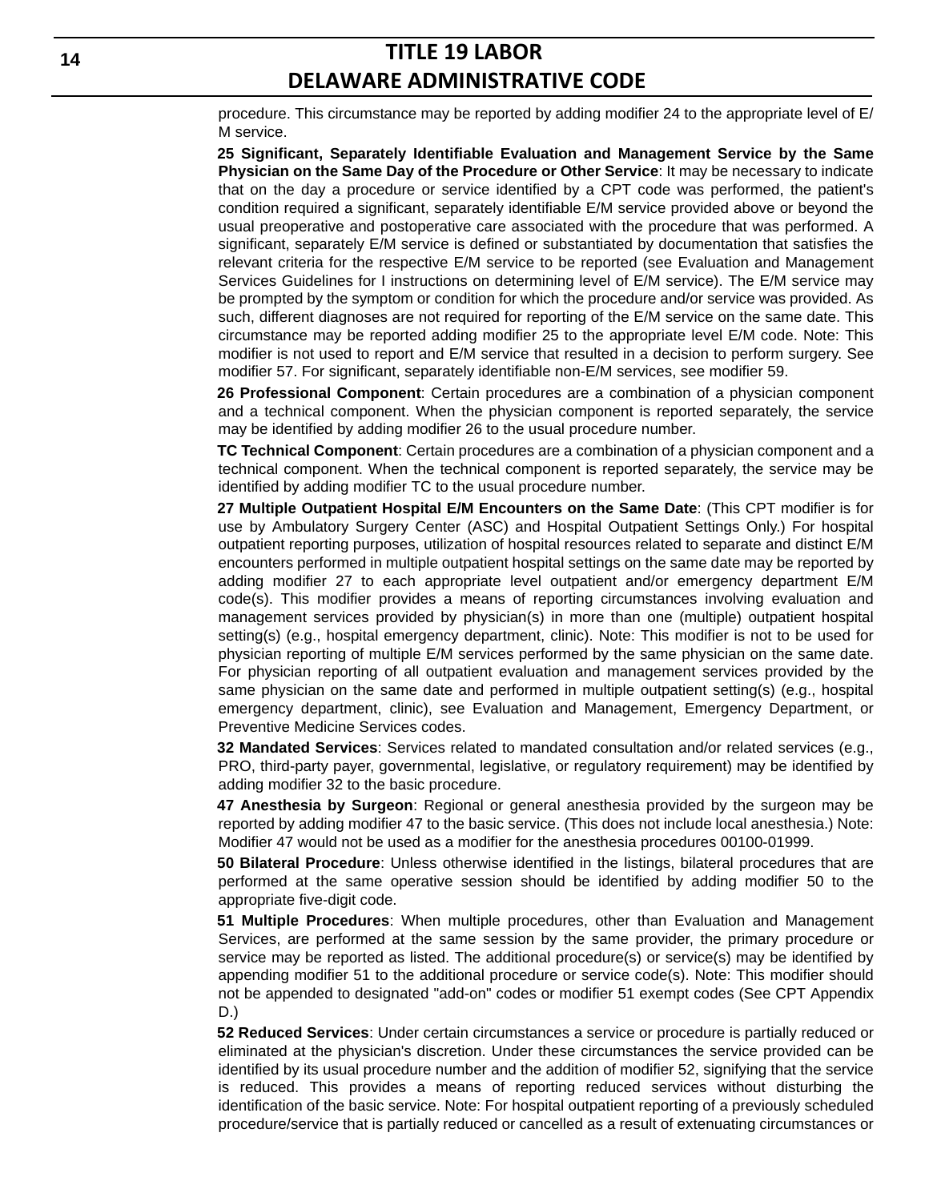procedure. This circumstance may be reported by adding modifier 24 to the appropriate level of E/M service.

**25 Significant, Separately Identifiable Evaluation and Management Service by the Same Physician on the Same Day of the Procedure or Other Service**: It may be necessary to indicate that on the day a procedure or service identified by a CPT code was performed, the patient's condition required a significant, separately identifiable E/M service provided above or beyond the usual preoperative and postoperative care associated with the procedure that was performed. A significant, separately E/M service is defined or substantiated by documentation that satisfies the relevant criteria for the respective E/M service to be reported (see Evaluation and Management Services Guidelines for I instructions on determining level of E/M service). The E/M service may be prompted by the symptom or condition for which the procedure and/or service was provided. As such, different diagnoses are not required for reporting of the E/M service on the same date. This circumstance may be reported adding modifier 25 to the appropriate level E/M code. Note: This modifier is not used to report and E/M service that resulted in a decision to perform surgery. See modifier 57. For significant, separately identifiable non-E/M services, see modifier 59.

**26 Professional Component**: Certain procedures are a combination of a physician component and a technical component. When the physician component is reported separately, the service may be identified by adding modifier 26 to the usual procedure number.

**TC Technical Component**: Certain procedures are a combination of a physician component and a technical component. When the technical component is reported separately, the service may be identified by adding modifier TC to the usual procedure number.

**27 Multiple Outpatient Hospital E/M Encounters on the Same Date**: (This CPT modifier is for use by Ambulatory Surgery Center (ASC) and Hospital Outpatient Settings Only.) For hospital outpatient reporting purposes, utilization of hospital resources related to separate and distinct E/M encounters performed in multiple outpatient hospital settings on the same date may be reported by adding modifier 27 to each appropriate level outpatient and/or emergency department E/M code(s). This modifier provides a means of reporting circumstances involving evaluation and management services provided by physician(s) in more than one (multiple) outpatient hospital setting(s) (e.g., hospital emergency department, clinic). Note: This modifier is not to be used for physician reporting of multiple E/M services performed by the same physician on the same date. For physician reporting of all outpatient evaluation and management services provided by the same physician on the same date and performed in multiple outpatient setting(s) (e.g., hospital emergency department, clinic), see Evaluation and Management, Emergency Department, or Preventive Medicine Services codes.

**32 Mandated Services**: Services related to mandated consultation and/or related services (e.g., PRO, third-party payer, governmental, legislative, or regulatory requirement) may be identified by adding modifier 32 to the basic procedure.

**47 Anesthesia by Surgeon**: Regional or general anesthesia provided by the surgeon may be reported by adding modifier 47 to the basic service. (This does not include local anesthesia.) Note: Modifier 47 would not be used as a modifier for the anesthesia procedures 00100-01999.

**50 Bilateral Procedure**: Unless otherwise identified in the listings, bilateral procedures that are performed at the same operative session should be identified by adding modifier 50 to the appropriate five-digit code.

**51 Multiple Procedures**: When multiple procedures, other than Evaluation and Management Services, are performed at the same session by the same provider, the primary procedure or service may be reported as listed. The additional procedure(s) or service(s) may be identified by appending modifier 51 to the additional procedure or service code(s). Note: This modifier should not be appended to designated "add-on" codes or modifier 51 exempt codes (See CPT Appendix D.)

**52 Reduced Services**: Under certain circumstances a service or procedure is partially reduced or eliminated at the physician's discretion. Under these circumstances the service provided can be identified by its usual procedure number and the addition of modifier 52, signifying that the service is reduced. This provides a means of reporting reduced services without disturbing the identification of the basic service. Note: For hospital outpatient reporting of a previously scheduled procedure/service that is partially reduced or cancelled as a result of extenuating circumstances or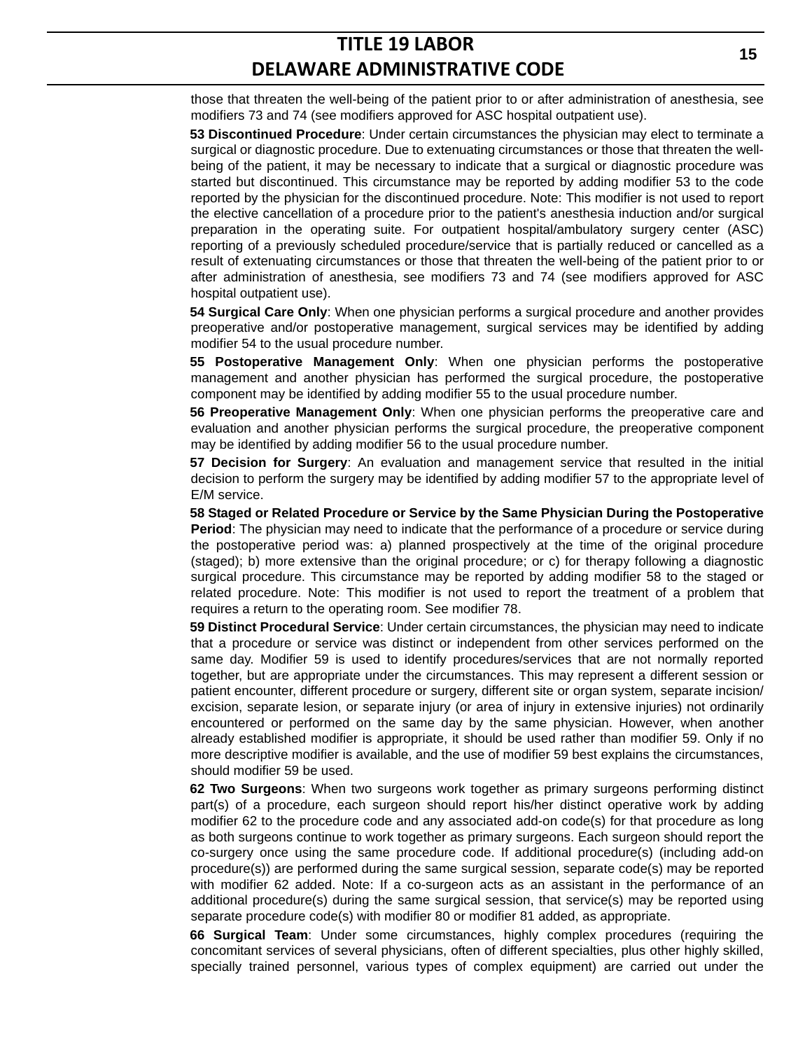those that threaten the well-being of the patient prior to or after administration of anesthesia, see modifiers 73 and 74 (see modifiers approved for ASC hospital outpatient use).

**53 Discontinued Procedure**: Under certain circumstances the physician may elect to terminate a surgical or diagnostic procedure. Due to extenuating circumstances or those that threaten the well-being of the patient, it may be necessary to indicate that a surgical or diagnostic procedure was started but discontinued. This circumstance may be reported by adding modifier 53 to the code reported by the physician for the discontinued procedure. Note: This modifier is not used to report the elective cancellation of a procedure prior to the patient's anesthesia induction and/or surgical preparation in the operating suite. For outpatient hospital/ambulatory surgery center (ASC) reporting of a previously scheduled procedure/service that is partially reduced or cancelled as a result of extenuating circumstances or those that threaten the well-being of the patient prior to or after administration of anesthesia, see modifiers 73 and 74 (see modifiers approved for ASC hospital outpatient use).

**54 Surgical Care Only**: When one physician performs a surgical procedure and another provides preoperative and/or postoperative management, surgical services may be identified by adding modifier 54 to the usual procedure number.

**55 Postoperative Management Only**: When one physician performs the postoperative management and another physician has performed the surgical procedure, the postoperative component may be identified by adding modifier 55 to the usual procedure number.

**56 Preoperative Management Only**: When one physician performs the preoperative care and evaluation and another physician performs the surgical procedure, the preoperative component may be identified by adding modifier 56 to the usual procedure number.

**57 Decision for Surgery**: An evaluation and management service that resulted in the initial decision to perform the surgery may be identified by adding modifier 57 to the appropriate level of E/M service.

**58 Staged or Related Procedure or Service by the Same Physician During the Postoperative Period**: The physician may need to indicate that the performance of a procedure or service during the postoperative period was: a) planned prospectively at the time of the original procedure (staged); b) more extensive than the original procedure; or c) for therapy following a diagnostic surgical procedure. This circumstance may be reported by adding modifier 58 to the staged or related procedure. Note: This modifier is not used to report the treatment of a problem that requires a return to the operating room. See modifier 78.

**59 Distinct Procedural Service**: Under certain circumstances, the physician may need to indicate that a procedure or service was distinct or independent from other services performed on the same day. Modifier 59 is used to identify procedures/services that are not normally reported together, but are appropriate under the circumstances. This may represent a different session or patient encounter, different procedure or surgery, different site or organ system, separate incision/ excision, separate lesion, or separate injury (or area of injury in extensive injuries) not ordinarily encountered or performed on the same day by the same physician. However, when another already established modifier is appropriate, it should be used rather than modifier 59. Only if no more descriptive modifier is available, and the use of modifier 59 best explains the circumstances, should modifier 59 be used.

**62 Two Surgeons**: When two surgeons work together as primary surgeons performing distinct part(s) of a procedure, each surgeon should report his/her distinct operative work by adding modifier 62 to the procedure code and any associated add-on code(s) for that procedure as long as both surgeons continue to work together as primary surgeons. Each surgeon should report the co-surgery once using the same procedure code. If additional procedure(s) (including add-on procedure(s)) are performed during the same surgical session, separate code(s) may be reported with modifier 62 added. Note: If a co-surgeon acts as an assistant in the performance of an additional procedure(s) during the same surgical session, that service(s) may be reported using separate procedure code(s) with modifier 80 or modifier 81 added, as appropriate.

**66 Surgical Team**: Under some circumstances, highly complex procedures (requiring the concomitant services of several physicians, often of different specialties, plus other highly skilled, specially trained personnel, various types of complex equipment) are carried out under the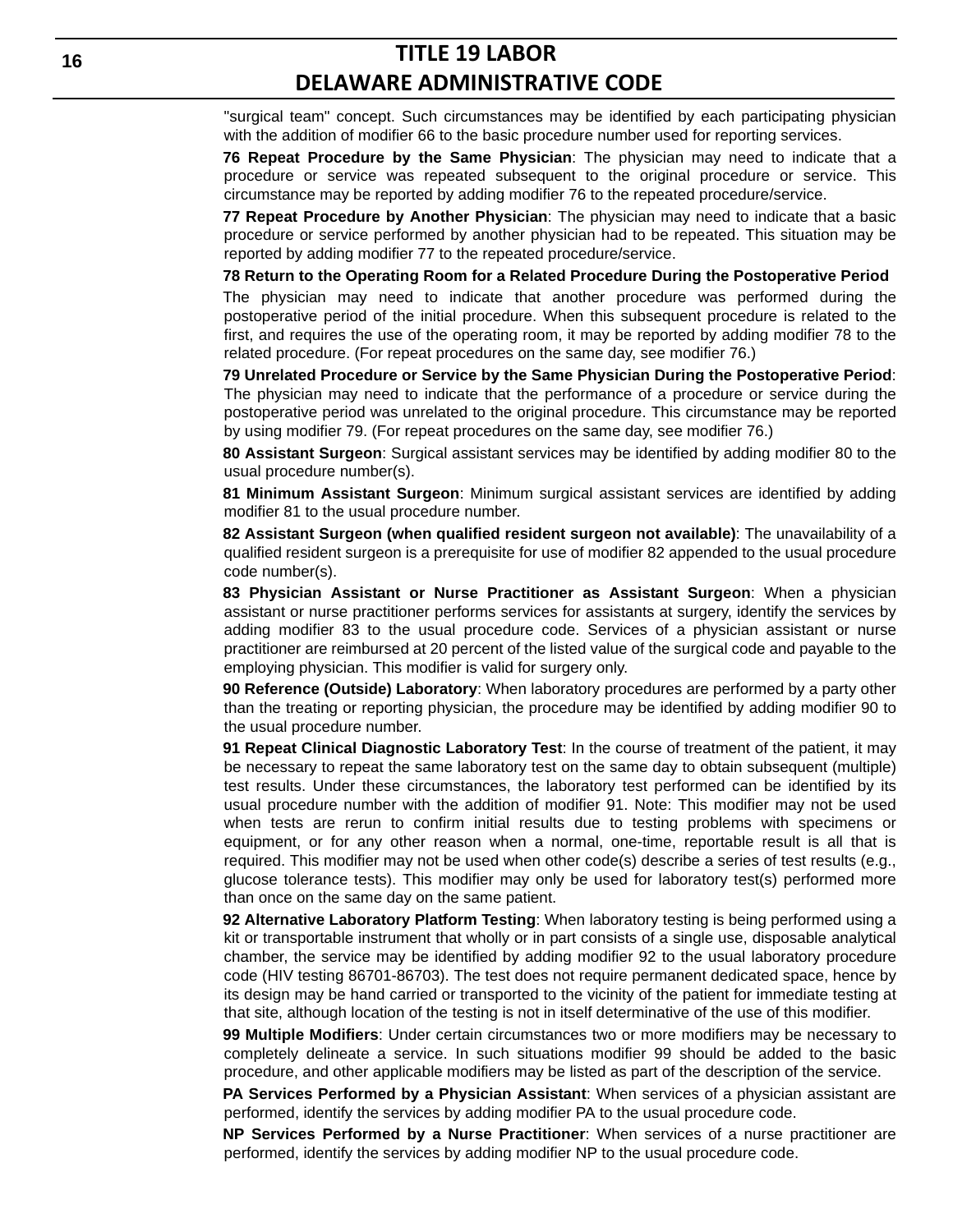"surgical team" concept. Such circumstances may be identified by each participating physician with the addition of modifier 66 to the basic procedure number used for reporting services.

**76 Repeat Procedure by the Same Physician**: The physician may need to indicate that a procedure or service was repeated subsequent to the original procedure or service. This circumstance may be reported by adding modifier 76 to the repeated procedure/service.

**77 Repeat Procedure by Another Physician**: The physician may need to indicate that a basic procedure or service performed by another physician had to be repeated. This situation may be reported by adding modifier 77 to the repeated procedure/service.

**78 Return to the Operating Room for a Related Procedure During the Postoperative Period**

The physician may need to indicate that another procedure was performed during the postoperative period of the initial procedure. When this subsequent procedure is related to the first, and requires the use of the operating room, it may be reported by adding modifier 78 to the related procedure. (For repeat procedures on the same day, see modifier 76.)

**79 Unrelated Procedure or Service by the Same Physician During the Postoperative Period**: The physician may need to indicate that the performance of a procedure or service during the postoperative period was unrelated to the original procedure. This circumstance may be reported by using modifier 79. (For repeat procedures on the same day, see modifier 76.)

**80 Assistant Surgeon**: Surgical assistant services may be identified by adding modifier 80 to the usual procedure number(s).

**81 Minimum Assistant Surgeon**: Minimum surgical assistant services are identified by adding modifier 81 to the usual procedure number.

**82 Assistant Surgeon (when qualified resident surgeon not available)**: The unavailability of a qualified resident surgeon is a prerequisite for use of modifier 82 appended to the usual procedure code number(s).

**83 Physician Assistant or Nurse Practitioner as Assistant Surgeon**: When a physician assistant or nurse practitioner performs services for assistants at surgery, identify the services by adding modifier 83 to the usual procedure code. Services of a physician assistant or nurse practitioner are reimbursed at 20 percent of the listed value of the surgical code and payable to the employing physician. This modifier is valid for surgery only.

**90 Reference (Outside) Laboratory**: When laboratory procedures are performed by a party other than the treating or reporting physician, the procedure may be identified by adding modifier 90 to the usual procedure number.

**91 Repeat Clinical Diagnostic Laboratory Test**: In the course of treatment of the patient, it may be necessary to repeat the same laboratory test on the same day to obtain subsequent (multiple) test results. Under these circumstances, the laboratory test performed can be identified by its usual procedure number with the addition of modifier 91. Note: This modifier may not be used when tests are rerun to confirm initial results due to testing problems with specimens or equipment, or for any other reason when a normal, one-time, reportable result is all that is required. This modifier may not be used when other code(s) describe a series of test results (e.g., glucose tolerance tests). This modifier may only be used for laboratory test(s) performed more than once on the same day on the same patient.

**92 Alternative Laboratory Platform Testing**: When laboratory testing is being performed using a kit or transportable instrument that wholly or in part consists of a single use, disposable analytical chamber, the service may be identified by adding modifier 92 to the usual laboratory procedure code (HIV testing 86701-86703). The test does not require permanent dedicated space, hence by its design may be hand carried or transported to the vicinity of the patient for immediate testing at that site, although location of the testing is not in itself determinative of the use of this modifier.

**99 Multiple Modifiers**: Under certain circumstances two or more modifiers may be necessary to completely delineate a service. In such situations modifier 99 should be added to the basic procedure, and other applicable modifiers may be listed as part of the description of the service.

**PA Services Performed by a Physician Assistant**: When services of a physician assistant are performed, identify the services by adding modifier PA to the usual procedure code.

**NP Services Performed by a Nurse Practitioner**: When services of a nurse practitioner are performed, identify the services by adding modifier NP to the usual procedure code.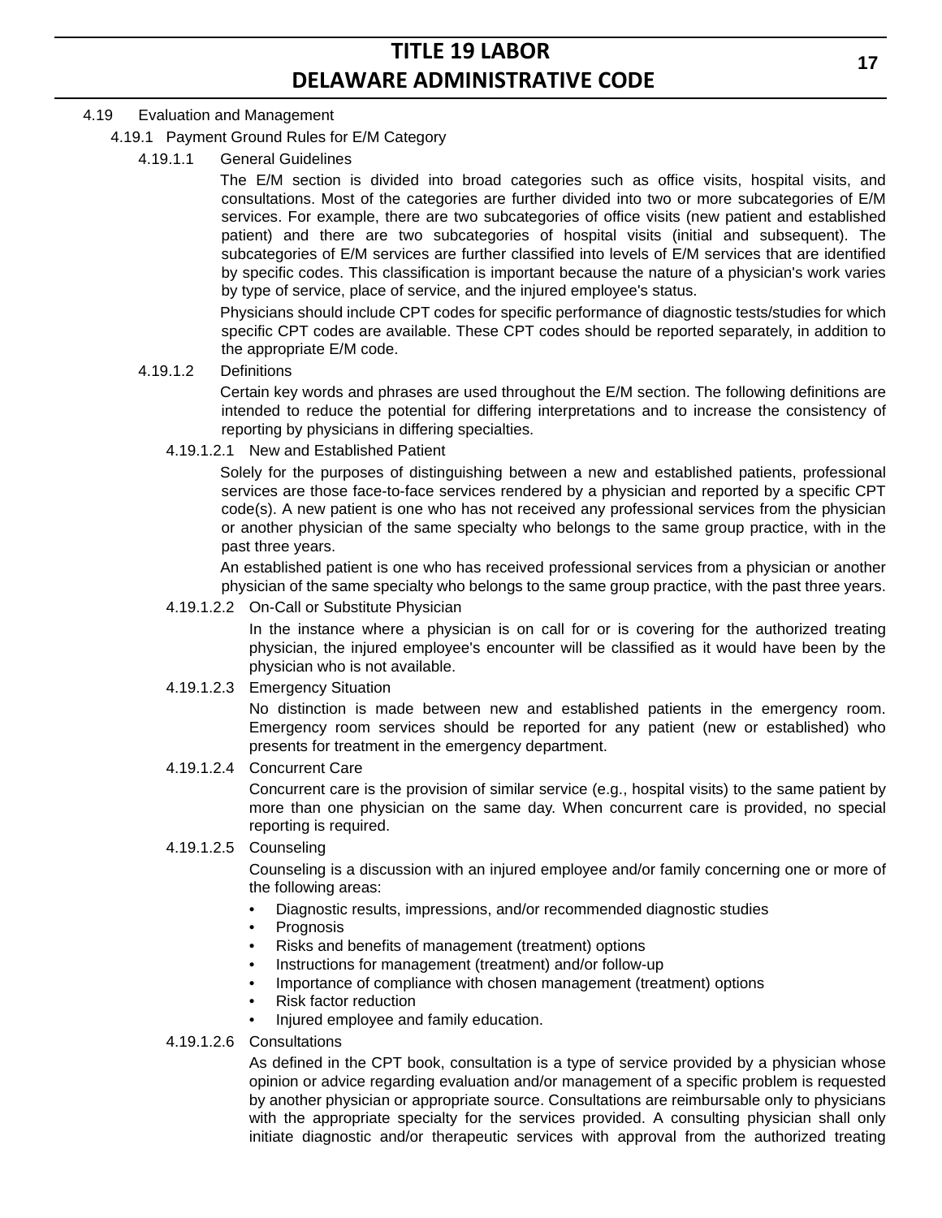4.19 Evaluation and Management

4.19.1 Payment Ground Rules for E/M Category

4.19.1.1 General Guidelines

The E/M section is divided into broad categories such as office visits, hospital visits, and consultations. Most of the categories are further divided into two or more subcategories of E/M services. For example, there are two subcategories of office visits (new patient and established patient) and there are two subcategories of hospital visits (initial and subsequent). The subcategories of E/M services are further classified into levels of E/M services that are identified by specific codes. This classification is important because the nature of a physician's work varies by type of service, place of service, and the injured employee's status.

Physicians should include CPT codes for specific performance of diagnostic tests/studies for which specific CPT codes are available. These CPT codes should be reported separately, in addition to the appropriate E/M code.

4.19.1.2 Definitions

Certain key words and phrases are used throughout the E/M section. The following definitions are intended to reduce the potential for differing interpretations and to increase the consistency of reporting by physicians in differing specialties.

4.19.1.2.1 New and Established Patient

Solely for the purposes of distinguishing between a new and established patients, professional services are those face-to-face services rendered by a physician and reported by a specific CPT code(s). A new patient is one who has not received any professional services from the physician or another physician of the same specialty who belongs to the same group practice, with in the past three years.

An established patient is one who has received professional services from a physician or another physician of the same specialty who belongs to the same group practice, with the past three years.

4.19.1.2.2 On-Call or Substitute Physician

In the instance where a physician is on call for or is covering for the authorized treating physician, the injured employee's encounter will be classified as it would have been by the physician who is not available.

4.19.1.2.3 Emergency Situation

No distinction is made between new and established patients in the emergency room. Emergency room services should be reported for any patient (new or established) who presents for treatment in the emergency department.

4.19.1.2.4 Concurrent Care

Concurrent care is the provision of similar service (e.g., hospital visits) to the same patient by more than one physician on the same day. When concurrent care is provided, no special reporting is required.

4.19.1.2.5 Counseling

Counseling is a discussion with an injured employee and/or family concerning one or more of the following areas:

- Diagnostic results, impressions, and/or recommended diagnostic studies
- Prognosis
- Risks and benefits of management (treatment) options
- Instructions for management (treatment) and/or follow-up
- Importance of compliance with chosen management (treatment) options
- Risk factor reduction
- Injured employee and family education.

4.19.1.2.6 Consultations

As defined in the CPT book, consultation is a type of service provided by a physician whose opinion or advice regarding evaluation and/or management of a specific problem is requested by another physician or appropriate source. Consultations are reimbursable only to physicians with the appropriate specialty for the services provided. A consulting physician shall only initiate diagnostic and/or therapeutic services with approval from the authorized treating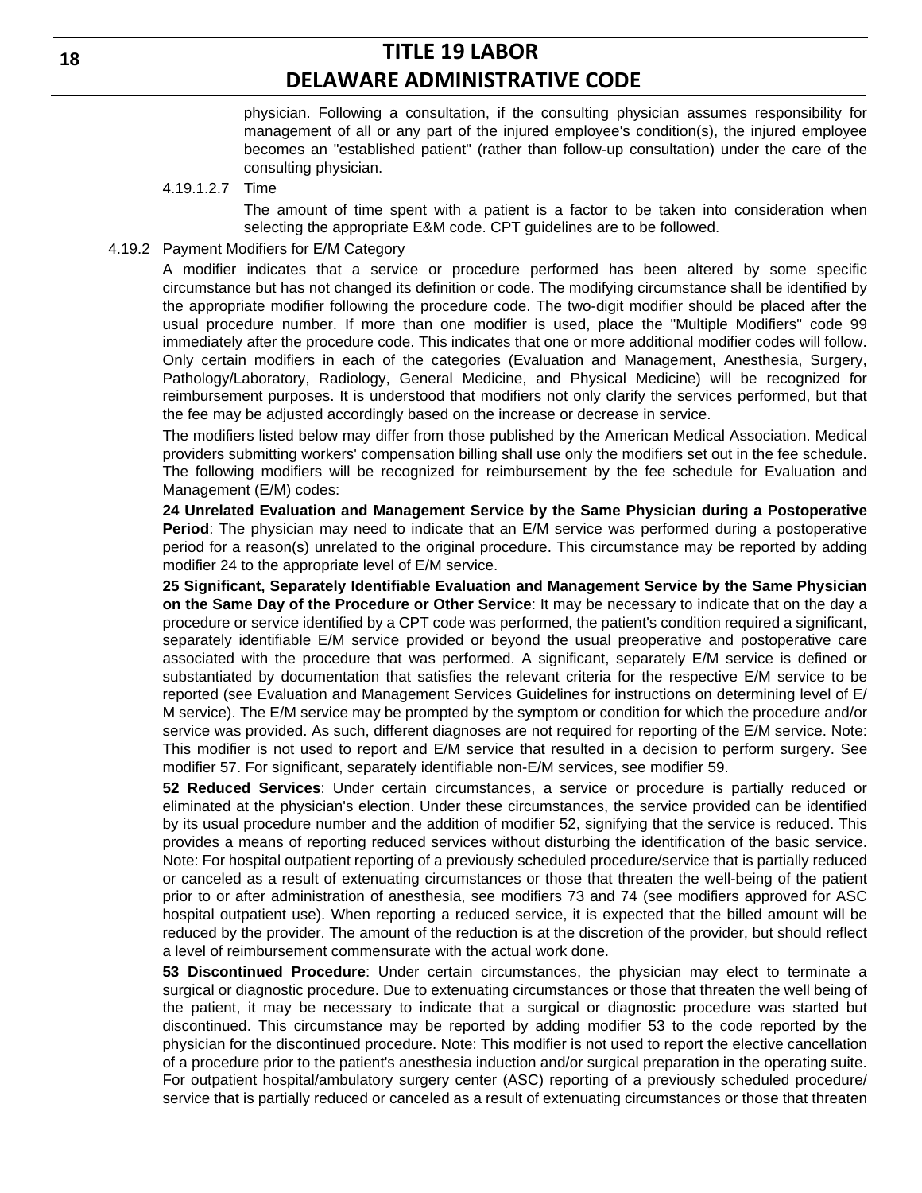physician. Following a consultation, if the consulting physician assumes responsibility for management of all or any part of the injured employee's condition(s), the injured employee becomes an "established patient" (rather than follow-up consultation) under the care of the consulting physician.

4.19.1.2.7 Time

The amount of time spent with a patient is a factor to be taken into consideration when selecting the appropriate E&M code. CPT guidelines are to be followed.

4.19.2 Payment Modifiers for E/M Category

A modifier indicates that a service or procedure performed has been altered by some specific circumstance but has not changed its definition or code. The modifying circumstance shall be identified by the appropriate modifier following the procedure code. The two-digit modifier should be placed after the usual procedure number. If more than one modifier is used, place the "Multiple Modifiers" code 99 immediately after the procedure code. This indicates that one or more additional modifier codes will follow. Only certain modifiers in each of the categories (Evaluation and Management, Anesthesia, Surgery, Pathology/Laboratory, Radiology, General Medicine, and Physical Medicine) will be recognized for reimbursement purposes. It is understood that modifiers not only clarify the services performed, but that the fee may be adjusted accordingly based on the increase or decrease in service.

The modifiers listed below may differ from those published by the American Medical Association. Medical providers submitting workers' compensation billing shall use only the modifiers set out in the fee schedule. The following modifiers will be recognized for reimbursement by the fee schedule for Evaluation and Management (E/M) codes:

**24 Unrelated Evaluation and Management Service by the Same Physician during a Postoperative Period**: The physician may need to indicate that an E/M service was performed during a postoperative period for a reason(s) unrelated to the original procedure. This circumstance may be reported by adding modifier 24 to the appropriate level of E/M service.

**25 Significant, Separately Identifiable Evaluation and Management Service by the Same Physician on the Same Day of the Procedure or Other Service**: It may be necessary to indicate that on the day a procedure or service identified by a CPT code was performed, the patient's condition required a significant, separately identifiable E/M service provided or beyond the usual preoperative and postoperative care associated with the procedure that was performed. A significant, separately E/M service is defined or substantiated by documentation that satisfies the relevant criteria for the respective E/M service to be reported (see Evaluation and Management Services Guidelines for instructions on determining level of E/M service). The E/M service may be prompted by the symptom or condition for which the procedure and/or service was provided. As such, different diagnoses are not required for reporting of the E/M service. Note: This modifier is not used to report and E/M service that resulted in a decision to perform surgery. See modifier 57. For significant, separately identifiable non-E/M services, see modifier 59.

**52 Reduced Services**: Under certain circumstances, a service or procedure is partially reduced or eliminated at the physician's election. Under these circumstances, the service provided can be identified by its usual procedure number and the addition of modifier 52, signifying that the service is reduced. This provides a means of reporting reduced services without disturbing the identification of the basic service. Note: For hospital outpatient reporting of a previously scheduled procedure/service that is partially reduced or canceled as a result of extenuating circumstances or those that threaten the well-being of the patient prior to or after administration of anesthesia, see modifiers 73 and 74 (see modifiers approved for ASC hospital outpatient use). When reporting a reduced service, it is expected that the billed amount will be reduced by the provider. The amount of the reduction is at the discretion of the provider, but should reflect a level of reimbursement commensurate with the actual work done.

**53 Discontinued Procedure**: Under certain circumstances, the physician may elect to terminate a surgical or diagnostic procedure. Due to extenuating circumstances or those that threaten the well being of the patient, it may be necessary to indicate that a surgical or diagnostic procedure was started but discontinued. This circumstance may be reported by adding modifier 53 to the code reported by the physician for the discontinued procedure. Note: This modifier is not used to report the elective cancellation of a procedure prior to the patient's anesthesia induction and/or surgical preparation in the operating suite. For outpatient hospital/ambulatory surgery center (ASC) reporting of a previously scheduled procedure/service that is partially reduced or canceled as a result of extenuating circumstances or those that threaten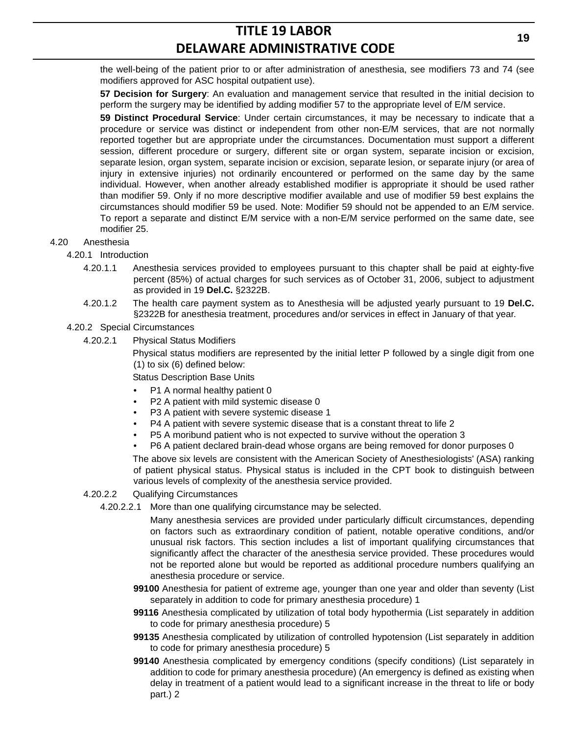the well-being of the patient prior to or after administration of anesthesia, see modifiers 73 and 74 (see modifiers approved for ASC hospital outpatient use).

**57 Decision for Surgery**: An evaluation and management service that resulted in the initial decision to perform the surgery may be identified by adding modifier 57 to the appropriate level of E/M service.

**59 Distinct Procedural Service**: Under certain circumstances, it may be necessary to indicate that a procedure or service was distinct or independent from other non-E/M services, that are not normally reported together but are appropriate under the circumstances. Documentation must support a different session, different procedure or surgery, different site or organ system, separate incision or excision, separate lesion, organ system, separate incision or excision, separate lesion, or separate injury (or area of injury in extensive injuries) not ordinarily encountered or performed on the same day by the same individual. However, when another already established modifier is appropriate it should be used rather than modifier 59. Only if no more descriptive modifier available and use of modifier 59 best explains the circumstances should modifier 59 be used. Note: Modifier 59 should not be appended to an E/M service. To report a separate and distinct E/M service with a non-E/M service performed on the same date, see modifier 25.

4.20 Anesthesia

4.20.1 Introduction

4.20.1.1 Anesthesia services provided to employees pursuant to this chapter shall be paid at eighty-five percent (85%) of actual charges for such services as of October 31, 2006, subject to adjustment as provided in 19 **Del.C.** §2322B.

4.20.1.2 The health care payment system as to Anesthesia will be adjusted yearly pursuant to 19 **Del.C.** §2322B for anesthesia treatment, procedures and/or services in effect in January of that year.

4.20.2 Special Circumstances

4.20.2.1 Physical Status Modifiers

Physical status modifiers are represented by the initial letter P followed by a single digit from one (1) to six (6) defined below:

Status Description Base Units

- P1 A normal healthy patient 0
- P2 A patient with mild systemic disease 0
- P3 A patient with severe systemic disease 1
- P4 A patient with severe systemic disease that is a constant threat to life 2
- P5 A moribund patient who is not expected to survive without the operation 3
- P6 A patient declared brain-dead whose organs are being removed for donor purposes 0

The above six levels are consistent with the American Society of Anesthesiologists' (ASA) ranking of patient physical status. Physical status is included in the CPT book to distinguish between various levels of complexity of the anesthesia service provided.

4.20.2.2 Qualifying Circumstances

4.20.2.2.1 More than one qualifying circumstance may be selected.

Many anesthesia services are provided under particularly difficult circumstances, depending on factors such as extraordinary condition of patient, notable operative conditions, and/or unusual risk factors. This section includes a list of important qualifying circumstances that significantly affect the character of the anesthesia service provided. These procedures would not be reported alone but would be reported as additional procedure numbers qualifying an anesthesia procedure or service.

**99100** Anesthesia for patient of extreme age, younger than one year and older than seventy (List separately in addition to code for primary anesthesia procedure) 1

**99116** Anesthesia complicated by utilization of total body hypothermia (List separately in addition to code for primary anesthesia procedure) 5

**99135** Anesthesia complicated by utilization of controlled hypotension (List separately in addition to code for primary anesthesia procedure) 5

**99140** Anesthesia complicated by emergency conditions (specify conditions) (List separately in addition to code for primary anesthesia procedure) (An emergency is defined as existing when delay in treatment of a patient would lead to a significant increase in the threat to life or body part.) 2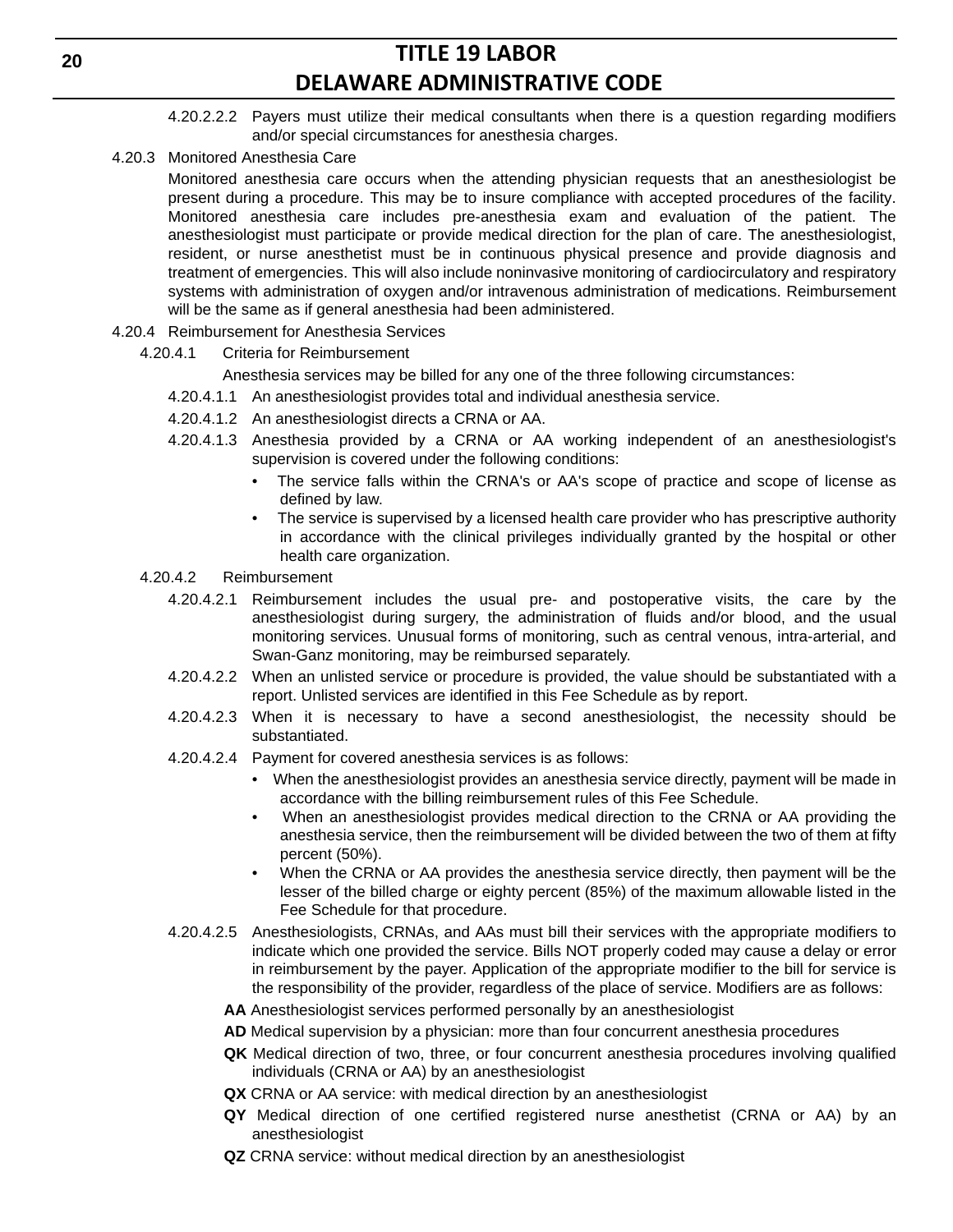4.20.2.2.2 Payers must utilize their medical consultants when there is a question regarding modifiers and/or special circumstances for anesthesia charges.

4.20.3 Monitored Anesthesia Care

Monitored anesthesia care occurs when the attending physician requests that an anesthesiologist be present during a procedure. This may be to insure compliance with accepted procedures of the facility. Monitored anesthesia care includes pre-anesthesia exam and evaluation of the patient. The anesthesiologist must participate or provide medical direction for the plan of care. The anesthesiologist, resident, or nurse anesthetist must be in continuous physical presence and provide diagnosis and treatment of emergencies. This will also include noninvasive monitoring of cardiocirculatory and respiratory systems with administration of oxygen and/or intravenous administration of medications. Reimbursement will be the same as if general anesthesia had been administered.

4.20.4 Reimbursement for Anesthesia Services

4.20.4.1 Criteria for Reimbursement

Anesthesia services may be billed for any one of the three following circumstances:

4.20.4.1.1 An anesthesiologist provides total and individual anesthesia service.

4.20.4.1.2 An anesthesiologist directs a CRNA or AA.

4.20.4.1.3 Anesthesia provided by a CRNA or AA working independent of an anesthesiologist's supervision is covered under the following conditions:

- The service falls within the CRNA's or AA's scope of practice and scope of license as defined by law.
- The service is supervised by a licensed health care provider who has prescriptive authority in accordance with the clinical privileges individually granted by the hospital or other health care organization.

4.20.4.2 Reimbursement

4.20.4.2.1 Reimbursement includes the usual pre- and postoperative visits, the care by the anesthesiologist during surgery, the administration of fluids and/or blood, and the usual monitoring services. Unusual forms of monitoring, such as central venous, intra-arterial, and Swan-Ganz monitoring, may be reimbursed separately.

4.20.4.2.2 When an unlisted service or procedure is provided, the value should be substantiated with a report. Unlisted services are identified in this Fee Schedule as by report.

4.20.4.2.3 When it is necessary to have a second anesthesiologist, the necessity should be substantiated.

4.20.4.2.4 Payment for covered anesthesia services is as follows:

- When the anesthesiologist provides an anesthesia service directly, payment will be made in accordance with the billing reimbursement rules of this Fee Schedule.
- When an anesthesiologist provides medical direction to the CRNA or AA providing the anesthesia service, then the reimbursement will be divided between the two of them at fifty percent (50%).
- When the CRNA or AA provides the anesthesia service directly, then payment will be the lesser of the billed charge or eighty percent (85%) of the maximum allowable listed in the Fee Schedule for that procedure.

4.20.4.2.5 Anesthesiologists, CRNAs, and AAs must bill their services with the appropriate modifiers to indicate which one provided the service. Bills NOT properly coded may cause a delay or error in reimbursement by the payer. Application of the appropriate modifier to the bill for service is the responsibility of the provider, regardless of the place of service. Modifiers are as follows:

**AA** Anesthesiologist services performed personally by an anesthesiologist

**AD** Medical supervision by a physician: more than four concurrent anesthesia procedures

**QK** Medical direction of two, three, or four concurrent anesthesia procedures involving qualified individuals (CRNA or AA) by an anesthesiologist

**QX** CRNA or AA service: with medical direction by an anesthesiologist

**QY** Medical direction of one certified registered nurse anesthetist (CRNA or AA) by an anesthesiologist

**QZ** CRNA service: without medical direction by an anesthesiologist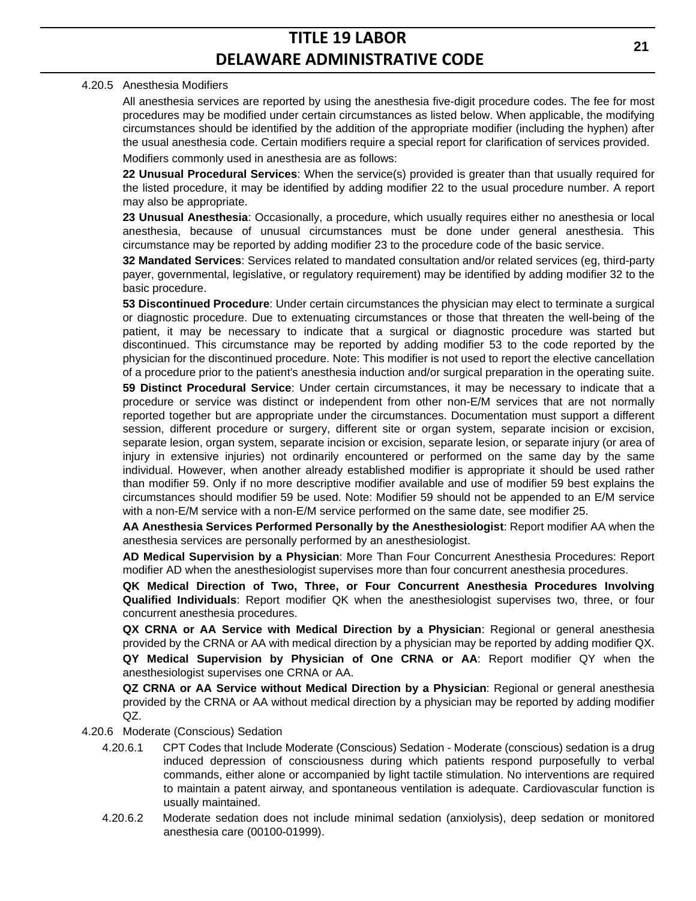4.20.5 Anesthesia Modifiers

All anesthesia services are reported by using the anesthesia five-digit procedure codes. The fee for most procedures may be modified under certain circumstances as listed below. When applicable, the modifying circumstances should be identified by the addition of the appropriate modifier (including the hyphen) after the usual anesthesia code. Certain modifiers require a special report for clarification of services provided.

Modifiers commonly used in anesthesia are as follows:

**22 Unusual Procedural Services**: When the service(s) provided is greater than that usually required for the listed procedure, it may be identified by adding modifier 22 to the usual procedure number. A report may also be appropriate.

**23 Unusual Anesthesia**: Occasionally, a procedure, which usually requires either no anesthesia or local anesthesia, because of unusual circumstances must be done under general anesthesia. This circumstance may be reported by adding modifier 23 to the procedure code of the basic service.

**32 Mandated Services**: Services related to mandated consultation and/or related services (eg, third-party payer, governmental, legislative, or regulatory requirement) may be identified by adding modifier 32 to the basic procedure.

**53 Discontinued Procedure**: Under certain circumstances the physician may elect to terminate a surgical or diagnostic procedure. Due to extenuating circumstances or those that threaten the well-being of the patient, it may be necessary to indicate that a surgical or diagnostic procedure was started but discontinued. This circumstance may be reported by adding modifier 53 to the code reported by the physician for the discontinued procedure. Note: This modifier is not used to report the elective cancellation of a procedure prior to the patient's anesthesia induction and/or surgical preparation in the operating suite.

**59 Distinct Procedural Service**: Under certain circumstances, it may be necessary to indicate that a procedure or service was distinct or independent from other non-E/M services that are not normally reported together but are appropriate under the circumstances. Documentation must support a different session, different procedure or surgery, different site or organ system, separate incision or excision, separate lesion, organ system, separate incision or excision, separate lesion, or separate injury (or area of injury in extensive injuries) not ordinarily encountered or performed on the same day by the same individual. However, when another already established modifier is appropriate it should be used rather than modifier 59. Only if no more descriptive modifier available and use of modifier 59 best explains the circumstances should modifier 59 be used. Note: Modifier 59 should not be appended to an E/M service with a non-E/M service with a non-E/M service performed on the same date, see modifier 25.

**AA Anesthesia Services Performed Personally by the Anesthesiologist**: Report modifier AA when the anesthesia services are personally performed by an anesthesiologist.

**AD Medical Supervision by a Physician**: More Than Four Concurrent Anesthesia Procedures: Report modifier AD when the anesthesiologist supervises more than four concurrent anesthesia procedures.

**QK Medical Direction of Two, Three, or Four Concurrent Anesthesia Procedures Involving Qualified Individuals**: Report modifier QK when the anesthesiologist supervises two, three, or four concurrent anesthesia procedures.

**QX CRNA or AA Service with Medical Direction by a Physician**: Regional or general anesthesia provided by the CRNA or AA with medical direction by a physician may be reported by adding modifier QX.

**QY Medical Supervision by Physician of One CRNA or AA**: Report modifier QY when the anesthesiologist supervises one CRNA or AA.

**QZ CRNA or AA Service without Medical Direction by a Physician**: Regional or general anesthesia provided by the CRNA or AA without medical direction by a physician may be reported by adding modifier QZ.

4.20.6 Moderate (Conscious) Sedation

4.20.6.1 CPT Codes that Include Moderate (Conscious) Sedation - Moderate (conscious) sedation is a drug induced depression of consciousness during which patients respond purposefully to verbal commands, either alone or accompanied by light tactile stimulation. No interventions are required to maintain a patent airway, and spontaneous ventilation is adequate. Cardiovascular function is usually maintained.

4.20.6.2 Moderate sedation does not include minimal sedation (anxiolysis), deep sedation or monitored anesthesia care (00100-01999).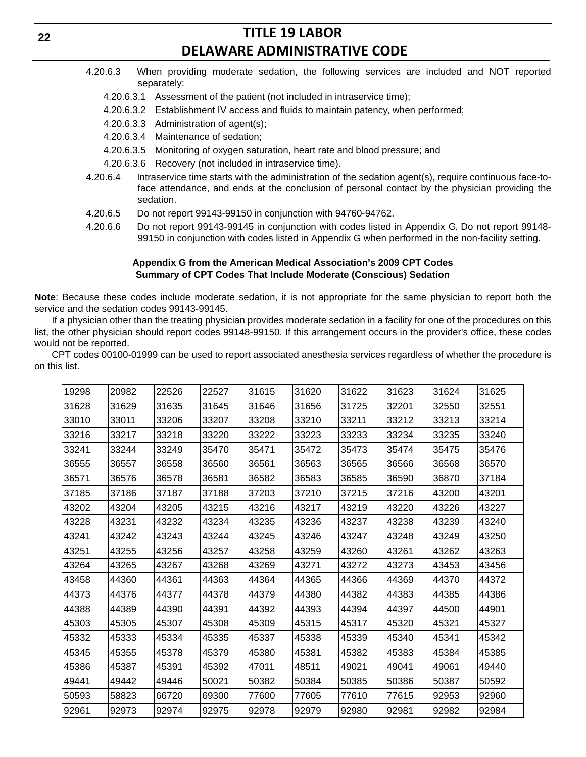4.20.6.3 When providing moderate sedation, the following services are included and NOT reported separately:

4.20.6.3.1 Assessment of the patient (not included in intraservice time);

4.20.6.3.2 Establishment IV access and fluids to maintain patency, when performed;

4.20.6.3.3 Administration of agent(s);

4.20.6.3.4 Maintenance of sedation;

4.20.6.3.5 Monitoring of oxygen saturation, heart rate and blood pressure; and

4.20.6.3.6 Recovery (not included in intraservice time).

4.20.6.4 Intraservice time starts with the administration of the sedation agent(s), require continuous face-to-face attendance, and ends at the conclusion of personal contact by the physician providing the sedation.

4.20.6.5 Do not report 99143-99150 in conjunction with 94760-94762.

4.20.6.6 Do not report 99143-99145 in conjunction with codes listed in Appendix G. Do not report 99148-99150 in conjunction with codes listed in Appendix G when performed in the non-facility setting.

**Appendix G from the American Medical Association's 2009 CPT Codes**
**Summary of CPT Codes That Include Moderate (Conscious) Sedation**

**Note**: Because these codes include moderate sedation, it is not appropriate for the same physician to report both the service and the sedation codes 99143-99145.

If a physician other than the treating physician provides moderate sedation in a facility for one of the procedures on this list, the other physician should report codes 99148-99150. If this arrangement occurs in the provider's office, these codes would not be reported.

CPT codes 00100-01999 can be used to report associated anesthesia services regardless of whether the procedure is on this list.

| | | | | | | | | | |
|---|---|---|---|---|---|---|---|---|---|
| 19298 | 20982 | 22526 | 22527 | 31615 | 31620 | 31622 | 31623 | 31624 | 31625 |
| 31628 | 31629 | 31635 | 31645 | 31646 | 31656 | 31725 | 32201 | 32550 | 32551 |
| 33010 | 33011 | 33206 | 33207 | 33208 | 33210 | 33211 | 33212 | 33213 | 33214 |
| 33216 | 33217 | 33218 | 33220 | 33222 | 33223 | 33233 | 33234 | 33235 | 33240 |
| 33241 | 33244 | 33249 | 35470 | 35471 | 35472 | 35473 | 35474 | 35475 | 35476 |
| 36555 | 36557 | 36558 | 36560 | 36561 | 36563 | 36565 | 36566 | 36568 | 36570 |
| 36571 | 36576 | 36578 | 36581 | 36582 | 36583 | 36585 | 36590 | 36870 | 37184 |
| 37185 | 37186 | 37187 | 37188 | 37203 | 37210 | 37215 | 37216 | 43200 | 43201 |
| 43202 | 43204 | 43205 | 43215 | 43216 | 43217 | 43219 | 43220 | 43226 | 43227 |
| 43228 | 43231 | 43232 | 43234 | 43235 | 43236 | 43237 | 43238 | 43239 | 43240 |
| 43241 | 43242 | 43243 | 43244 | 43245 | 43246 | 43247 | 43248 | 43249 | 43250 |
| 43251 | 43255 | 43256 | 43257 | 43258 | 43259 | 43260 | 43261 | 43262 | 43263 |
| 43264 | 43265 | 43267 | 43268 | 43269 | 43271 | 43272 | 43273 | 43453 | 43456 |
| 43458 | 44360 | 44361 | 44363 | 44364 | 44365 | 44366 | 44369 | 44370 | 44372 |
| 44373 | 44376 | 44377 | 44378 | 44379 | 44380 | 44382 | 44383 | 44385 | 44386 |
| 44388 | 44389 | 44390 | 44391 | 44392 | 44393 | 44394 | 44397 | 44500 | 44901 |
| 45303 | 45305 | 45307 | 45308 | 45309 | 45315 | 45317 | 45320 | 45321 | 45327 |
| 45332 | 45333 | 45334 | 45335 | 45337 | 45338 | 45339 | 45340 | 45341 | 45342 |
| 45345 | 45355 | 45378 | 45379 | 45380 | 45381 | 45382 | 45383 | 45384 | 45385 |
| 45386 | 45387 | 45391 | 45392 | 47011 | 48511 | 49021 | 49041 | 49061 | 49440 |
| 49441 | 49442 | 49446 | 50021 | 50382 | 50384 | 50385 | 50386 | 50387 | 50592 |
| 50593 | 58823 | 66720 | 69300 | 77600 | 77605 | 77610 | 77615 | 92953 | 92960 |
| 92961 | 92973 | 92974 | 92975 | 92978 | 92979 | 92980 | 92981 | 92982 | 92984 |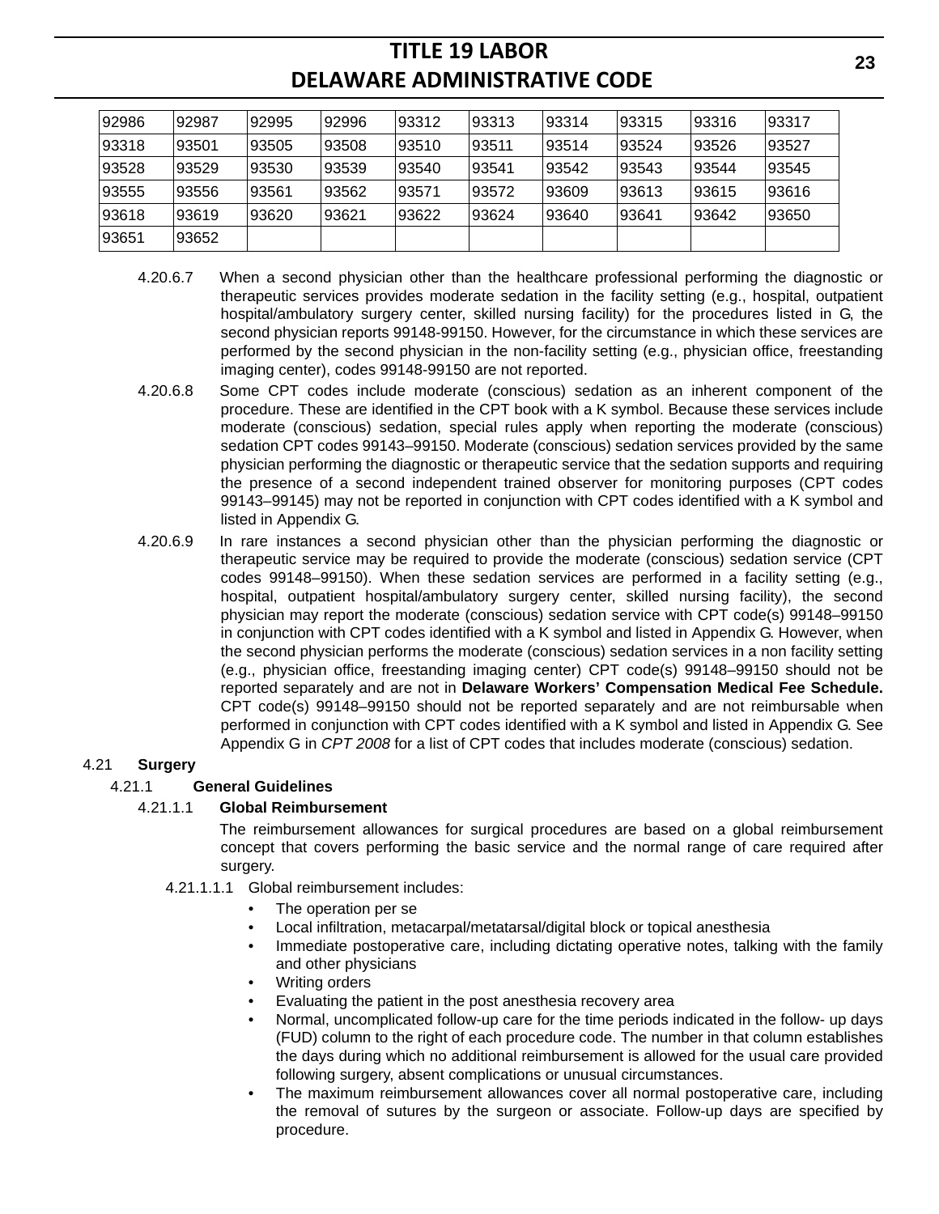| 92986 | 92987 | 92995 | 92996 | 93312 | 93313 | 93314 | 93315 | 93316 | 93317 |
|---|---|---|---|---|---|---|---|---|---|
| 93318 | 93501 | 93505 | 93508 | 93510 | 93511 | 93514 | 93524 | 93526 | 93527 |
| 93528 | 93529 | 93530 | 93539 | 93540 | 93541 | 93542 | 93543 | 93544 | 93545 |
| 93555 | 93556 | 93561 | 93562 | 93571 | 93572 | 93609 | 93613 | 93615 | 93616 |
| 93618 | 93619 | 93620 | 93621 | 93622 | 93624 | 93640 | 93641 | 93642 | 93650 |
| 93651 | 93652 | | | | | | | | |

4.20.6.7 When a second physician other than the healthcare professional performing the diagnostic or therapeutic services provides moderate sedation in the facility setting (e.g., hospital, outpatient hospital/ambulatory surgery center, skilled nursing facility) for the procedures listed in G, the second physician reports 99148-99150. However, for the circumstance in which these services are performed by the second physician in the non-facility setting (e.g., physician office, freestanding imaging center), codes 99148-99150 are not reported.

4.20.6.8 Some CPT codes include moderate (conscious) sedation as an inherent component of the procedure. These are identified in the CPT book with a K symbol. Because these services include moderate (conscious) sedation, special rules apply when reporting the moderate (conscious) sedation CPT codes 99143–99150. Moderate (conscious) sedation services provided by the same physician performing the diagnostic or therapeutic service that the sedation supports and requiring the presence of a second independent trained observer for monitoring purposes (CPT codes 99143–99145) may not be reported in conjunction with CPT codes identified with a K symbol and listed in Appendix G.

4.20.6.9 In rare instances a second physician other than the physician performing the diagnostic or therapeutic service may be required to provide the moderate (conscious) sedation service (CPT codes 99148–99150). When these sedation services are performed in a facility setting (e.g., hospital, outpatient hospital/ambulatory surgery center, skilled nursing facility), the second physician may report the moderate (conscious) sedation service with CPT code(s) 99148–99150 in conjunction with CPT codes identified with a K symbol and listed in Appendix G. However, when the second physician performs the moderate (conscious) sedation services in a non facility setting (e.g., physician office, freestanding imaging center) CPT code(s) 99148–99150 should not be reported separately and are not in **Delaware Workers' Compensation Medical Fee Schedule.** CPT code(s) 99148–99150 should not be reported separately and are not reimbursable when performed in conjunction with CPT codes identified with a K symbol and listed in Appendix G. See Appendix G in *CPT 2008* for a list of CPT codes that includes moderate (conscious) sedation.

4.21 **Surgery**

4.21.1 **General Guidelines**

4.21.1.1 **Global Reimbursement**

The reimbursement allowances for surgical procedures are based on a global reimbursement concept that covers performing the basic service and the normal range of care required after surgery.

4.21.1.1.1 Global reimbursement includes:

- The operation per se
- Local infiltration, metacarpal/metatarsal/digital block or topical anesthesia
- Immediate postoperative care, including dictating operative notes, talking with the family and other physicians
- Writing orders
- Evaluating the patient in the post anesthesia recovery area
- Normal, uncomplicated follow-up care for the time periods indicated in the follow- up days (FUD) column to the right of each procedure code. The number in that column establishes the days during which no additional reimbursement is allowed for the usual care provided following surgery, absent complications or unusual circumstances.
- The maximum reimbursement allowances cover all normal postoperative care, including the removal of sutures by the surgeon or associate. Follow-up days are specified by procedure.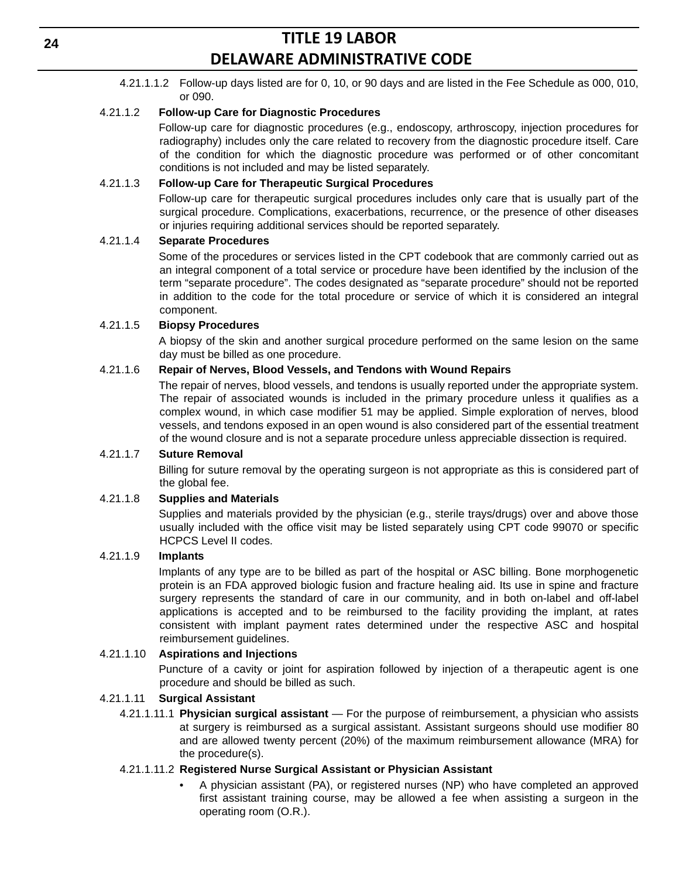4.21.1.1.2 Follow-up days listed are for 0, 10, or 90 days and are listed in the Fee Schedule as 000, 010, or 090.

4.21.1.2 **Follow-up Care for Diagnostic Procedures**

Follow-up care for diagnostic procedures (e.g., endoscopy, arthroscopy, injection procedures for radiography) includes only the care related to recovery from the diagnostic procedure itself. Care of the condition for which the diagnostic procedure was performed or of other concomitant conditions is not included and may be listed separately.

4.21.1.3 **Follow-up Care for Therapeutic Surgical Procedures**

Follow-up care for therapeutic surgical procedures includes only care that is usually part of the surgical procedure. Complications, exacerbations, recurrence, or the presence of other diseases or injuries requiring additional services should be reported separately.

4.21.1.4 **Separate Procedures**

Some of the procedures or services listed in the CPT codebook that are commonly carried out as an integral component of a total service or procedure have been identified by the inclusion of the term "separate procedure". The codes designated as "separate procedure" should not be reported in addition to the code for the total procedure or service of which it is considered an integral component.

4.21.1.5 **Biopsy Procedures**

A biopsy of the skin and another surgical procedure performed on the same lesion on the same day must be billed as one procedure.

4.21.1.6 **Repair of Nerves, Blood Vessels, and Tendons with Wound Repairs**

The repair of nerves, blood vessels, and tendons is usually reported under the appropriate system. The repair of associated wounds is included in the primary procedure unless it qualifies as a complex wound, in which case modifier 51 may be applied. Simple exploration of nerves, blood vessels, and tendons exposed in an open wound is also considered part of the essential treatment of the wound closure and is not a separate procedure unless appreciable dissection is required.

4.21.1.7 **Suture Removal**

Billing for suture removal by the operating surgeon is not appropriate as this is considered part of the global fee.

4.21.1.8 **Supplies and Materials**

Supplies and materials provided by the physician (e.g., sterile trays/drugs) over and above those usually included with the office visit may be listed separately using CPT code 99070 or specific HCPCS Level II codes.

4.21.1.9 **Implants**

Implants of any type are to be billed as part of the hospital or ASC billing. Bone morphogenetic protein is an FDA approved biologic fusion and fracture healing aid. Its use in spine and fracture surgery represents the standard of care in our community, and in both on-label and off-label applications is accepted and to be reimbursed to the facility providing the implant, at rates consistent with implant payment rates determined under the respective ASC and hospital reimbursement guidelines.

4.21.1.10 **Aspirations and Injections**

Puncture of a cavity or joint for aspiration followed by injection of a therapeutic agent is one procedure and should be billed as such.

4.21.1.11 **Surgical Assistant**

4.21.1.11.1 **Physician surgical assistant** — For the purpose of reimbursement, a physician who assists at surgery is reimbursed as a surgical assistant. Assistant surgeons should use modifier 80 and are allowed twenty percent (20%) of the maximum reimbursement allowance (MRA) for the procedure(s).

4.21.1.11.2 **Registered Nurse Surgical Assistant or Physician Assistant**

- A physician assistant (PA), or registered nurses (NP) who have completed an approved first assistant training course, may be allowed a fee when assisting a surgeon in the operating room (O.R.).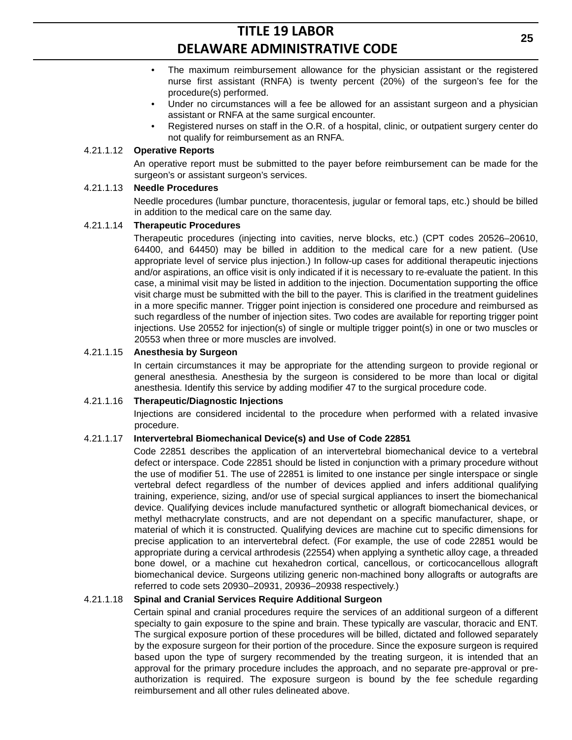- The maximum reimbursement allowance for the physician assistant or the registered nurse first assistant (RNFA) is twenty percent (20%) of the surgeon's fee for the procedure(s) performed.
- Under no circumstances will a fee be allowed for an assistant surgeon and a physician assistant or RNFA at the same surgical encounter.
- Registered nurses on staff in the O.R. of a hospital, clinic, or outpatient surgery center do not qualify for reimbursement as an RNFA.

4.21.1.12 **Operative Reports**

An operative report must be submitted to the payer before reimbursement can be made for the surgeon's or assistant surgeon's services.

4.21.1.13 **Needle Procedures**

Needle procedures (lumbar puncture, thoracentesis, jugular or femoral taps, etc.) should be billed in addition to the medical care on the same day.

4.21.1.14 **Therapeutic Procedures**

Therapeutic procedures (injecting into cavities, nerve blocks, etc.) (CPT codes 20526–20610, 64400, and 64450) may be billed in addition to the medical care for a new patient. (Use appropriate level of service plus injection.) In follow-up cases for additional therapeutic injections and/or aspirations, an office visit is only indicated if it is necessary to re-evaluate the patient. In this case, a minimal visit may be listed in addition to the injection. Documentation supporting the office visit charge must be submitted with the bill to the payer. This is clarified in the treatment guidelines in a more specific manner. Trigger point injection is considered one procedure and reimbursed as such regardless of the number of injection sites. Two codes are available for reporting trigger point injections. Use 20552 for injection(s) of single or multiple trigger point(s) in one or two muscles or 20553 when three or more muscles are involved.

4.21.1.15 **Anesthesia by Surgeon**

In certain circumstances it may be appropriate for the attending surgeon to provide regional or general anesthesia. Anesthesia by the surgeon is considered to be more than local or digital anesthesia. Identify this service by adding modifier 47 to the surgical procedure code.

4.21.1.16 **Therapeutic/Diagnostic Injections**

Injections are considered incidental to the procedure when performed with a related invasive procedure.

4.21.1.17 **Intervertebral Biomechanical Device(s) and Use of Code 22851**

Code 22851 describes the application of an intervertebral biomechanical device to a vertebral defect or interspace. Code 22851 should be listed in conjunction with a primary procedure without the use of modifier 51. The use of 22851 is limited to one instance per single interspace or single vertebral defect regardless of the number of devices applied and infers additional qualifying training, experience, sizing, and/or use of special surgical appliances to insert the biomechanical device. Qualifying devices include manufactured synthetic or allograft biomechanical devices, or methyl methacrylate constructs, and are not dependant on a specific manufacturer, shape, or material of which it is constructed. Qualifying devices are machine cut to specific dimensions for precise application to an intervertebral defect. (For example, the use of code 22851 would be appropriate during a cervical arthrodesis (22554) when applying a synthetic alloy cage, a threaded bone dowel, or a machine cut hexahedron cortical, cancellous, or corticocancellous allograft biomechanical device. Surgeons utilizing generic non-machined bony allografts or autografts are referred to code sets 20930–20931, 20936–20938 respectively.)

4.21.1.18 **Spinal and Cranial Services Require Additional Surgeon**

Certain spinal and cranial procedures require the services of an additional surgeon of a different specialty to gain exposure to the spine and brain. These typically are vascular, thoracic and ENT. The surgical exposure portion of these procedures will be billed, dictated and followed separately by the exposure surgeon for their portion of the procedure. Since the exposure surgeon is required based upon the type of surgery recommended by the treating surgeon, it is intended that an approval for the primary procedure includes the approach, and no separate pre-approval or pre-authorization is required. The exposure surgeon is bound by the fee schedule regarding reimbursement and all other rules delineated above.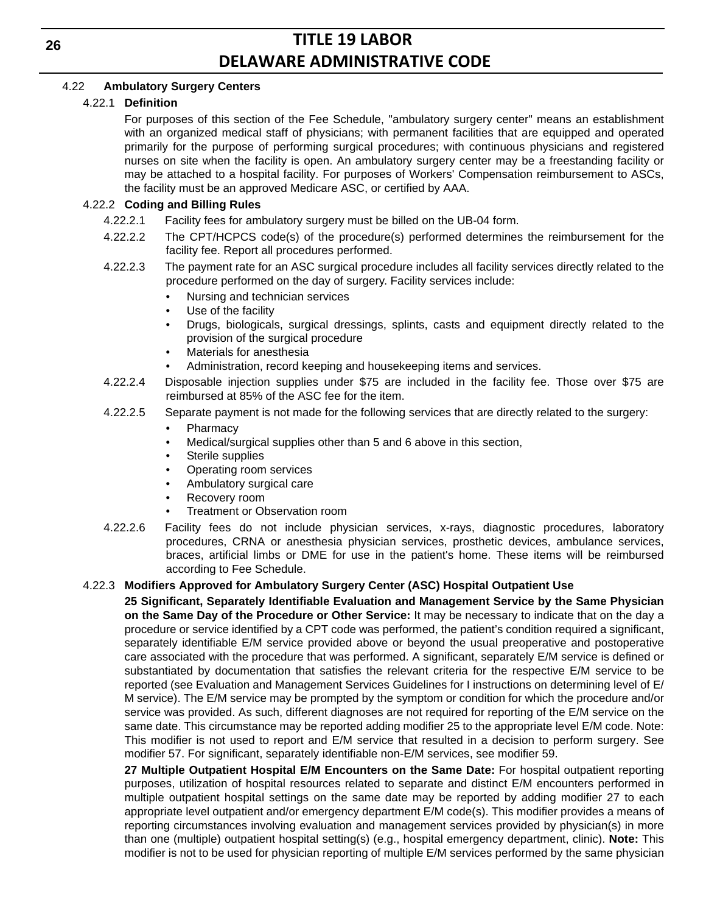4.22 **Ambulatory Surgery Centers**

4.22.1 **Definition**

For purposes of this section of the Fee Schedule, "ambulatory surgery center" means an establishment with an organized medical staff of physicians; with permanent facilities that are equipped and operated primarily for the purpose of performing surgical procedures; with continuous physicians and registered nurses on site when the facility is open. An ambulatory surgery center may be a freestanding facility or may be attached to a hospital facility. For purposes of Workers' Compensation reimbursement to ASCs, the facility must be an approved Medicare ASC, or certified by AAA.

4.22.2 **Coding and Billing Rules**

4.22.2.1 Facility fees for ambulatory surgery must be billed on the UB-04 form.

4.22.2.2 The CPT/HCPCS code(s) of the procedure(s) performed determines the reimbursement for the facility fee. Report all procedures performed.

4.22.2.3 The payment rate for an ASC surgical procedure includes all facility services directly related to the procedure performed on the day of surgery. Facility services include:

- Nursing and technician services
- Use of the facility
- Drugs, biologicals, surgical dressings, splints, casts and equipment directly related to the provision of the surgical procedure
- Materials for anesthesia
- Administration, record keeping and housekeeping items and services.

4.22.2.4 Disposable injection supplies under $75 are included in the facility fee. Those over $75 are reimbursed at 85% of the ASC fee for the item.

4.22.2.5 Separate payment is not made for the following services that are directly related to the surgery:

- Pharmacy
- Medical/surgical supplies other than 5 and 6 above in this section,
- Sterile supplies
- Operating room services
- Ambulatory surgical care
- Recovery room
- Treatment or Observation room

4.22.2.6 Facility fees do not include physician services, x-rays, diagnostic procedures, laboratory procedures, CRNA or anesthesia physician services, prosthetic devices, ambulance services, braces, artificial limbs or DME for use in the patient's home. These items will be reimbursed according to Fee Schedule.

4.22.3 **Modifiers Approved for Ambulatory Surgery Center (ASC) Hospital Outpatient Use**

**25 Significant, Separately Identifiable Evaluation and Management Service by the Same Physician on the Same Day of the Procedure or Other Service:** It may be necessary to indicate that on the day a procedure or service identified by a CPT code was performed, the patient's condition required a significant, separately identifiable E/M service provided above or beyond the usual preoperative and postoperative care associated with the procedure that was performed. A significant, separately E/M service is defined or substantiated by documentation that satisfies the relevant criteria for the respective E/M service to be reported (see Evaluation and Management Services Guidelines for I instructions on determining level of E/M service). The E/M service may be prompted by the symptom or condition for which the procedure and/or service was provided. As such, different diagnoses are not required for reporting of the E/M service on the same date. This circumstance may be reported adding modifier 25 to the appropriate level E/M code. Note: This modifier is not used to report and E/M service that resulted in a decision to perform surgery. See modifier 57. For significant, separately identifiable non-E/M services, see modifier 59.

**27 Multiple Outpatient Hospital E/M Encounters on the Same Date:** For hospital outpatient reporting purposes, utilization of hospital resources related to separate and distinct E/M encounters performed in multiple outpatient hospital settings on the same date may be reported by adding modifier 27 to each appropriate level outpatient and/or emergency department E/M code(s). This modifier provides a means of reporting circumstances involving evaluation and management services provided by physician(s) in more than one (multiple) outpatient hospital setting(s) (e.g., hospital emergency department, clinic). **Note:** This modifier is not to be used for physician reporting of multiple E/M services performed by the same physician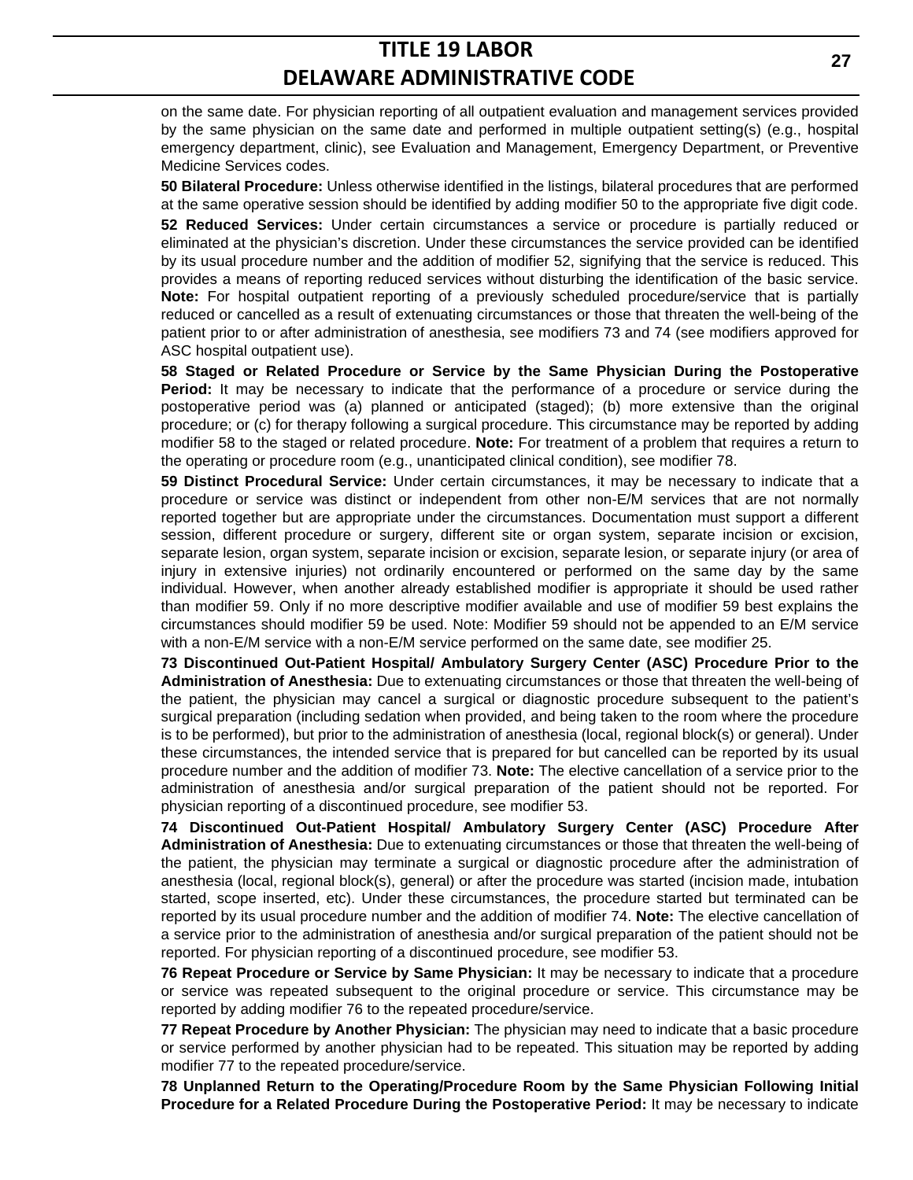on the same date. For physician reporting of all outpatient evaluation and management services provided by the same physician on the same date and performed in multiple outpatient setting(s) (e.g., hospital emergency department, clinic), see Evaluation and Management, Emergency Department, or Preventive Medicine Services codes.

**50 Bilateral Procedure:** Unless otherwise identified in the listings, bilateral procedures that are performed at the same operative session should be identified by adding modifier 50 to the appropriate five digit code.

**52 Reduced Services:** Under certain circumstances a service or procedure is partially reduced or eliminated at the physician's discretion. Under these circumstances the service provided can be identified by its usual procedure number and the addition of modifier 52, signifying that the service is reduced. This provides a means of reporting reduced services without disturbing the identification of the basic service. **Note:** For hospital outpatient reporting of a previously scheduled procedure/service that is partially reduced or cancelled as a result of extenuating circumstances or those that threaten the well-being of the patient prior to or after administration of anesthesia, see modifiers 73 and 74 (see modifiers approved for ASC hospital outpatient use).

**58 Staged or Related Procedure or Service by the Same Physician During the Postoperative Period:** It may be necessary to indicate that the performance of a procedure or service during the postoperative period was (a) planned or anticipated (staged); (b) more extensive than the original procedure; or (c) for therapy following a surgical procedure. This circumstance may be reported by adding modifier 58 to the staged or related procedure. **Note:** For treatment of a problem that requires a return to the operating or procedure room (e.g., unanticipated clinical condition), see modifier 78.

**59 Distinct Procedural Service:** Under certain circumstances, it may be necessary to indicate that a procedure or service was distinct or independent from other non-E/M services that are not normally reported together but are appropriate under the circumstances. Documentation must support a different session, different procedure or surgery, different site or organ system, separate incision or excision, separate lesion, organ system, separate incision or excision, separate lesion, or separate injury (or area of injury in extensive injuries) not ordinarily encountered or performed on the same day by the same individual. However, when another already established modifier is appropriate it should be used rather than modifier 59. Only if no more descriptive modifier available and use of modifier 59 best explains the circumstances should modifier 59 be used. Note: Modifier 59 should not be appended to an E/M service with a non-E/M service with a non-E/M service performed on the same date, see modifier 25.

**73 Discontinued Out-Patient Hospital/ Ambulatory Surgery Center (ASC) Procedure Prior to the Administration of Anesthesia:** Due to extenuating circumstances or those that threaten the well-being of the patient, the physician may cancel a surgical or diagnostic procedure subsequent to the patient's surgical preparation (including sedation when provided, and being taken to the room where the procedure is to be performed), but prior to the administration of anesthesia (local, regional block(s) or general). Under these circumstances, the intended service that is prepared for but cancelled can be reported by its usual procedure number and the addition of modifier 73. **Note:** The elective cancellation of a service prior to the administration of anesthesia and/or surgical preparation of the patient should not be reported. For physician reporting of a discontinued procedure, see modifier 53.

**74 Discontinued Out-Patient Hospital/ Ambulatory Surgery Center (ASC) Procedure After Administration of Anesthesia:** Due to extenuating circumstances or those that threaten the well-being of the patient, the physician may terminate a surgical or diagnostic procedure after the administration of anesthesia (local, regional block(s), general) or after the procedure was started (incision made, intubation started, scope inserted, etc). Under these circumstances, the procedure started but terminated can be reported by its usual procedure number and the addition of modifier 74. **Note:** The elective cancellation of a service prior to the administration of anesthesia and/or surgical preparation of the patient should not be reported. For physician reporting of a discontinued procedure, see modifier 53.

**76 Repeat Procedure or Service by Same Physician:** It may be necessary to indicate that a procedure or service was repeated subsequent to the original procedure or service. This circumstance may be reported by adding modifier 76 to the repeated procedure/service.

**77 Repeat Procedure by Another Physician:** The physician may need to indicate that a basic procedure or service performed by another physician had to be repeated. This situation may be reported by adding modifier 77 to the repeated procedure/service.

**78 Unplanned Return to the Operating/Procedure Room by the Same Physician Following Initial Procedure for a Related Procedure During the Postoperative Period:** It may be necessary to indicate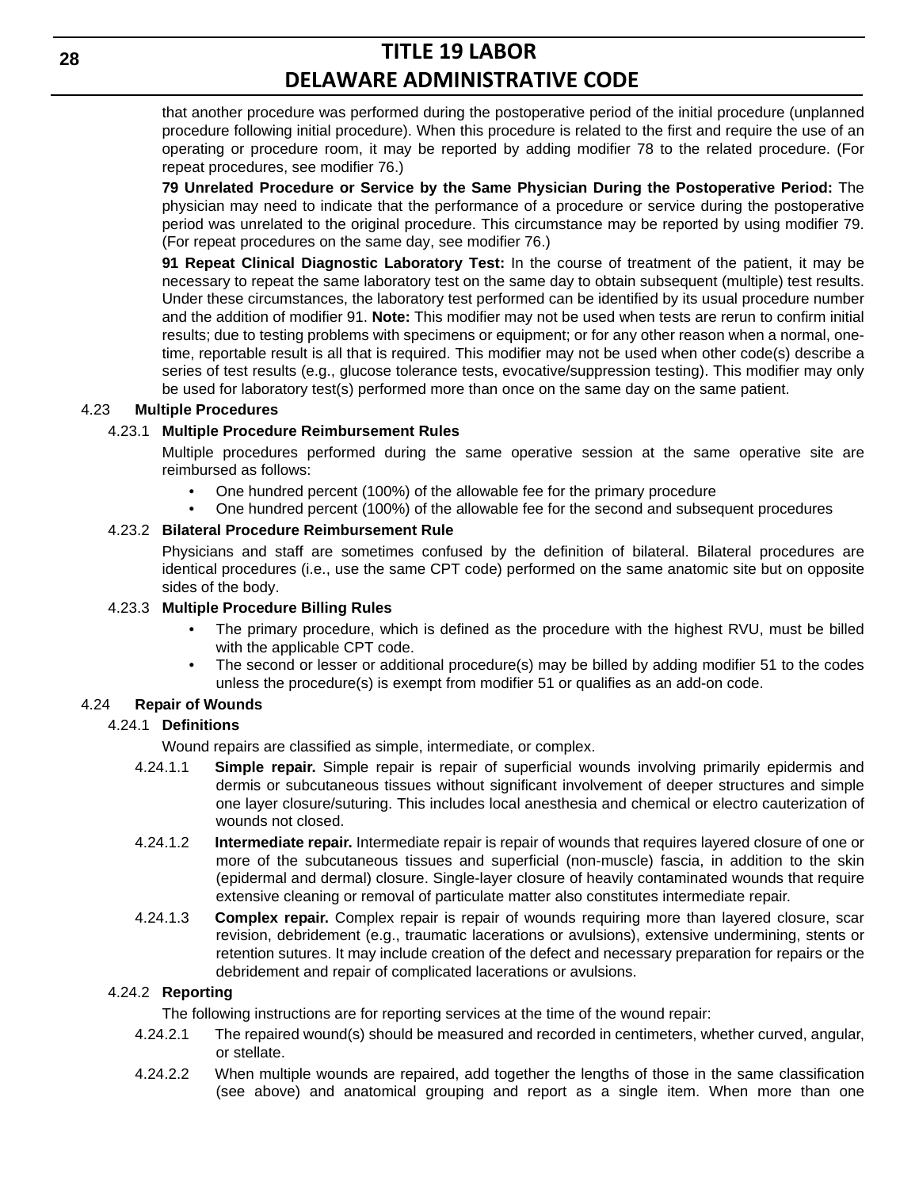that another procedure was performed during the postoperative period of the initial procedure (unplanned procedure following initial procedure). When this procedure is related to the first and require the use of an operating or procedure room, it may be reported by adding modifier 78 to the related procedure. (For repeat procedures, see modifier 76.)

**79 Unrelated Procedure or Service by the Same Physician During the Postoperative Period:** The physician may need to indicate that the performance of a procedure or service during the postoperative period was unrelated to the original procedure. This circumstance may be reported by using modifier 79. (For repeat procedures on the same day, see modifier 76.)

**91 Repeat Clinical Diagnostic Laboratory Test:** In the course of treatment of the patient, it may be necessary to repeat the same laboratory test on the same day to obtain subsequent (multiple) test results. Under these circumstances, the laboratory test performed can be identified by its usual procedure number and the addition of modifier 91. **Note:** This modifier may not be used when tests are rerun to confirm initial results; due to testing problems with specimens or equipment; or for any other reason when a normal, one-time, reportable result is all that is required. This modifier may not be used when other code(s) describe a series of test results (e.g., glucose tolerance tests, evocative/suppression testing). This modifier may only be used for laboratory test(s) performed more than once on the same day on the same patient.

4.23 **Multiple Procedures**

4.23.1 **Multiple Procedure Reimbursement Rules**

Multiple procedures performed during the same operative session at the same operative site are reimbursed as follows:

- One hundred percent (100%) of the allowable fee for the primary procedure
- One hundred percent (100%) of the allowable fee for the second and subsequent procedures

4.23.2 **Bilateral Procedure Reimbursement Rule**

Physicians and staff are sometimes confused by the definition of bilateral. Bilateral procedures are identical procedures (i.e., use the same CPT code) performed on the same anatomic site but on opposite sides of the body.

4.23.3 **Multiple Procedure Billing Rules**

- The primary procedure, which is defined as the procedure with the highest RVU, must be billed with the applicable CPT code.
- The second or lesser or additional procedure(s) may be billed by adding modifier 51 to the codes unless the procedure(s) is exempt from modifier 51 or qualifies as an add-on code.

4.24 **Repair of Wounds**

4.24.1 **Definitions**

Wound repairs are classified as simple, intermediate, or complex.

4.24.1.1 **Simple repair.** Simple repair is repair of superficial wounds involving primarily epidermis and dermis or subcutaneous tissues without significant involvement of deeper structures and simple one layer closure/suturing. This includes local anesthesia and chemical or electro cauterization of wounds not closed.

4.24.1.2 **Intermediate repair.** Intermediate repair is repair of wounds that requires layered closure of one or more of the subcutaneous tissues and superficial (non-muscle) fascia, in addition to the skin (epidermal and dermal) closure. Single-layer closure of heavily contaminated wounds that require extensive cleaning or removal of particulate matter also constitutes intermediate repair.

4.24.1.3 **Complex repair.** Complex repair is repair of wounds requiring more than layered closure, scar revision, debridement (e.g., traumatic lacerations or avulsions), extensive undermining, stents or retention sutures. It may include creation of the defect and necessary preparation for repairs or the debridement and repair of complicated lacerations or avulsions.

4.24.2 **Reporting**

The following instructions are for reporting services at the time of the wound repair:

4.24.2.1 The repaired wound(s) should be measured and recorded in centimeters, whether curved, angular, or stellate.

4.24.2.2 When multiple wounds are repaired, add together the lengths of those in the same classification (see above) and anatomical grouping and report as a single item. When more than one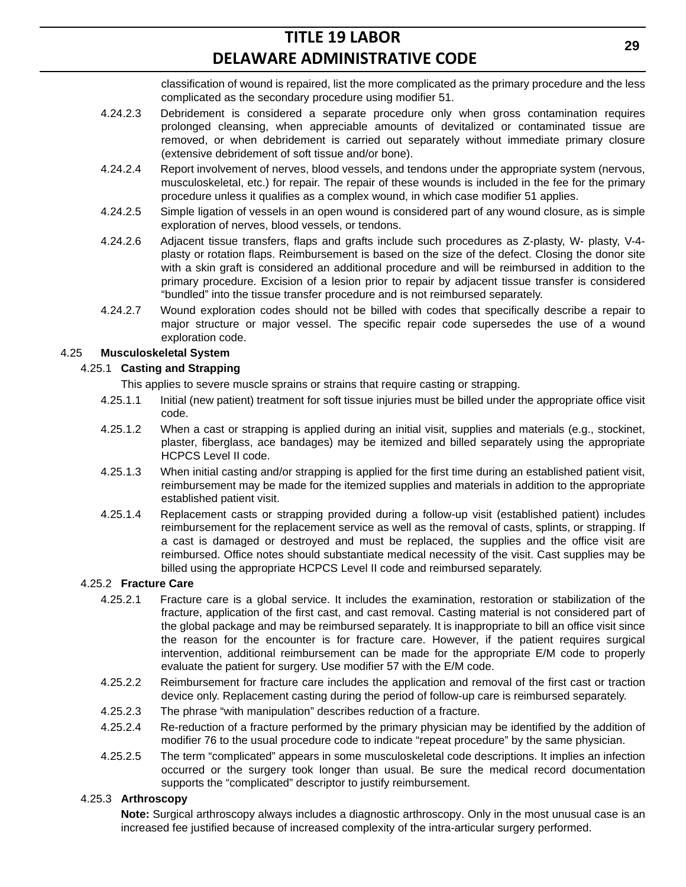classification of wound is repaired, list the more complicated as the primary procedure and the less complicated as the secondary procedure using modifier 51.

4.24.2.3 Debridement is considered a separate procedure only when gross contamination requires prolonged cleansing, when appreciable amounts of devitalized or contaminated tissue are removed, or when debridement is carried out separately without immediate primary closure (extensive debridement of soft tissue and/or bone).

4.24.2.4 Report involvement of nerves, blood vessels, and tendons under the appropriate system (nervous, musculoskeletal, etc.) for repair. The repair of these wounds is included in the fee for the primary procedure unless it qualifies as a complex wound, in which case modifier 51 applies.

4.24.2.5 Simple ligation of vessels in an open wound is considered part of any wound closure, as is simple exploration of nerves, blood vessels, or tendons.

4.24.2.6 Adjacent tissue transfers, flaps and grafts include such procedures as Z-plasty, W- plasty, V-4-plasty or rotation flaps. Reimbursement is based on the size of the defect. Closing the donor site with a skin graft is considered an additional procedure and will be reimbursed in addition to the primary procedure. Excision of a lesion prior to repair by adjacent tissue transfer is considered "bundled" into the tissue transfer procedure and is not reimbursed separately.

4.24.2.7 Wound exploration codes should not be billed with codes that specifically describe a repair to major structure or major vessel. The specific repair code supersedes the use of a wound exploration code.

4.25 **Musculoskeletal System**

4.25.1 **Casting and Strapping**

This applies to severe muscle sprains or strains that require casting or strapping.

4.25.1.1 Initial (new patient) treatment for soft tissue injuries must be billed under the appropriate office visit code.

4.25.1.2 When a cast or strapping is applied during an initial visit, supplies and materials (e.g., stockinet, plaster, fiberglass, ace bandages) may be itemized and billed separately using the appropriate HCPCS Level II code.

4.25.1.3 When initial casting and/or strapping is applied for the first time during an established patient visit, reimbursement may be made for the itemized supplies and materials in addition to the appropriate established patient visit.

4.25.1.4 Replacement casts or strapping provided during a follow-up visit (established patient) includes reimbursement for the replacement service as well as the removal of casts, splints, or strapping. If a cast is damaged or destroyed and must be replaced, the supplies and the office visit are reimbursed. Office notes should substantiate medical necessity of the visit. Cast supplies may be billed using the appropriate HCPCS Level II code and reimbursed separately.

4.25.2 **Fracture Care**

4.25.2.1 Fracture care is a global service. It includes the examination, restoration or stabilization of the fracture, application of the first cast, and cast removal. Casting material is not considered part of the global package and may be reimbursed separately. It is inappropriate to bill an office visit since the reason for the encounter is for fracture care. However, if the patient requires surgical intervention, additional reimbursement can be made for the appropriate E/M code to properly evaluate the patient for surgery. Use modifier 57 with the E/M code.

4.25.2.2 Reimbursement for fracture care includes the application and removal of the first cast or traction device only. Replacement casting during the period of follow-up care is reimbursed separately.

4.25.2.3 The phrase "with manipulation" describes reduction of a fracture.

4.25.2.4 Re-reduction of a fracture performed by the primary physician may be identified by the addition of modifier 76 to the usual procedure code to indicate "repeat procedure" by the same physician.

4.25.2.5 The term "complicated" appears in some musculoskeletal code descriptions. It implies an infection occurred or the surgery took longer than usual. Be sure the medical record documentation supports the "complicated" descriptor to justify reimbursement.

4.25.3 **Arthroscopy**

**Note:** Surgical arthroscopy always includes a diagnostic arthroscopy. Only in the most unusual case is an increased fee justified because of increased complexity of the intra-articular surgery performed.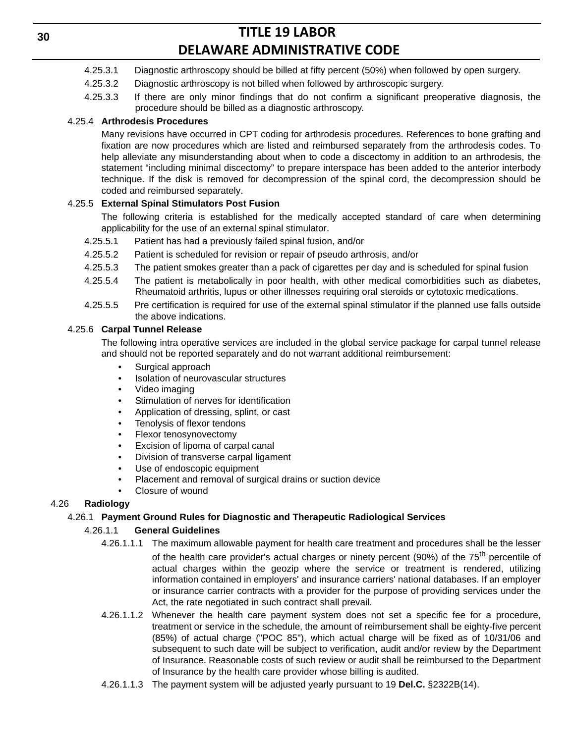4.25.3.1 Diagnostic arthroscopy should be billed at fifty percent (50%) when followed by open surgery.

4.25.3.2 Diagnostic arthroscopy is not billed when followed by arthroscopic surgery.

4.25.3.3 If there are only minor findings that do not confirm a significant preoperative diagnosis, the procedure should be billed as a diagnostic arthroscopy.

4.25.4 **Arthrodesis Procedures**

Many revisions have occurred in CPT coding for arthrodesis procedures. References to bone grafting and fixation are now procedures which are listed and reimbursed separately from the arthrodesis codes. To help alleviate any misunderstanding about when to code a discectomy in addition to an arthrodesis, the statement “including minimal discectomy” to prepare interspace has been added to the anterior interbody technique. If the disk is removed for decompression of the spinal cord, the decompression should be coded and reimbursed separately.

4.25.5 **External Spinal Stimulators Post Fusion**

The following criteria is established for the medically accepted standard of care when determining applicability for the use of an external spinal stimulator.

4.25.5.1 Patient has had a previously failed spinal fusion, and/or

4.25.5.2 Patient is scheduled for revision or repair of pseudo arthrosis, and/or

4.25.5.3 The patient smokes greater than a pack of cigarettes per day and is scheduled for spinal fusion

4.25.5.4 The patient is metabolically in poor health, with other medical comorbidities such as diabetes, Rheumatoid arthritis, lupus or other illnesses requiring oral steroids or cytotoxic medications.

4.25.5.5 Pre certification is required for use of the external spinal stimulator if the planned use falls outside the above indications.

4.25.6 **Carpal Tunnel Release**

The following intra operative services are included in the global service package for carpal tunnel release and should not be reported separately and do not warrant additional reimbursement:

- Surgical approach
- Isolation of neurovascular structures
- Video imaging
- Stimulation of nerves for identification
- Application of dressing, splint, or cast
- Tenolysis of flexor tendons
- Flexor tenosynovectomy
- Excision of lipoma of carpal canal
- Division of transverse carpal ligament
- Use of endoscopic equipment
- Placement and removal of surgical drains or suction device
- Closure of wound

4.26 **Radiology**

4.26.1 **Payment Ground Rules for Diagnostic and Therapeutic Radiological Services**

4.26.1.1 **General Guidelines**

4.26.1.1.1 The maximum allowable payment for health care treatment and procedures shall be the lesser of the health care provider's actual charges or ninety percent (90%) of the 75th percentile of actual charges within the geozip where the service or treatment is rendered, utilizing information contained in employers' and insurance carriers' national databases. If an employer or insurance carrier contracts with a provider for the purpose of providing services under the Act, the rate negotiated in such contract shall prevail.

4.26.1.1.2 Whenever the health care payment system does not set a specific fee for a procedure, treatment or service in the schedule, the amount of reimbursement shall be eighty-five percent (85%) of actual charge ("POC 85"), which actual charge will be fixed as of 10/31/06 and subsequent to such date will be subject to verification, audit and/or review by the Department of Insurance. Reasonable costs of such review or audit shall be reimbursed to the Department of Insurance by the health care provider whose billing is audited.

4.26.1.1.3 The payment system will be adjusted yearly pursuant to 19 **Del.C.** §2322B(14).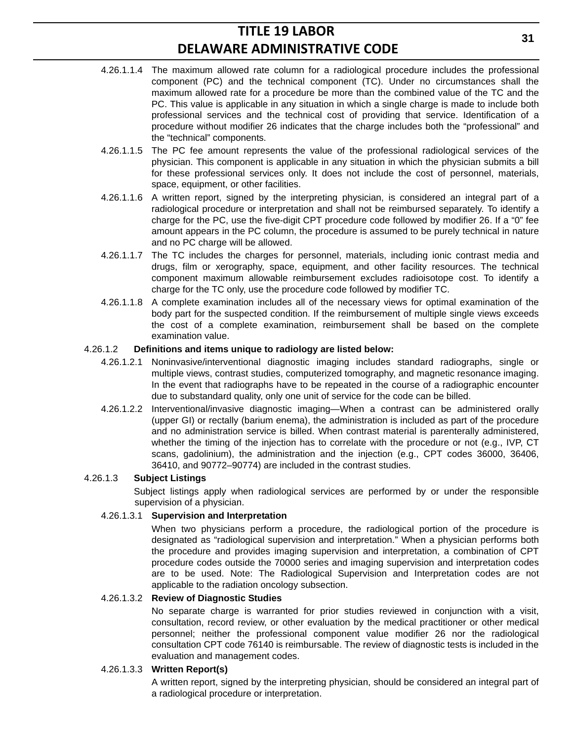4.26.1.1.4 The maximum allowed rate column for a radiological procedure includes the professional component (PC) and the technical component (TC). Under no circumstances shall the maximum allowed rate for a procedure be more than the combined value of the TC and the PC. This value is applicable in any situation in which a single charge is made to include both professional services and the technical cost of providing that service. Identification of a procedure without modifier 26 indicates that the charge includes both the "professional" and the "technical" components.

4.26.1.1.5 The PC fee amount represents the value of the professional radiological services of the physician. This component is applicable in any situation in which the physician submits a bill for these professional services only. It does not include the cost of personnel, materials, space, equipment, or other facilities.

4.26.1.1.6 A written report, signed by the interpreting physician, is considered an integral part of a radiological procedure or interpretation and shall not be reimbursed separately. To identify a charge for the PC, use the five-digit CPT procedure code followed by modifier 26. If a "0" fee amount appears in the PC column, the procedure is assumed to be purely technical in nature and no PC charge will be allowed.

4.26.1.1.7 The TC includes the charges for personnel, materials, including ionic contrast media and drugs, film or xerography, space, equipment, and other facility resources. The technical component maximum allowable reimbursement excludes radioisotope cost. To identify a charge for the TC only, use the procedure code followed by modifier TC.

4.26.1.1.8 A complete examination includes all of the necessary views for optimal examination of the body part for the suspected condition. If the reimbursement of multiple single views exceeds the cost of a complete examination, reimbursement shall be based on the complete examination value.

4.26.1.2 **Definitions and items unique to radiology are listed below:**

4.26.1.2.1 Noninvasive/interventional diagnostic imaging includes standard radiographs, single or multiple views, contrast studies, computerized tomography, and magnetic resonance imaging. In the event that radiographs have to be repeated in the course of a radiographic encounter due to substandard quality, only one unit of service for the code can be billed.

4.26.1.2.2 Interventional/invasive diagnostic imaging—When a contrast can be administered orally (upper GI) or rectally (barium enema), the administration is included as part of the procedure and no administration service is billed. When contrast material is parenterally administered, whether the timing of the injection has to correlate with the procedure or not (e.g., IVP, CT scans, gadolinium), the administration and the injection (e.g., CPT codes 36000, 36406, 36410, and 90772–90774) are included in the contrast studies.

4.26.1.3 **Subject Listings**

Subject listings apply when radiological services are performed by or under the responsible supervision of a physician.

4.26.1.3.1 **Supervision and Interpretation**

When two physicians perform a procedure, the radiological portion of the procedure is designated as "radiological supervision and interpretation." When a physician performs both the procedure and provides imaging supervision and interpretation, a combination of CPT procedure codes outside the 70000 series and imaging supervision and interpretation codes are to be used. Note: The Radiological Supervision and Interpretation codes are not applicable to the radiation oncology subsection.

4.26.1.3.2 **Review of Diagnostic Studies**

No separate charge is warranted for prior studies reviewed in conjunction with a visit, consultation, record review, or other evaluation by the medical practitioner or other medical personnel; neither the professional component value modifier 26 nor the radiological consultation CPT code 76140 is reimbursable. The review of diagnostic tests is included in the evaluation and management codes.

4.26.1.3.3 **Written Report(s)**

A written report, signed by the interpreting physician, should be considered an integral part of a radiological procedure or interpretation.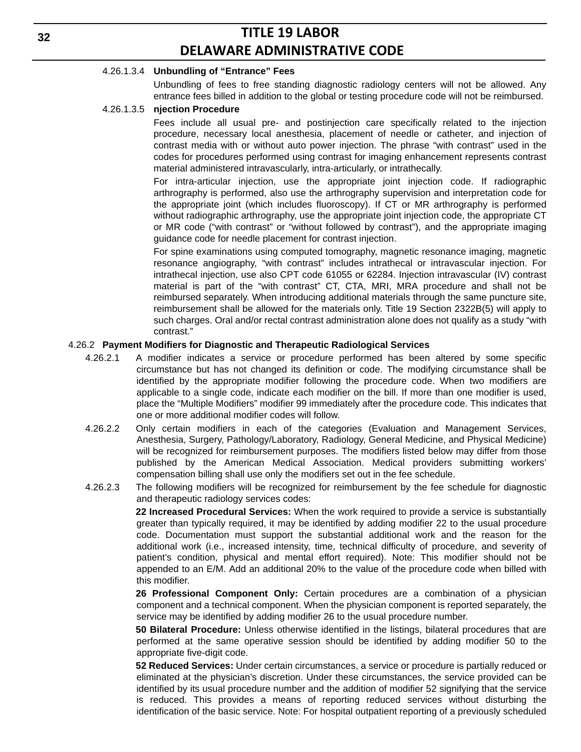4.26.1.3.4 **Unbundling of "Entrance" Fees**

Unbundling of fees to free standing diagnostic radiology centers will not be allowed. Any entrance fees billed in addition to the global or testing procedure code will not be reimbursed.

4.26.1.3.5 **njection Procedure**

Fees include all usual pre- and postinjection care specifically related to the injection procedure, necessary local anesthesia, placement of needle or catheter, and injection of contrast media with or without auto power injection. The phrase "with contrast" used in the codes for procedures performed using contrast for imaging enhancement represents contrast material administered intravascularly, intra-articularly, or intrathecally.

For intra-articular injection, use the appropriate joint injection code. If radiographic arthrography is performed, also use the arthrography supervision and interpretation code for the appropriate joint (which includes fluoroscopy). If CT or MR arthrography is performed without radiographic arthrography, use the appropriate joint injection code, the appropriate CT or MR code ("with contrast" or "without followed by contrast"), and the appropriate imaging guidance code for needle placement for contrast injection.

For spine examinations using computed tomography, magnetic resonance imaging, magnetic resonance angiography, "with contrast" includes intrathecal or intravascular injection. For intrathecal injection, use also CPT code 61055 or 62284. Injection intravascular (IV) contrast material is part of the "with contrast" CT, CTA, MRI, MRA procedure and shall not be reimbursed separately. When introducing additional materials through the same puncture site, reimbursement shall be allowed for the materials only. Title 19 Section 2322B(5) will apply to such charges. Oral and/or rectal contrast administration alone does not qualify as a study "with contrast."

4.26.2 **Payment Modifiers for Diagnostic and Therapeutic Radiological Services**

4.26.2.1 A modifier indicates a service or procedure performed has been altered by some specific circumstance but has not changed its definition or code. The modifying circumstance shall be identified by the appropriate modifier following the procedure code. When two modifiers are applicable to a single code, indicate each modifier on the bill. If more than one modifier is used, place the "Multiple Modifiers" modifier 99 immediately after the procedure code. This indicates that one or more additional modifier codes will follow.

4.26.2.2 Only certain modifiers in each of the categories (Evaluation and Management Services, Anesthesia, Surgery, Pathology/Laboratory, Radiology, General Medicine, and Physical Medicine) will be recognized for reimbursement purposes. The modifiers listed below may differ from those published by the American Medical Association. Medical providers submitting workers' compensation billing shall use only the modifiers set out in the fee schedule.

4.26.2.3 The following modifiers will be recognized for reimbursement by the fee schedule for diagnostic and therapeutic radiology services codes:

**22 Increased Procedural Services:** When the work required to provide a service is substantially greater than typically required, it may be identified by adding modifier 22 to the usual procedure code. Documentation must support the substantial additional work and the reason for the additional work (i.e., increased intensity, time, technical difficulty of procedure, and severity of patient's condition, physical and mental effort required). Note: This modifier should not be appended to an E/M. Add an additional 20% to the value of the procedure code when billed with this modifier.

**26 Professional Component Only:** Certain procedures are a combination of a physician component and a technical component. When the physician component is reported separately, the service may be identified by adding modifier 26 to the usual procedure number.

**50 Bilateral Procedure:** Unless otherwise identified in the listings, bilateral procedures that are performed at the same operative session should be identified by adding modifier 50 to the appropriate five-digit code.

**52 Reduced Services:** Under certain circumstances, a service or procedure is partially reduced or eliminated at the physician's discretion. Under these circumstances, the service provided can be identified by its usual procedure number and the addition of modifier 52 signifying that the service is reduced. This provides a means of reporting reduced services without disturbing the identification of the basic service. Note: For hospital outpatient reporting of a previously scheduled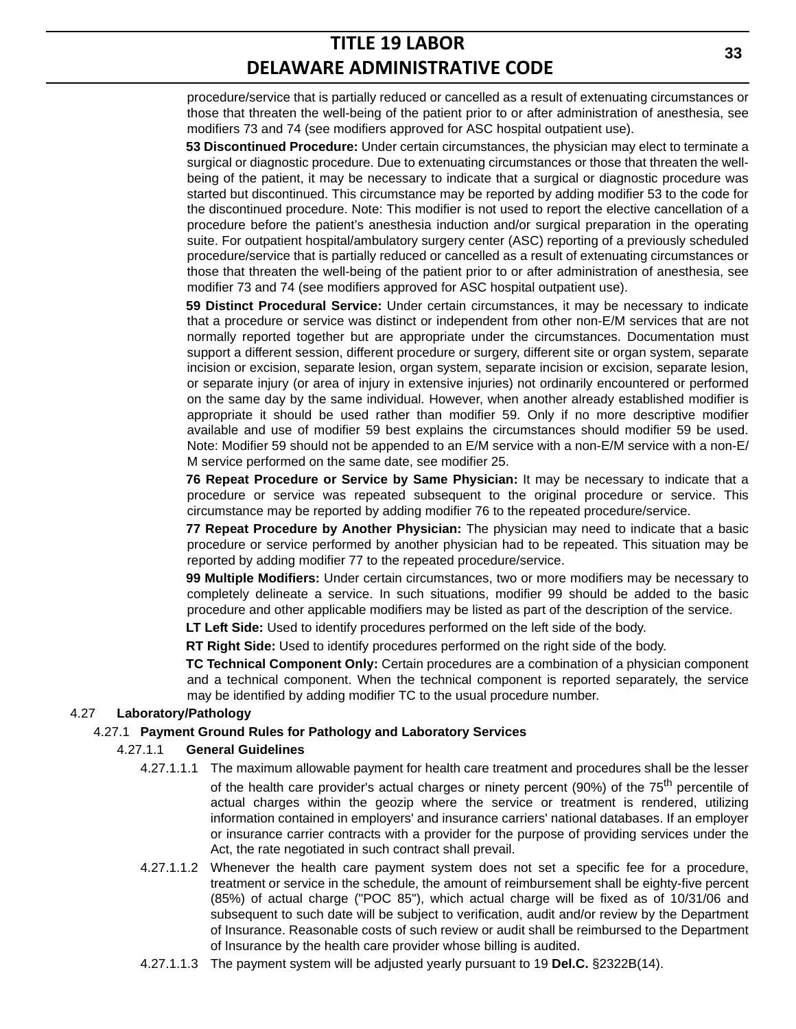procedure/service that is partially reduced or cancelled as a result of extenuating circumstances or those that threaten the well-being of the patient prior to or after administration of anesthesia, see modifiers 73 and 74 (see modifiers approved for ASC hospital outpatient use).

**53 Discontinued Procedure:** Under certain circumstances, the physician may elect to terminate a surgical or diagnostic procedure. Due to extenuating circumstances or those that threaten the well-being of the patient, it may be necessary to indicate that a surgical or diagnostic procedure was started but discontinued. This circumstance may be reported by adding modifier 53 to the code for the discontinued procedure. Note: This modifier is not used to report the elective cancellation of a procedure before the patient's anesthesia induction and/or surgical preparation in the operating suite. For outpatient hospital/ambulatory surgery center (ASC) reporting of a previously scheduled procedure/service that is partially reduced or cancelled as a result of extenuating circumstances or those that threaten the well-being of the patient prior to or after administration of anesthesia, see modifier 73 and 74 (see modifiers approved for ASC hospital outpatient use).

**59 Distinct Procedural Service:** Under certain circumstances, it may be necessary to indicate that a procedure or service was distinct or independent from other non-E/M services that are not normally reported together but are appropriate under the circumstances. Documentation must support a different session, different procedure or surgery, different site or organ system, separate incision or excision, separate lesion, organ system, separate incision or excision, separate lesion, or separate injury (or area of injury in extensive injuries) not ordinarily encountered or performed on the same day by the same individual. However, when another already established modifier is appropriate it should be used rather than modifier 59. Only if no more descriptive modifier available and use of modifier 59 best explains the circumstances should modifier 59 be used. Note: Modifier 59 should not be appended to an E/M service with a non-E/M service with a non-E/M service performed on the same date, see modifier 25.

**76 Repeat Procedure or Service by Same Physician:** It may be necessary to indicate that a procedure or service was repeated subsequent to the original procedure or service. This circumstance may be reported by adding modifier 76 to the repeated procedure/service.

**77 Repeat Procedure by Another Physician:** The physician may need to indicate that a basic procedure or service performed by another physician had to be repeated. This situation may be reported by adding modifier 77 to the repeated procedure/service.

**99 Multiple Modifiers:** Under certain circumstances, two or more modifiers may be necessary to completely delineate a service. In such situations, modifier 99 should be added to the basic procedure and other applicable modifiers may be listed as part of the description of the service.

**LT Left Side:** Used to identify procedures performed on the left side of the body.

**RT Right Side:** Used to identify procedures performed on the right side of the body.

**TC Technical Component Only:** Certain procedures are a combination of a physician component and a technical component. When the technical component is reported separately, the service may be identified by adding modifier TC to the usual procedure number.

4.27 **Laboratory/Pathology**

4.27.1 **Payment Ground Rules for Pathology and Laboratory Services**

4.27.1.1 **General Guidelines**

4.27.1.1.1 The maximum allowable payment for health care treatment and procedures shall be the lesser of the health care provider's actual charges or ninety percent (90%) of the $75^{th}$ percentile of actual charges within the geozip where the service or treatment is rendered, utilizing information contained in employers' and insurance carriers' national databases. If an employer or insurance carrier contracts with a provider for the purpose of providing services under the Act, the rate negotiated in such contract shall prevail.

4.27.1.1.2 Whenever the health care payment system does not set a specific fee for a procedure, treatment or service in the schedule, the amount of reimbursement shall be eighty-five percent (85%) of actual charge ("POC 85"), which actual charge will be fixed as of 10/31/06 and subsequent to such date will be subject to verification, audit and/or review by the Department of Insurance. Reasonable costs of such review or audit shall be reimbursed to the Department of Insurance by the health care provider whose billing is audited.

4.27.1.1.3 The payment system will be adjusted yearly pursuant to 19 **Del.C.** §2322B(14).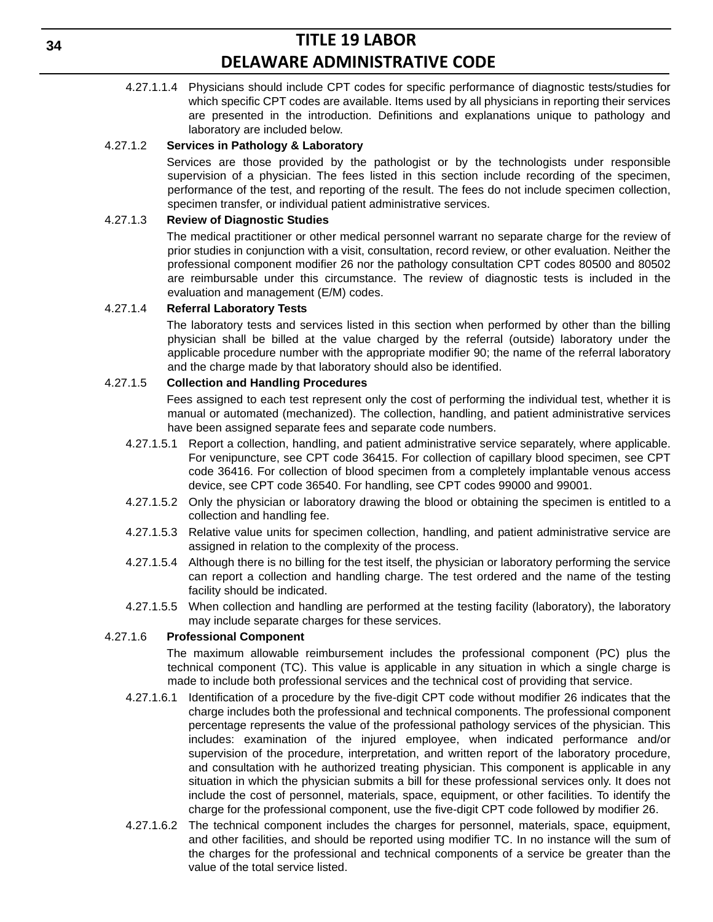4.27.1.1.4 Physicians should include CPT codes for specific performance of diagnostic tests/studies for which specific CPT codes are available. Items used by all physicians in reporting their services are presented in the introduction. Definitions and explanations unique to pathology and laboratory are included below.

4.27.1.2 **Services in Pathology & Laboratory**

Services are those provided by the pathologist or by the technologists under responsible supervision of a physician. The fees listed in this section include recording of the specimen, performance of the test, and reporting of the result. The fees do not include specimen collection, specimen transfer, or individual patient administrative services.

4.27.1.3 **Review of Diagnostic Studies**

The medical practitioner or other medical personnel warrant no separate charge for the review of prior studies in conjunction with a visit, consultation, record review, or other evaluation. Neither the professional component modifier 26 nor the pathology consultation CPT codes 80500 and 80502 are reimbursable under this circumstance. The review of diagnostic tests is included in the evaluation and management (E/M) codes.

4.27.1.4 **Referral Laboratory Tests**

The laboratory tests and services listed in this section when performed by other than the billing physician shall be billed at the value charged by the referral (outside) laboratory under the applicable procedure number with the appropriate modifier 90; the name of the referral laboratory and the charge made by that laboratory should also be identified.

4.27.1.5 **Collection and Handling Procedures**

Fees assigned to each test represent only the cost of performing the individual test, whether it is manual or automated (mechanized). The collection, handling, and patient administrative services have been assigned separate fees and separate code numbers.

4.27.1.5.1 Report a collection, handling, and patient administrative service separately, where applicable. For venipuncture, see CPT code 36415. For collection of capillary blood specimen, see CPT code 36416. For collection of blood specimen from a completely implantable venous access device, see CPT code 36540. For handling, see CPT codes 99000 and 99001.

4.27.1.5.2 Only the physician or laboratory drawing the blood or obtaining the specimen is entitled to a collection and handling fee.

4.27.1.5.3 Relative value units for specimen collection, handling, and patient administrative service are assigned in relation to the complexity of the process.

4.27.1.5.4 Although there is no billing for the test itself, the physician or laboratory performing the service can report a collection and handling charge. The test ordered and the name of the testing facility should be indicated.

4.27.1.5.5 When collection and handling are performed at the testing facility (laboratory), the laboratory may include separate charges for these services.

4.27.1.6 **Professional Component**

The maximum allowable reimbursement includes the professional component (PC) plus the technical component (TC). This value is applicable in any situation in which a single charge is made to include both professional services and the technical cost of providing that service.

4.27.1.6.1 Identification of a procedure by the five-digit CPT code without modifier 26 indicates that the charge includes both the professional and technical components. The professional component percentage represents the value of the professional pathology services of the physician. This includes: examination of the injured employee, when indicated performance and/or supervision of the procedure, interpretation, and written report of the laboratory procedure, and consultation with he authorized treating physician. This component is applicable in any situation in which the physician submits a bill for these professional services only. It does not include the cost of personnel, materials, space, equipment, or other facilities. To identify the charge for the professional component, use the five-digit CPT code followed by modifier 26.

4.27.1.6.2 The technical component includes the charges for personnel, materials, space, equipment, and other facilities, and should be reported using modifier TC. In no instance will the sum of the charges for the professional and technical components of a service be greater than the value of the total service listed.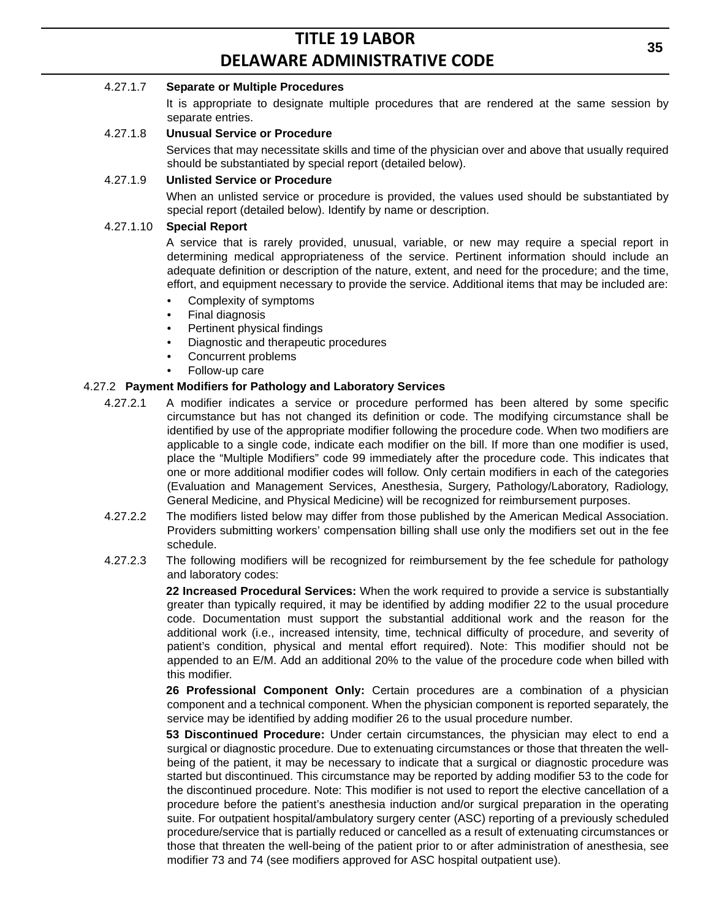4.27.1.7 **Separate or Multiple Procedures**

It is appropriate to designate multiple procedures that are rendered at the same session by separate entries.

4.27.1.8 **Unusual Service or Procedure**

Services that may necessitate skills and time of the physician over and above that usually required should be substantiated by special report (detailed below).

4.27.1.9 **Unlisted Service or Procedure**

When an unlisted service or procedure is provided, the values used should be substantiated by special report (detailed below). Identify by name or description.

4.27.1.10 **Special Report**

A service that is rarely provided, unusual, variable, or new may require a special report in determining medical appropriateness of the service. Pertinent information should include an adequate definition or description of the nature, extent, and need for the procedure; and the time, effort, and equipment necessary to provide the service. Additional items that may be included are:

- Complexity of symptoms
- Final diagnosis
- Pertinent physical findings
- Diagnostic and therapeutic procedures
- Concurrent problems
- Follow-up care

4.27.2 **Payment Modifiers for Pathology and Laboratory Services**

4.27.2.1 A modifier indicates a service or procedure performed has been altered by some specific circumstance but has not changed its definition or code. The modifying circumstance shall be identified by use of the appropriate modifier following the procedure code. When two modifiers are applicable to a single code, indicate each modifier on the bill. If more than one modifier is used, place the "Multiple Modifiers" code 99 immediately after the procedure code. This indicates that one or more additional modifier codes will follow. Only certain modifiers in each of the categories (Evaluation and Management Services, Anesthesia, Surgery, Pathology/Laboratory, Radiology, General Medicine, and Physical Medicine) will be recognized for reimbursement purposes.

4.27.2.2 The modifiers listed below may differ from those published by the American Medical Association. Providers submitting workers' compensation billing shall use only the modifiers set out in the fee schedule.

4.27.2.3 The following modifiers will be recognized for reimbursement by the fee schedule for pathology and laboratory codes:

**22 Increased Procedural Services:** When the work required to provide a service is substantially greater than typically required, it may be identified by adding modifier 22 to the usual procedure code. Documentation must support the substantial additional work and the reason for the additional work (i.e., increased intensity, time, technical difficulty of procedure, and severity of patient's condition, physical and mental effort required). Note: This modifier should not be appended to an E/M. Add an additional 20% to the value of the procedure code when billed with this modifier.

**26 Professional Component Only:** Certain procedures are a combination of a physician component and a technical component. When the physician component is reported separately, the service may be identified by adding modifier 26 to the usual procedure number.

**53 Discontinued Procedure:** Under certain circumstances, the physician may elect to end a surgical or diagnostic procedure. Due to extenuating circumstances or those that threaten the well-being of the patient, it may be necessary to indicate that a surgical or diagnostic procedure was started but discontinued. This circumstance may be reported by adding modifier 53 to the code for the discontinued procedure. Note: This modifier is not used to report the elective cancellation of a procedure before the patient's anesthesia induction and/or surgical preparation in the operating suite. For outpatient hospital/ambulatory surgery center (ASC) reporting of a previously scheduled procedure/service that is partially reduced or cancelled as a result of extenuating circumstances or those that threaten the well-being of the patient prior to or after administration of anesthesia, see modifier 73 and 74 (see modifiers approved for ASC hospital outpatient use).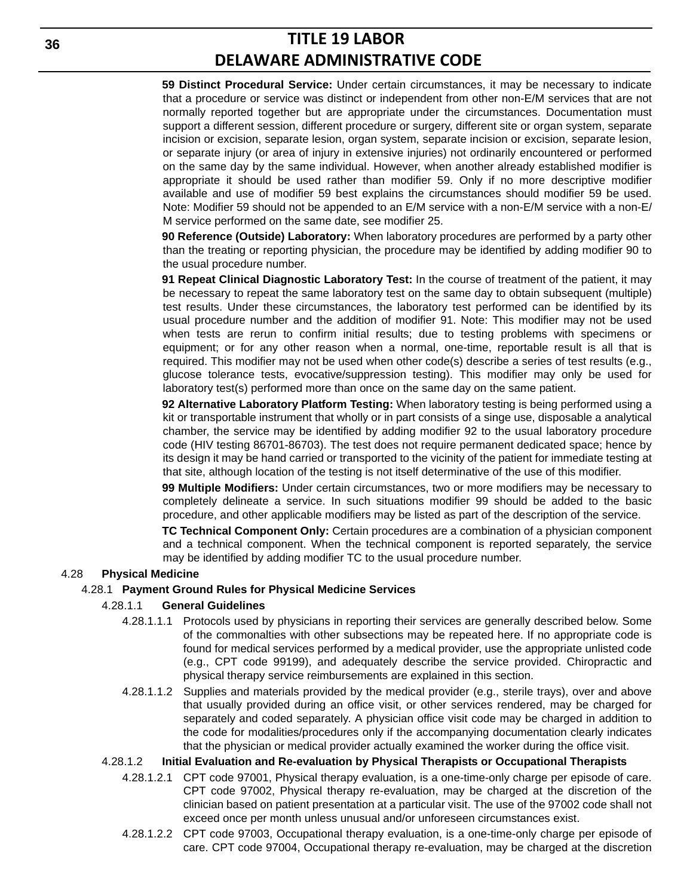**59 Distinct Procedural Service:** Under certain circumstances, it may be necessary to indicate that a procedure or service was distinct or independent from other non-E/M services that are not normally reported together but are appropriate under the circumstances. Documentation must support a different session, different procedure or surgery, different site or organ system, separate incision or excision, separate lesion, organ system, separate incision or excision, separate lesion, or separate injury (or area of injury in extensive injuries) not ordinarily encountered or performed on the same day by the same individual. However, when another already established modifier is appropriate it should be used rather than modifier 59. Only if no more descriptive modifier available and use of modifier 59 best explains the circumstances should modifier 59 be used. Note: Modifier 59 should not be appended to an E/M service with a non-E/M service with a non-E/M service performed on the same date, see modifier 25.

**90 Reference (Outside) Laboratory:** When laboratory procedures are performed by a party other than the treating or reporting physician, the procedure may be identified by adding modifier 90 to the usual procedure number.

**91 Repeat Clinical Diagnostic Laboratory Test:** In the course of treatment of the patient, it may be necessary to repeat the same laboratory test on the same day to obtain subsequent (multiple) test results. Under these circumstances, the laboratory test performed can be identified by its usual procedure number and the addition of modifier 91. Note: This modifier may not be used when tests are rerun to confirm initial results; due to testing problems with specimens or equipment; or for any other reason when a normal, one-time, reportable result is all that is required. This modifier may not be used when other code(s) describe a series of test results (e.g., glucose tolerance tests, evocative/suppression testing). This modifier may only be used for laboratory test(s) performed more than once on the same day on the same patient.

**92 Alternative Laboratory Platform Testing:** When laboratory testing is being performed using a kit or transportable instrument that wholly or in part consists of a singe use, disposable a analytical chamber, the service may be identified by adding modifier 92 to the usual laboratory procedure code (HIV testing 86701-86703). The test does not require permanent dedicated space; hence by its design it may be hand carried or transported to the vicinity of the patient for immediate testing at that site, although location of the testing is not itself determinative of the use of this modifier.

**99 Multiple Modifiers:** Under certain circumstances, two or more modifiers may be necessary to completely delineate a service. In such situations modifier 99 should be added to the basic procedure, and other applicable modifiers may be listed as part of the description of the service.

**TC Technical Component Only:** Certain procedures are a combination of a physician component and a technical component. When the technical component is reported separately, the service may be identified by adding modifier TC to the usual procedure number.

4.28 **Physical Medicine**

4.28.1 **Payment Ground Rules for Physical Medicine Services**

4.28.1.1 **General Guidelines**

4.28.1.1.1 Protocols used by physicians in reporting their services are generally described below. Some of the commonalties with other subsections may be repeated here. If no appropriate code is found for medical services performed by a medical provider, use the appropriate unlisted code (e.g., CPT code 99199), and adequately describe the service provided. Chiropractic and physical therapy service reimbursements are explained in this section.

4.28.1.1.2 Supplies and materials provided by the medical provider (e.g., sterile trays), over and above that usually provided during an office visit, or other services rendered, may be charged for separately and coded separately. A physician office visit code may be charged in addition to the code for modalities/procedures only if the accompanying documentation clearly indicates that the physician or medical provider actually examined the worker during the office visit.

4.28.1.2 **Initial Evaluation and Re-evaluation by Physical Therapists or Occupational Therapists**

4.28.1.2.1 CPT code 97001, Physical therapy evaluation, is a one-time-only charge per episode of care. CPT code 97002, Physical therapy re-evaluation, may be charged at the discretion of the clinician based on patient presentation at a particular visit. The use of the 97002 code shall not exceed once per month unless unusual and/or unforeseen circumstances exist.

4.28.1.2.2 CPT code 97003, Occupational therapy evaluation, is a one-time-only charge per episode of care. CPT code 97004, Occupational therapy re-evaluation, may be charged at the discretion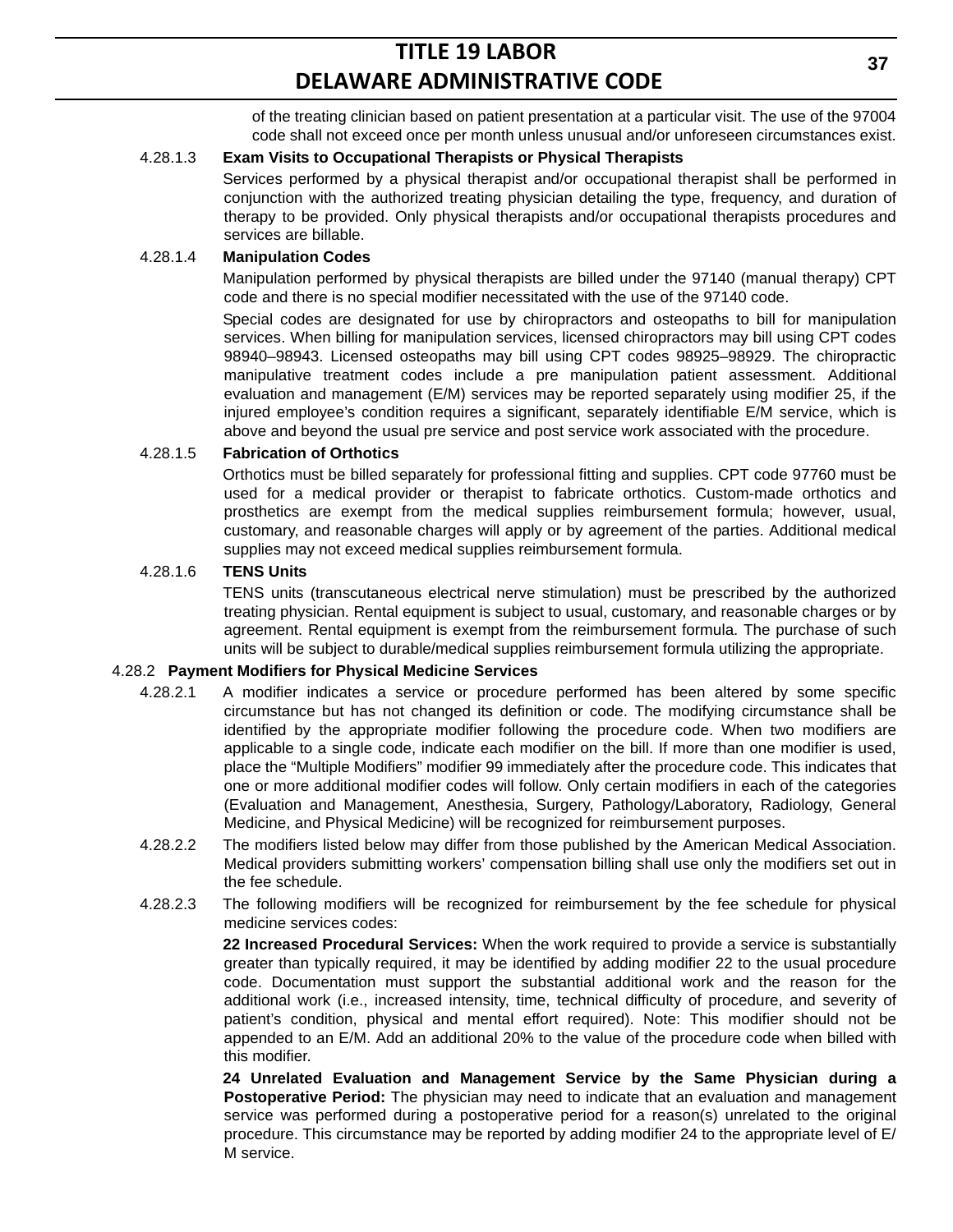of the treating clinician based on patient presentation at a particular visit. The use of the 97004 code shall not exceed once per month unless unusual and/or unforeseen circumstances exist.

4.28.1.3 **Exam Visits to Occupational Therapists or Physical Therapists**

Services performed by a physical therapist and/or occupational therapist shall be performed in conjunction with the authorized treating physician detailing the type, frequency, and duration of therapy to be provided. Only physical therapists and/or occupational therapists procedures and services are billable.

4.28.1.4 **Manipulation Codes**

Manipulation performed by physical therapists are billed under the 97140 (manual therapy) CPT code and there is no special modifier necessitated with the use of the 97140 code.

Special codes are designated for use by chiropractors and osteopaths to bill for manipulation services. When billing for manipulation services, licensed chiropractors may bill using CPT codes 98940–98943. Licensed osteopaths may bill using CPT codes 98925–98929. The chiropractic manipulative treatment codes include a pre manipulation patient assessment. Additional evaluation and management (E/M) services may be reported separately using modifier 25, if the injured employee's condition requires a significant, separately identifiable E/M service, which is above and beyond the usual pre service and post service work associated with the procedure.

4.28.1.5 **Fabrication of Orthotics**

Orthotics must be billed separately for professional fitting and supplies. CPT code 97760 must be used for a medical provider or therapist to fabricate orthotics. Custom-made orthotics and prosthetics are exempt from the medical supplies reimbursement formula; however, usual, customary, and reasonable charges will apply or by agreement of the parties. Additional medical supplies may not exceed medical supplies reimbursement formula.

4.28.1.6 **TENS Units**

TENS units (transcutaneous electrical nerve stimulation) must be prescribed by the authorized treating physician. Rental equipment is subject to usual, customary, and reasonable charges or by agreement. Rental equipment is exempt from the reimbursement formula. The purchase of such units will be subject to durable/medical supplies reimbursement formula utilizing the appropriate.

4.28.2 **Payment Modifiers for Physical Medicine Services**

4.28.2.1 A modifier indicates a service or procedure performed has been altered by some specific circumstance but has not changed its definition or code. The modifying circumstance shall be identified by the appropriate modifier following the procedure code. When two modifiers are applicable to a single code, indicate each modifier on the bill. If more than one modifier is used, place the "Multiple Modifiers" modifier 99 immediately after the procedure code. This indicates that one or more additional modifier codes will follow. Only certain modifiers in each of the categories (Evaluation and Management, Anesthesia, Surgery, Pathology/Laboratory, Radiology, General Medicine, and Physical Medicine) will be recognized for reimbursement purposes.

4.28.2.2 The modifiers listed below may differ from those published by the American Medical Association. Medical providers submitting workers' compensation billing shall use only the modifiers set out in the fee schedule.

4.28.2.3 The following modifiers will be recognized for reimbursement by the fee schedule for physical medicine services codes:

**22 Increased Procedural Services:** When the work required to provide a service is substantially greater than typically required, it may be identified by adding modifier 22 to the usual procedure code. Documentation must support the substantial additional work and the reason for the additional work (i.e., increased intensity, time, technical difficulty of procedure, and severity of patient's condition, physical and mental effort required). Note: This modifier should not be appended to an E/M. Add an additional 20% to the value of the procedure code when billed with this modifier.

**24 Unrelated Evaluation and Management Service by the Same Physician during a Postoperative Period:** The physician may need to indicate that an evaluation and management service was performed during a postoperative period for a reason(s) unrelated to the original procedure. This circumstance may be reported by adding modifier 24 to the appropriate level of E/M service.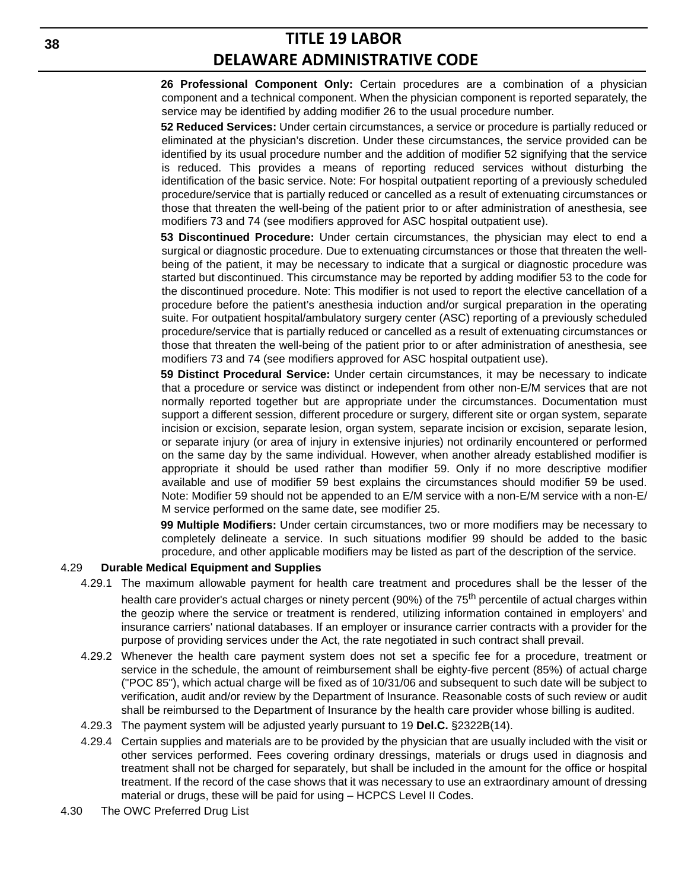**26 Professional Component Only:** Certain procedures are a combination of a physician component and a technical component. When the physician component is reported separately, the service may be identified by adding modifier 26 to the usual procedure number.

**52 Reduced Services:** Under certain circumstances, a service or procedure is partially reduced or eliminated at the physician's discretion. Under these circumstances, the service provided can be identified by its usual procedure number and the addition of modifier 52 signifying that the service is reduced. This provides a means of reporting reduced services without disturbing the identification of the basic service. Note: For hospital outpatient reporting of a previously scheduled procedure/service that is partially reduced or cancelled as a result of extenuating circumstances or those that threaten the well-being of the patient prior to or after administration of anesthesia, see modifiers 73 and 74 (see modifiers approved for ASC hospital outpatient use).

**53 Discontinued Procedure:** Under certain circumstances, the physician may elect to end a surgical or diagnostic procedure. Due to extenuating circumstances or those that threaten the well-being of the patient, it may be necessary to indicate that a surgical or diagnostic procedure was started but discontinued. This circumstance may be reported by adding modifier 53 to the code for the discontinued procedure. Note: This modifier is not used to report the elective cancellation of a procedure before the patient's anesthesia induction and/or surgical preparation in the operating suite. For outpatient hospital/ambulatory surgery center (ASC) reporting of a previously scheduled procedure/service that is partially reduced or cancelled as a result of extenuating circumstances or those that threaten the well-being of the patient prior to or after administration of anesthesia, see modifiers 73 and 74 (see modifiers approved for ASC hospital outpatient use).

**59 Distinct Procedural Service:** Under certain circumstances, it may be necessary to indicate that a procedure or service was distinct or independent from other non-E/M services that are not normally reported together but are appropriate under the circumstances. Documentation must support a different session, different procedure or surgery, different site or organ system, separate incision or excision, separate lesion, organ system, separate incision or excision, separate lesion, or separate injury (or area of injury in extensive injuries) not ordinarily encountered or performed on the same day by the same individual. However, when another already established modifier is appropriate it should be used rather than modifier 59. Only if no more descriptive modifier available and use of modifier 59 best explains the circumstances should modifier 59 be used. Note: Modifier 59 should not be appended to an E/M service with a non-E/M service with a non-E/M service performed on the same date, see modifier 25.

**99 Multiple Modifiers:** Under certain circumstances, two or more modifiers may be necessary to completely delineate a service. In such situations modifier 99 should be added to the basic procedure, and other applicable modifiers may be listed as part of the description of the service.

4.29 **Durable Medical Equipment and Supplies**

4.29.1 The maximum allowable payment for health care treatment and procedures shall be the lesser of the health care provider's actual charges or ninety percent (90%) of the 75th percentile of actual charges within the geozip where the service or treatment is rendered, utilizing information contained in employers' and insurance carriers' national databases. If an employer or insurance carrier contracts with a provider for the purpose of providing services under the Act, the rate negotiated in such contract shall prevail.

4.29.2 Whenever the health care payment system does not set a specific fee for a procedure, treatment or service in the schedule, the amount of reimbursement shall be eighty-five percent (85%) of actual charge ("POC 85"), which actual charge will be fixed as of 10/31/06 and subsequent to such date will be subject to verification, audit and/or review by the Department of Insurance. Reasonable costs of such review or audit shall be reimbursed to the Department of Insurance by the health care provider whose billing is audited.

4.29.3 The payment system will be adjusted yearly pursuant to 19 **Del.C.** §2322B(14).

4.29.4 Certain supplies and materials are to be provided by the physician that are usually included with the visit or other services performed. Fees covering ordinary dressings, materials or drugs used in diagnosis and treatment shall not be charged for separately, but shall be included in the amount for the office or hospital treatment. If the record of the case shows that it was necessary to use an extraordinary amount of dressing material or drugs, these will be paid for using – HCPCS Level II Codes.

4.30 The OWC Preferred Drug List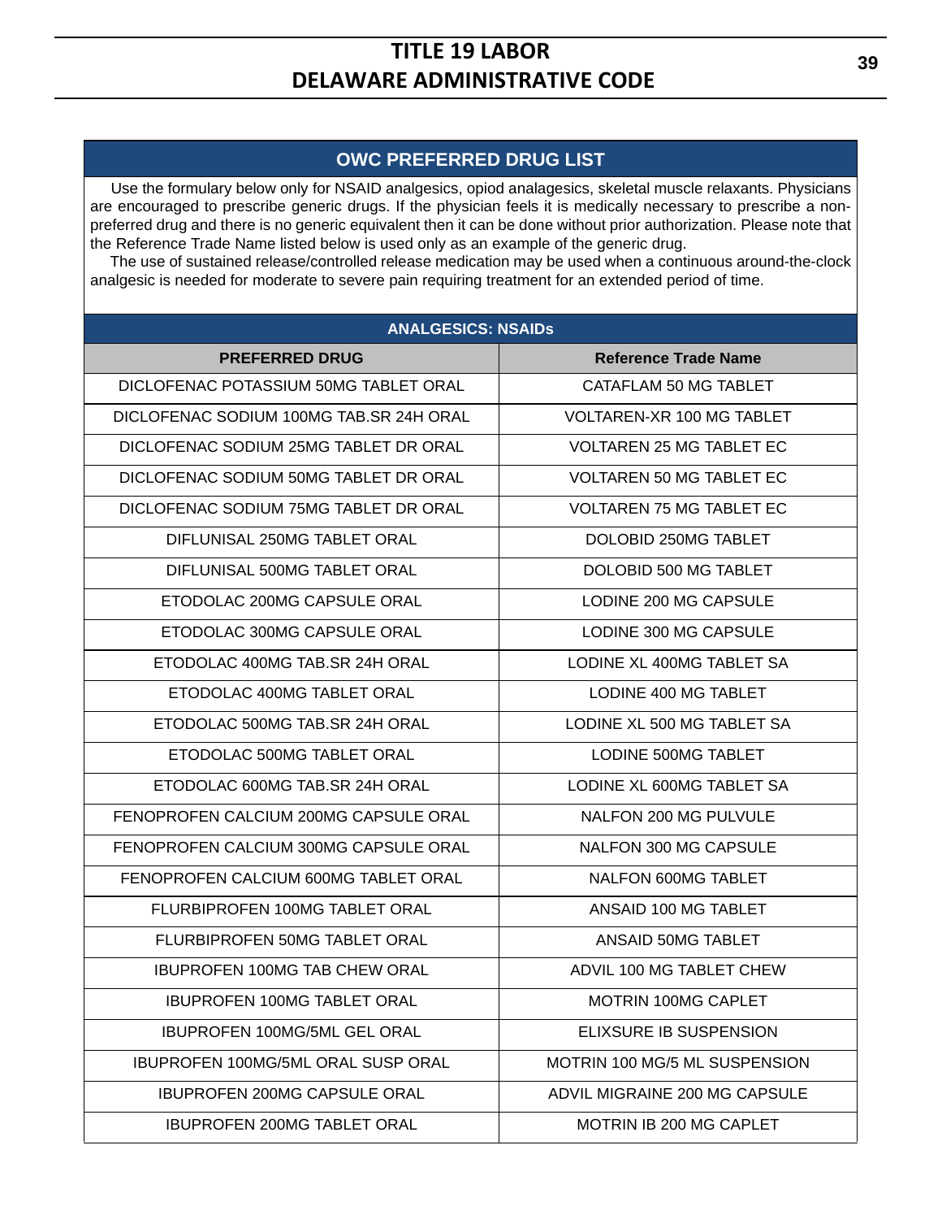## OWC PREFERRED DRUG LIST

Use the formulary below only for NSAID analgesics, opiod analagesics, skeletal muscle relaxants. Physicians are encouraged to prescribe generic drugs. If the physician feels it is medically necessary to prescribe a non-preferred drug and there is no generic equivalent then it can be done without prior authorization. Please note that the Reference Trade Name listed below is used only as an example of the generic drug.

The use of sustained release/controlled release medication may be used when a continuous around-the-clock analgesic is needed for moderate to severe pain requiring treatment for an extended period of time.

### ANALGESICS: NSAIDs

| PREFERRED DRUG | Reference Trade Name |
|---|---|
| DICLOFENAC POTASSIUM 50MG TABLET ORAL | CATAFLAM 50 MG TABLET |
| DICLOFENAC SODIUM 100MG TAB.SR 24H ORAL | VOLTAREN-XR 100 MG TABLET |
| DICLOFENAC SODIUM 25MG TABLET DR ORAL | VOLTAREN 25 MG TABLET EC |
| DICLOFENAC SODIUM 50MG TABLET DR ORAL | VOLTAREN 50 MG TABLET EC |
| DICLOFENAC SODIUM 75MG TABLET DR ORAL | VOLTAREN 75 MG TABLET EC |
| DIFLUNISAL 250MG TABLET ORAL | DOLOBID 250MG TABLET |
| DIFLUNISAL 500MG TABLET ORAL | DOLOBID 500 MG TABLET |
| ETODOLAC 200MG CAPSULE ORAL | LODINE 200 MG CAPSULE |
| ETODOLAC 300MG CAPSULE ORAL | LODINE 300 MG CAPSULE |
| ETODOLAC 400MG TAB.SR 24H ORAL | LODINE XL 400MG TABLET SA |
| ETODOLAC 400MG TABLET ORAL | LODINE 400 MG TABLET |
| ETODOLAC 500MG TAB.SR 24H ORAL | LODINE XL 500 MG TABLET SA |
| ETODOLAC 500MG TABLET ORAL | LODINE 500MG TABLET |
| ETODOLAC 600MG TAB.SR 24H ORAL | LODINE XL 600MG TABLET SA |
| FENOPROFEN CALCIUM 200MG CAPSULE ORAL | NALFON 200 MG PULVULE |
| FENOPROFEN CALCIUM 300MG CAPSULE ORAL | NALFON 300 MG CAPSULE |
| FENOPROFEN CALCIUM 600MG TABLET ORAL | NALFON 600MG TABLET |
| FLURBIPROFEN 100MG TABLET ORAL | ANSAID 100 MG TABLET |
| FLURBIPROFEN 50MG TABLET ORAL | ANSAID 50MG TABLET |
| IBUPROFEN 100MG TAB CHEW ORAL | ADVIL 100 MG TABLET CHEW |
| IBUPROFEN 100MG TABLET ORAL | MOTRIN 100MG CAPLET |
| IBUPROFEN 100MG/5ML GEL ORAL | ELIXSURE IB SUSPENSION |
| IBUPROFEN 100MG/5ML ORAL SUSP ORAL | MOTRIN 100 MG/5 ML SUSPENSION |
| IBUPROFEN 200MG CAPSULE ORAL | ADVIL MIGRAINE 200 MG CAPSULE |
| IBUPROFEN 200MG TABLET ORAL | MOTRIN IB 200 MG CAPLET |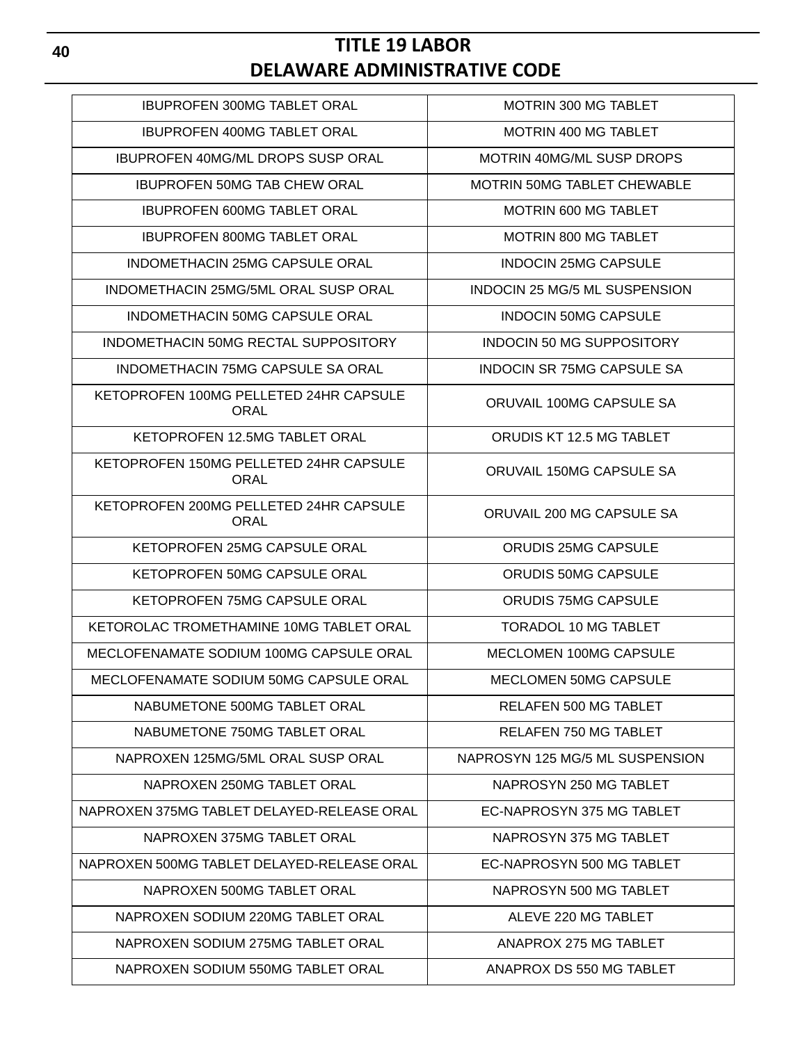| IBUPROFEN 300MG TABLET ORAL | MOTRIN 300 MG TABLET |
|---|---|
| IBUPROFEN 400MG TABLET ORAL | MOTRIN 400 MG TABLET |
| IBUPROFEN 40MG/ML DROPS SUSP ORAL | MOTRIN 40MG/ML SUSP DROPS |
| IBUPROFEN 50MG TAB CHEW ORAL | MOTRIN 50MG TABLET CHEWABLE |
| IBUPROFEN 600MG TABLET ORAL | MOTRIN 600 MG TABLET |
| IBUPROFEN 800MG TABLET ORAL | MOTRIN 800 MG TABLET |
| INDOMETHACIN 25MG CAPSULE ORAL | INDOCIN 25MG CAPSULE |
| INDOMETHACIN 25MG/5ML ORAL SUSP ORAL | INDOCIN 25 MG/5 ML SUSPENSION |
| INDOMETHACIN 50MG CAPSULE ORAL | INDOCIN 50MG CAPSULE |
| INDOMETHACIN 50MG RECTAL SUPPOSITORY | INDOCIN 50 MG SUPPOSITORY |
| INDOMETHACIN 75MG CAPSULE SA ORAL | INDOCIN SR 75MG CAPSULE SA |
| KETOPROFEN 100MG PELLETED 24HR CAPSULE ORAL | ORUVAIL 100MG CAPSULE SA |
| KETOPROFEN 12.5MG TABLET ORAL | ORUDIS KT 12.5 MG TABLET |
| KETOPROFEN 150MG PELLETED 24HR CAPSULE ORAL | ORUVAIL 150MG CAPSULE SA |
| KETOPROFEN 200MG PELLETED 24HR CAPSULE ORAL | ORUVAIL 200 MG CAPSULE SA |
| KETOPROFEN 25MG CAPSULE ORAL | ORUDIS 25MG CAPSULE |
| KETOPROFEN 50MG CAPSULE ORAL | ORUDIS 50MG CAPSULE |
| KETOPROFEN 75MG CAPSULE ORAL | ORUDIS 75MG CAPSULE |
| KETOROLAC TROMETHAMINE 10MG TABLET ORAL | TORADOL 10 MG TABLET |
| MECLOFENAMATE SODIUM 100MG CAPSULE ORAL | MECLOMEN 100MG CAPSULE |
| MECLOFENAMATE SODIUM 50MG CAPSULE ORAL | MECLOMEN 50MG CAPSULE |
| NABUMETONE 500MG TABLET ORAL | RELAFEN 500 MG TABLET |
| NABUMETONE 750MG TABLET ORAL | RELAFEN 750 MG TABLET |
| NAPROXEN 125MG/5ML ORAL SUSP ORAL | NAPROSYN 125 MG/5 ML SUSPENSION |
| NAPROXEN 250MG TABLET ORAL | NAPROSYN 250 MG TABLET |
| NAPROXEN 375MG TABLET DELAYED-RELEASE ORAL | EC-NAPROSYN 375 MG TABLET |
| NAPROXEN 375MG TABLET ORAL | NAPROSYN 375 MG TABLET |
| NAPROXEN 500MG TABLET DELAYED-RELEASE ORAL | EC-NAPROSYN 500 MG TABLET |
| NAPROXEN 500MG TABLET ORAL | NAPROSYN 500 MG TABLET |
| NAPROXEN SODIUM 220MG TABLET ORAL | ALEVE 220 MG TABLET |
| NAPROXEN SODIUM 275MG TABLET ORAL | ANAPROX 275 MG TABLET |
| NAPROXEN SODIUM 550MG TABLET ORAL | ANAPROX DS 550 MG TABLET |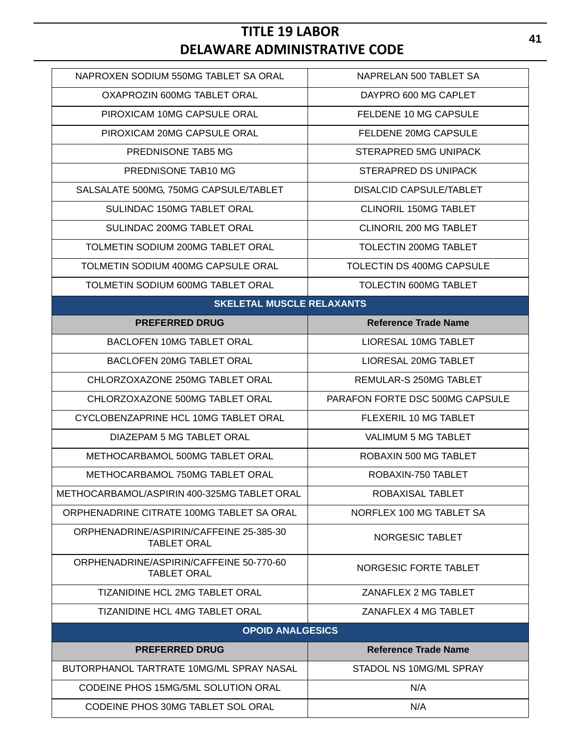| | |
|---|---|
| NAPROXEN SODIUM 550MG TABLET SA ORAL | NAPRELAN 500 TABLET SA |
| OXAPROZIN 600MG TABLET ORAL | DAYPRO 600 MG CAPLET |
| PIROXICAM 10MG CAPSULE ORAL | FELDENE 10 MG CAPSULE |
| PIROXICAM 20MG CAPSULE ORAL | FELDENE 20MG CAPSULE |
| PREDNISONE TAB5 MG | STERAPRED 5MG UNIPACK |
| PREDNISONE TAB10 MG | STERAPRED DS UNIPACK |
| SALSALATE 500MG, 750MG CAPSULE/TABLET | DISALCID CAPSULE/TABLET |
| SULINDAC 150MG TABLET ORAL | CLINORIL 150MG TABLET |
| SULINDAC 200MG TABLET ORAL | CLINORIL 200 MG TABLET |
| TOLMETIN SODIUM 200MG TABLET ORAL | TOLECTIN 200MG TABLET |
| TOLMETIN SODIUM 400MG CAPSULE ORAL | TOLECTIN DS 400MG CAPSULE |
| TOLMETIN SODIUM 600MG TABLET ORAL | TOLECTIN 600MG TABLET |
| **SKELETAL MUSCLE RELAXANTS** | |
| **PREFERRED DRUG** | **Reference Trade Name** |
| BACLOFEN 10MG TABLET ORAL | LIORESAL 10MG TABLET |
| BACLOFEN 20MG TABLET ORAL | LIORESAL 20MG TABLET |
| CHLORZOXAZONE 250MG TABLET ORAL | REMULAR-S 250MG TABLET |
| CHLORZOXAZONE 500MG TABLET ORAL | PARAFON FORTE DSC 500MG CAPSULE |
| CYCLOBENZAPRINE HCL 10MG TABLET ORAL | FLEXERIL 10 MG TABLET |
| DIAZEPAM 5 MG TABLET ORAL | VALIMUM 5 MG TABLET |
| METHOCARBAMOL 500MG TABLET ORAL | ROBAXIN 500 MG TABLET |
| METHOCARBAMOL 750MG TABLET ORAL | ROBAXIN-750 TABLET |
| METHOCARBAMOL/ASPIRIN 400-325MG TABLET ORAL | ROBAXISAL TABLET |
| ORPHENADRINE CITRATE 100MG TABLET SA ORAL | NORFLEX 100 MG TABLET SA |
| ORPHENADRINE/ASPIRIN/CAFFEINE 25-385-30 TABLET ORAL | NORGESIC TABLET |
| ORPHENADRINE/ASPIRIN/CAFFEINE 50-770-60 TABLET ORAL | NORGESIC FORTE TABLET |
| TIZANIDINE HCL 2MG TABLET ORAL | ZANAFLEX 2 MG TABLET |
| TIZANIDINE HCL 4MG TABLET ORAL | ZANAFLEX 4 MG TABLET |
| **OPOID ANALGESICS** | |
| **PREFERRED DRUG** | **Reference Trade Name** |
| BUTORPHANOL TARTRATE 10MG/ML SPRAY NASAL | STADOL NS 10MG/ML SPRAY |
| CODEINE PHOS 15MG/5ML SOLUTION ORAL | N/A |
| CODEINE PHOS 30MG TABLET SOL ORAL | N/A |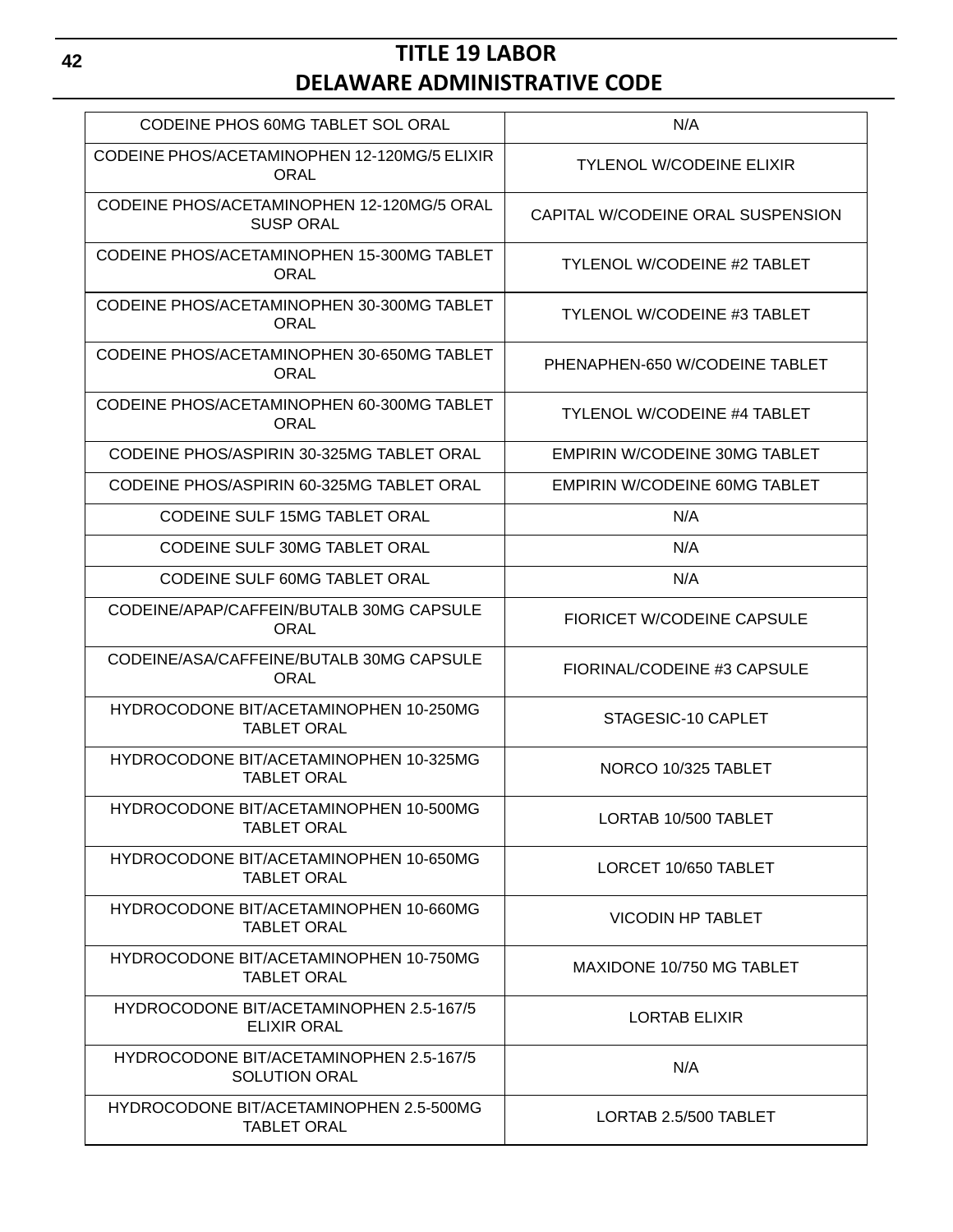| CODEINE PHOS 60MG TABLET SOL ORAL | N/A |
|---|---|
| CODEINE PHOS/ACETAMINOPHEN 12-120MG/5 ELIXIR ORAL | TYLENOL W/CODEINE ELIXIR |
| CODEINE PHOS/ACETAMINOPHEN 12-120MG/5 ORAL SUSP ORAL | CAPITAL W/CODEINE ORAL SUSPENSION |
| CODEINE PHOS/ACETAMINOPHEN 15-300MG TABLET ORAL | TYLENOL W/CODEINE #2 TABLET |
| CODEINE PHOS/ACETAMINOPHEN 30-300MG TABLET ORAL | TYLENOL W/CODEINE #3 TABLET |
| CODEINE PHOS/ACETAMINOPHEN 30-650MG TABLET ORAL | PHENAPHEN-650 W/CODEINE TABLET |
| CODEINE PHOS/ACETAMINOPHEN 60-300MG TABLET ORAL | TYLENOL W/CODEINE #4 TABLET |
| CODEINE PHOS/ASPIRIN 30-325MG TABLET ORAL | EMPIRIN W/CODEINE 30MG TABLET |
| CODEINE PHOS/ASPIRIN 60-325MG TABLET ORAL | EMPIRIN W/CODEINE 60MG TABLET |
| CODEINE SULF 15MG TABLET ORAL | N/A |
| CODEINE SULF 30MG TABLET ORAL | N/A |
| CODEINE SULF 60MG TABLET ORAL | N/A |
| CODEINE/APAP/CAFFEIN/BUTALB 30MG CAPSULE ORAL | FIORICET W/CODEINE CAPSULE |
| CODEINE/ASA/CAFFEINE/BUTALB 30MG CAPSULE ORAL | FIORINAL/CODEINE #3 CAPSULE |
| HYDROCODONE BIT/ACETAMINOPHEN 10-250MG TABLET ORAL | STAGESIC-10 CAPLET |
| HYDROCODONE BIT/ACETAMINOPHEN 10-325MG TABLET ORAL | NORCO 10/325 TABLET |
| HYDROCODONE BIT/ACETAMINOPHEN 10-500MG TABLET ORAL | LORTAB 10/500 TABLET |
| HYDROCODONE BIT/ACETAMINOPHEN 10-650MG TABLET ORAL | LORCET 10/650 TABLET |
| HYDROCODONE BIT/ACETAMINOPHEN 10-660MG TABLET ORAL | VICODIN HP TABLET |
| HYDROCODONE BIT/ACETAMINOPHEN 10-750MG TABLET ORAL | MAXIDONE 10/750 MG TABLET |
| HYDROCODONE BIT/ACETAMINOPHEN 2.5-167/5 ELIXIR ORAL | LORTAB ELIXIR |
| HYDROCODONE BIT/ACETAMINOPHEN 2.5-167/5 SOLUTION ORAL | N/A |
| HYDROCODONE BIT/ACETAMINOPHEN 2.5-500MG TABLET ORAL | LORTAB 2.5/500 TABLET |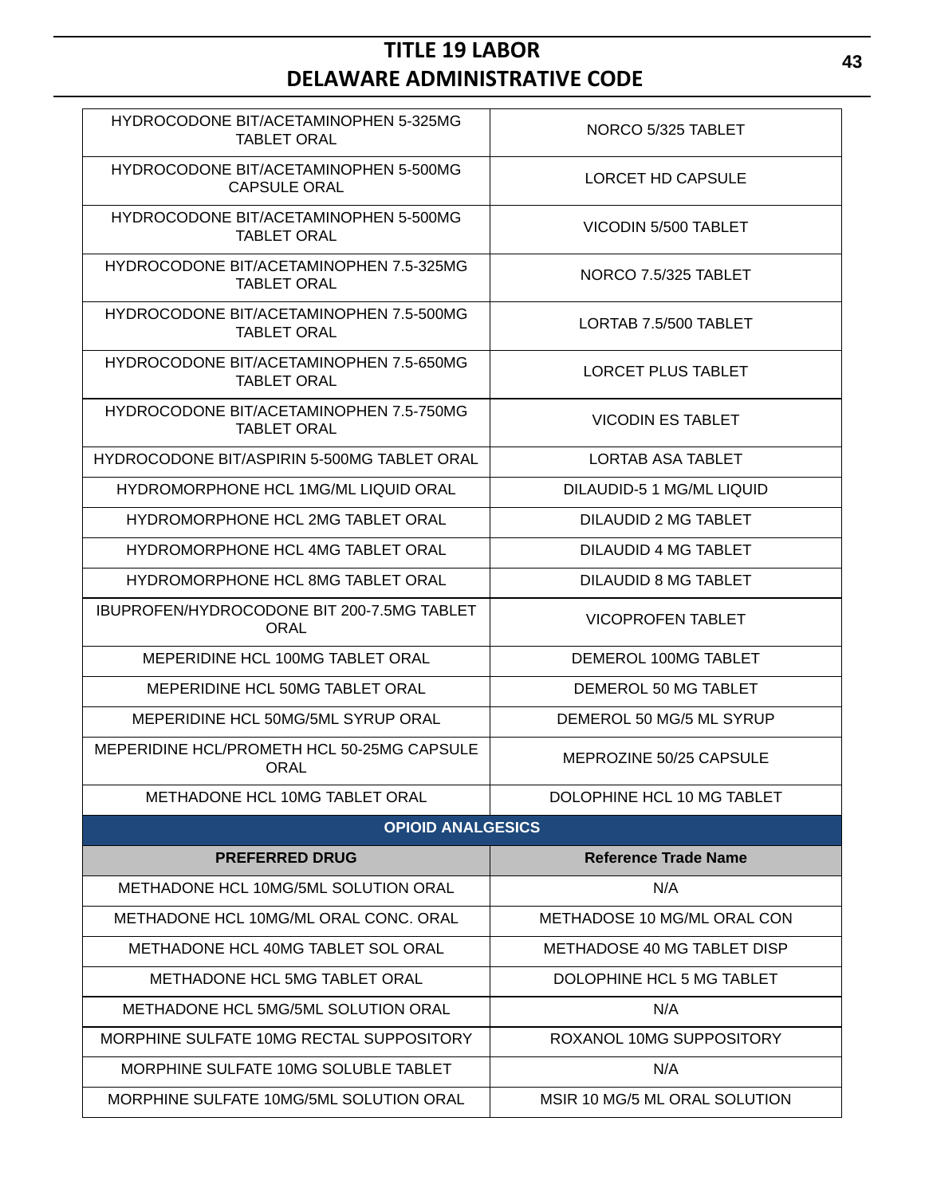| | |
|---|---|
| HYDROCODONE BIT/ACETAMINOPHEN 5-325MG TABLET ORAL | NORCO 5/325 TABLET |
| HYDROCODONE BIT/ACETAMINOPHEN 5-500MG CAPSULE ORAL | LORCET HD CAPSULE |
| HYDROCODONE BIT/ACETAMINOPHEN 5-500MG TABLET ORAL | VICODIN 5/500 TABLET |
| HYDROCODONE BIT/ACETAMINOPHEN 7.5-325MG TABLET ORAL | NORCO 7.5/325 TABLET |
| HYDROCODONE BIT/ACETAMINOPHEN 7.5-500MG TABLET ORAL | LORTAB 7.5/500 TABLET |
| HYDROCODONE BIT/ACETAMINOPHEN 7.5-650MG TABLET ORAL | LORCET PLUS TABLET |
| HYDROCODONE BIT/ACETAMINOPHEN 7.5-750MG TABLET ORAL | VICODIN ES TABLET |
| HYDROCODONE BIT/ASPIRIN 5-500MG TABLET ORAL | LORTAB ASA TABLET |
| HYDROMORPHONE HCL 1MG/ML LIQUID ORAL | DILAUDID-5 1 MG/ML LIQUID |
| HYDROMORPHONE HCL 2MG TABLET ORAL | DILAUDID 2 MG TABLET |
| HYDROMORPHONE HCL 4MG TABLET ORAL | DILAUDID 4 MG TABLET |
| HYDROMORPHONE HCL 8MG TABLET ORAL | DILAUDID 8 MG TABLET |
| IBUPROFEN/HYDROCODONE BIT 200-7.5MG TABLET ORAL | VICOPROFEN TABLET |
| MEPERIDINE HCL 100MG TABLET ORAL | DEMEROL 100MG TABLET |
| MEPERIDINE HCL 50MG TABLET ORAL | DEMEROL 50 MG TABLET |
| MEPERIDINE HCL 50MG/5ML SYRUP ORAL | DEMEROL 50 MG/5 ML SYRUP |
| MEPERIDINE HCL/PROMETH HCL 50-25MG CAPSULE ORAL | MEPROZINE 50/25 CAPSULE |
| METHADONE HCL 10MG TABLET ORAL | DOLOPHINE HCL 10 MG TABLET |

| OPIOID ANALGESICS | |
|---|---|
| **PREFERRED DRUG** | **Reference Trade Name** |
| METHADONE HCL 10MG/5ML SOLUTION ORAL | N/A |
| METHADONE HCL 10MG/ML ORAL CONC. ORAL | METHADOSE 10 MG/ML ORAL CON |
| METHADONE HCL 40MG TABLET SOL ORAL | METHADOSE 40 MG TABLET DISP |
| METHADONE HCL 5MG TABLET ORAL | DOLOPHINE HCL 5 MG TABLET |
| METHADONE HCL 5MG/5ML SOLUTION ORAL | N/A |
| MORPHINE SULFATE 10MG RECTAL SUPPOSITORY | ROXANOL 10MG SUPPOSITORY |
| MORPHINE SULFATE 10MG SOLUBLE TABLET | N/A |
| MORPHINE SULFATE 10MG/5ML SOLUTION ORAL | MSIR 10 MG/5 ML ORAL SOLUTION |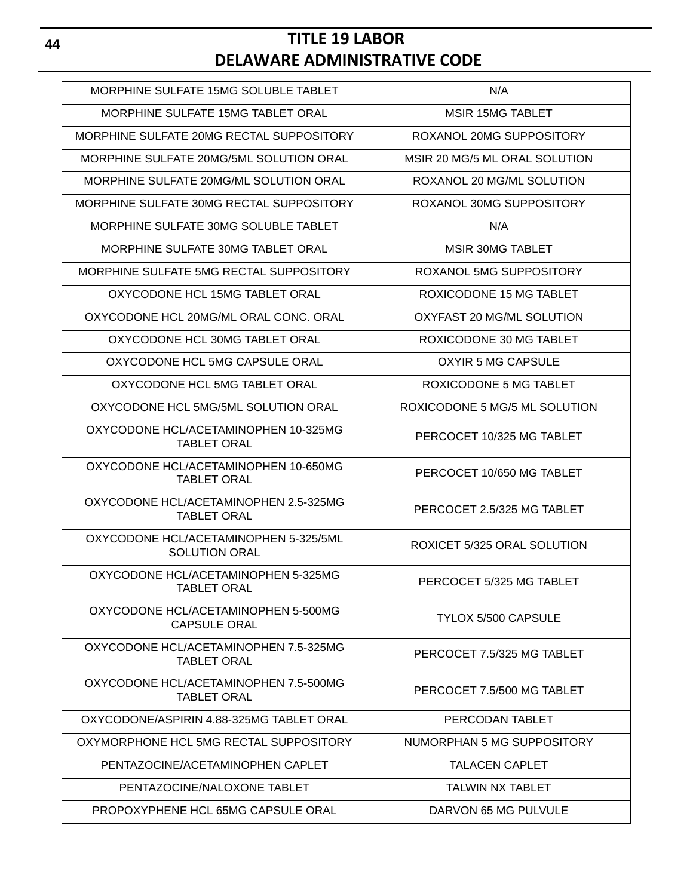| MORPHINE SULFATE 15MG SOLUBLE TABLET | N/A |
|---|---|
| MORPHINE SULFATE 15MG TABLET ORAL | MSIR 15MG TABLET |
| MORPHINE SULFATE 20MG RECTAL SUPPOSITORY | ROXANOL 20MG SUPPOSITORY |
| MORPHINE SULFATE 20MG/5ML SOLUTION ORAL | MSIR 20 MG/5 ML ORAL SOLUTION |
| MORPHINE SULFATE 20MG/ML SOLUTION ORAL | ROXANOL 20 MG/ML SOLUTION |
| MORPHINE SULFATE 30MG RECTAL SUPPOSITORY | ROXANOL 30MG SUPPOSITORY |
| MORPHINE SULFATE 30MG SOLUBLE TABLET | N/A |
| MORPHINE SULFATE 30MG TABLET ORAL | MSIR 30MG TABLET |
| MORPHINE SULFATE 5MG RECTAL SUPPOSITORY | ROXANOL 5MG SUPPOSITORY |
| OXYCODONE HCL 15MG TABLET ORAL | ROXICODONE 15 MG TABLET |
| OXYCODONE HCL 20MG/ML ORAL CONC. ORAL | OXYFAST 20 MG/ML SOLUTION |
| OXYCODONE HCL 30MG TABLET ORAL | ROXICODONE 30 MG TABLET |
| OXYCODONE HCL 5MG CAPSULE ORAL | OXYIR 5 MG CAPSULE |
| OXYCODONE HCL 5MG TABLET ORAL | ROXICODONE 5 MG TABLET |
| OXYCODONE HCL 5MG/5ML SOLUTION ORAL | ROXICODONE 5 MG/5 ML SOLUTION |
| OXYCODONE HCL/ACETAMINOPHEN 10-325MG TABLET ORAL | PERCOCET 10/325 MG TABLET |
| OXYCODONE HCL/ACETAMINOPHEN 10-650MG TABLET ORAL | PERCOCET 10/650 MG TABLET |
| OXYCODONE HCL/ACETAMINOPHEN 2.5-325MG TABLET ORAL | PERCOCET 2.5/325 MG TABLET |
| OXYCODONE HCL/ACETAMINOPHEN 5-325/5ML SOLUTION ORAL | ROXICET 5/325 ORAL SOLUTION |
| OXYCODONE HCL/ACETAMINOPHEN 5-325MG TABLET ORAL | PERCOCET 5/325 MG TABLET |
| OXYCODONE HCL/ACETAMINOPHEN 5-500MG CAPSULE ORAL | TYLOX 5/500 CAPSULE |
| OXYCODONE HCL/ACETAMINOPHEN 7.5-325MG TABLET ORAL | PERCOCET 7.5/325 MG TABLET |
| OXYCODONE HCL/ACETAMINOPHEN 7.5-500MG TABLET ORAL | PERCOCET 7.5/500 MG TABLET |
| OXYCODONE/ASPIRIN 4.88-325MG TABLET ORAL | PERCODAN TABLET |
| OXYMORPHONE HCL 5MG RECTAL SUPPOSITORY | NUMORPHAN 5 MG SUPPOSITORY |
| PENTAZOCINE/ACETAMINOPHEN CAPLET | TALACEN CAPLET |
| PENTAZOCINE/NALOXONE TABLET | TALWIN NX TABLET |
| PROPOXYPHENE HCL 65MG CAPSULE ORAL | DARVON 65 MG PULVULE |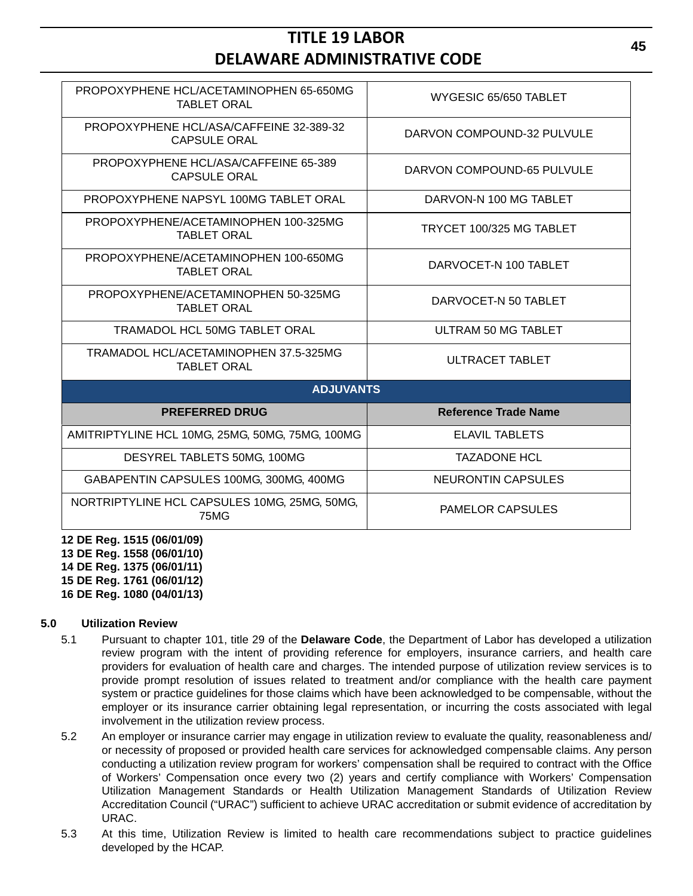| | |
|---|---|
| PROPOXYPHENE HCL/ACETAMINOPHEN 65-650MG TABLET ORAL | WYGESIC 65/650 TABLET |
| PROPOXYPHENE HCL/ASA/CAFFEINE 32-389-32 CAPSULE ORAL | DARVON COMPOUND-32 PULVULE |
| PROPOXYPHENE HCL/ASA/CAFFEINE 65-389 CAPSULE ORAL | DARVON COMPOUND-65 PULVULE |
| PROPOXYPHENE NAPSYL 100MG TABLET ORAL | DARVON-N 100 MG TABLET |
| PROPOXYPHENE/ACETAMINOPHEN 100-325MG TABLET ORAL | TRYCET 100/325 MG TABLET |
| PROPOXYPHENE/ACETAMINOPHEN 100-650MG TABLET ORAL | DARVOCET-N 100 TABLET |
| PROPOXYPHENE/ACETAMINOPHEN 50-325MG TABLET ORAL | DARVOCET-N 50 TABLET |
| TRAMADOL HCL 50MG TABLET ORAL | ULTRAM 50 MG TABLET |
| TRAMADOL HCL/ACETAMINOPHEN 37.5-325MG TABLET ORAL | ULTRACET TABLET |
| **ADJUVANTS** | |
| **PREFERRED DRUG** | **Reference Trade Name** |
| AMITRIPTYLINE HCL 10MG, 25MG, 50MG, 75MG, 100MG | ELAVIL TABLETS |
| DESYREL TABLETS 50MG, 100MG | TAZADONE HCL |
| GABAPENTIN CAPSULES 100MG, 300MG, 400MG | NEURONTIN CAPSULES |
| NORTRIPTYLINE HCL CAPSULES 10MG, 25MG, 50MG, 75MG | PAMELOR CAPSULES |

**12 DE Reg. 1515 (06/01/09)**
**13 DE Reg. 1558 (06/01/10)**
**14 DE Reg. 1375 (06/01/11)**
**15 DE Reg. 1761 (06/01/12)**
**16 DE Reg. 1080 (04/01/13)**

## 5.0 Utilization Review

5.1 Pursuant to chapter 101, title 29 of the **Delaware Code**, the Department of Labor has developed a utilization review program with the intent of providing reference for employers, insurance carriers, and health care providers for evaluation of health care and charges. The intended purpose of utilization review services is to provide prompt resolution of issues related to treatment and/or compliance with the health care payment system or practice guidelines for those claims which have been acknowledged to be compensable, without the employer or its insurance carrier obtaining legal representation, or incurring the costs associated with legal involvement in the utilization review process.

5.2 An employer or insurance carrier may engage in utilization review to evaluate the quality, reasonableness and/or necessity of proposed or provided health care services for acknowledged compensable claims. Any person conducting a utilization review program for workers' compensation shall be required to contract with the Office of Workers' Compensation once every two (2) years and certify compliance with Workers' Compensation Utilization Management Standards or Health Utilization Management Standards of Utilization Review Accreditation Council ("URAC") sufficient to achieve URAC accreditation or submit evidence of accreditation by URAC.

5.3 At this time, Utilization Review is limited to health care recommendations subject to practice guidelines developed by the HCAP.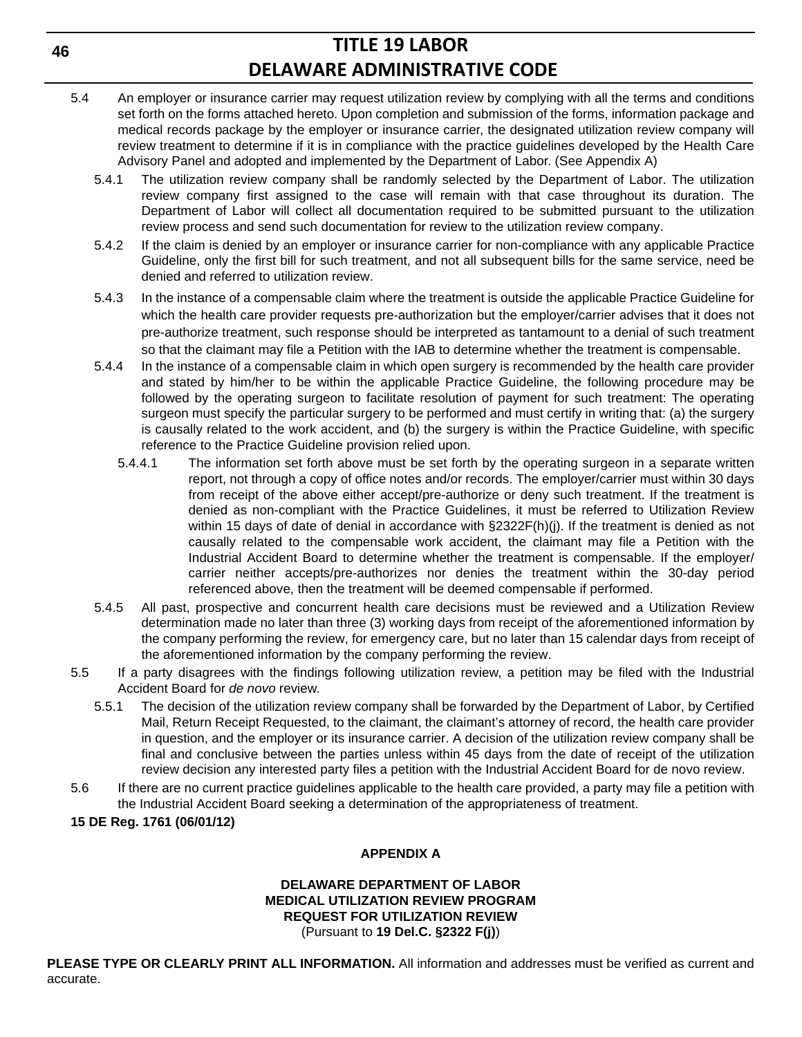5.4 An employer or insurance carrier may request utilization review by complying with all the terms and conditions set forth on the forms attached hereto. Upon completion and submission of the forms, information package and medical records package by the employer or insurance carrier, the designated utilization review company will review treatment to determine if it is in compliance with the practice guidelines developed by the Health Care Advisory Panel and adopted and implemented by the Department of Labor. (See Appendix A)

5.4.1 The utilization review company shall be randomly selected by the Department of Labor. The utilization review company first assigned to the case will remain with that case throughout its duration. The Department of Labor will collect all documentation required to be submitted pursuant to the utilization review process and send such documentation for review to the utilization review company.

5.4.2 If the claim is denied by an employer or insurance carrier for non-compliance with any applicable Practice Guideline, only the first bill for such treatment, and not all subsequent bills for the same service, need be denied and referred to utilization review.

5.4.3 In the instance of a compensable claim where the treatment is outside the applicable Practice Guideline for which the health care provider requests pre-authorization but the employer/carrier advises that it does not pre-authorize treatment, such response should be interpreted as tantamount to a denial of such treatment so that the claimant may file a Petition with the IAB to determine whether the treatment is compensable.

5.4.4 In the instance of a compensable claim in which open surgery is recommended by the health care provider and stated by him/her to be within the applicable Practice Guideline, the following procedure may be followed by the operating surgeon to facilitate resolution of payment for such treatment: The operating surgeon must specify the particular surgery to be performed and must certify in writing that: (a) the surgery is causally related to the work accident, and (b) the surgery is within the Practice Guideline, with specific reference to the Practice Guideline provision relied upon.

5.4.4.1 The information set forth above must be set forth by the operating surgeon in a separate written report, not through a copy of office notes and/or records. The employer/carrier must within 30 days from receipt of the above either accept/pre-authorize or deny such treatment. If the treatment is denied as non-compliant with the Practice Guidelines, it must be referred to Utilization Review within 15 days of date of denial in accordance with §2322F(h)(j). If the treatment is denied as not causally related to the compensable work accident, the claimant may file a Petition with the Industrial Accident Board to determine whether the treatment is compensable. If the employer/carrier neither accepts/pre-authorizes nor denies the treatment within the 30-day period referenced above, then the treatment will be deemed compensable if performed.

5.4.5 All past, prospective and concurrent health care decisions must be reviewed and a Utilization Review determination made no later than three (3) working days from receipt of the aforementioned information by the company performing the review, for emergency care, but no later than 15 calendar days from receipt of the aforementioned information by the company performing the review.

5.5 If a party disagrees with the findings following utilization review, a petition may be filed with the Industrial Accident Board for *de novo* review.

5.5.1 The decision of the utilization review company shall be forwarded by the Department of Labor, by Certified Mail, Return Receipt Requested, to the claimant, the claimant's attorney of record, the health care provider in question, and the employer or its insurance carrier. A decision of the utilization review company shall be final and conclusive between the parties unless within 45 days from the date of receipt of the utilization review decision any interested party files a petition with the Industrial Accident Board for de novo review.

5.6 If there are no current practice guidelines applicable to the health care provided, a party may file a petition with the Industrial Accident Board seeking a determination of the appropriateness of treatment.

**15 DE Reg. 1761 (06/01/12)**

**APPENDIX A**

**DELAWARE DEPARTMENT OF LABOR**
**MEDICAL UTILIZATION REVIEW PROGRAM**
**REQUEST FOR UTILIZATION REVIEW**
(Pursuant to **19 Del.C. §2322 F(j)**)

**PLEASE TYPE OR CLEARLY PRINT ALL INFORMATION.** All information and addresses must be verified as current and accurate.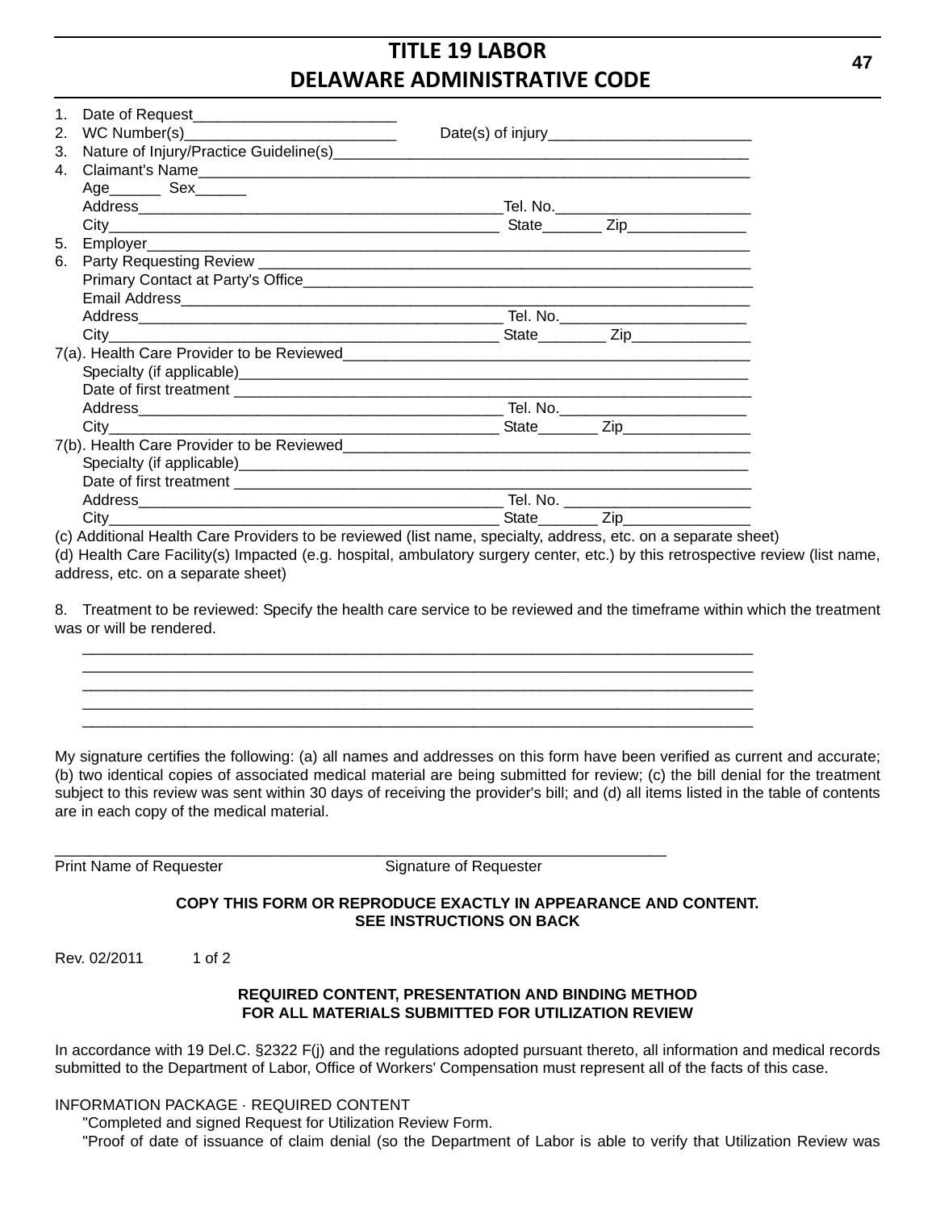1. Date of Request________________________
2. WC Number(s)_________________________ Date(s) of injury________________________
3. Nature of Injury/Practice Guideline(s)_______________________________________________
4. Claimant's Name_____________________________________________________________
   Age______ Sex______
   Address__________________________________________Tel. No.______________________
   City____________________________________________ State_______ Zip______________
5. Employer___________________________________________________________________
6. Party Requesting Review _______________________________________________________
   Primary Contact at Party's Office____________________________________________________
   Email Address_______________________________________________________________
   Address__________________________________________ Tel. No.______________________
   City____________________________________________State________ Zip______________

7(a). Health Care Provider to be Reviewed______________________________________________
   Specialty (if applicable)________________________________________________________
   Date of first treatment _________________________________________________________
   Address__________________________________________ Tel. No.______________________
   City____________________________________________State_______ Zip_______________

7(b). Health Care Provider to be Reviewed______________________________________________
   Specialty (if applicable)________________________________________________________
   Date of first treatment _________________________________________________________
   Address__________________________________________ Tel. No. ______________________
   City____________________________________________State_______ Zip_______________

(c) Additional Health Care Providers to be reviewed (list name, specialty, address, etc. on a separate sheet)

(d) Health Care Facility(s) Impacted (e.g. hospital, ambulatory surgery center, etc.) by this retrospective review (list name, address, etc. on a separate sheet)

8. Treatment to be reviewed: Specify the health care service to be reviewed and the timeframe within which the treatment was or will be rendered.

________________________________________________________________________________
________________________________________________________________________________
________________________________________________________________________________
________________________________________________________________________________
________________________________________________________________________________

My signature certifies the following: (a) all names and addresses on this form have been verified as current and accurate; (b) two identical copies of associated medical material are being submitted for review; (c) the bill denial for the treatment subject to this review was sent within 30 days of receiving the provider's bill; and (d) all items listed in the table of contents are in each copy of the medical material.

________________________________________________________________________
Print Name of Requester Signature of Requester

**COPY THIS FORM OR REPRODUCE EXACTLY IN APPEARANCE AND CONTENT.**
**SEE INSTRUCTIONS ON BACK**

Rev. 02/2011 1 of 2

**REQUIRED CONTENT, PRESENTATION AND BINDING METHOD**
**FOR ALL MATERIALS SUBMITTED FOR UTILIZATION REVIEW**

In accordance with 19 Del.C. §2322 F(j) and the regulations adopted pursuant thereto, all information and medical records submitted to the Department of Labor, Office of Workers' Compensation must represent all of the facts of this case.

INFORMATION PACKAGE · REQUIRED CONTENT

"Completed and signed Request for Utilization Review Form.

"Proof of date of issuance of claim denial (so the Department of Labor is able to verify that Utilization Review was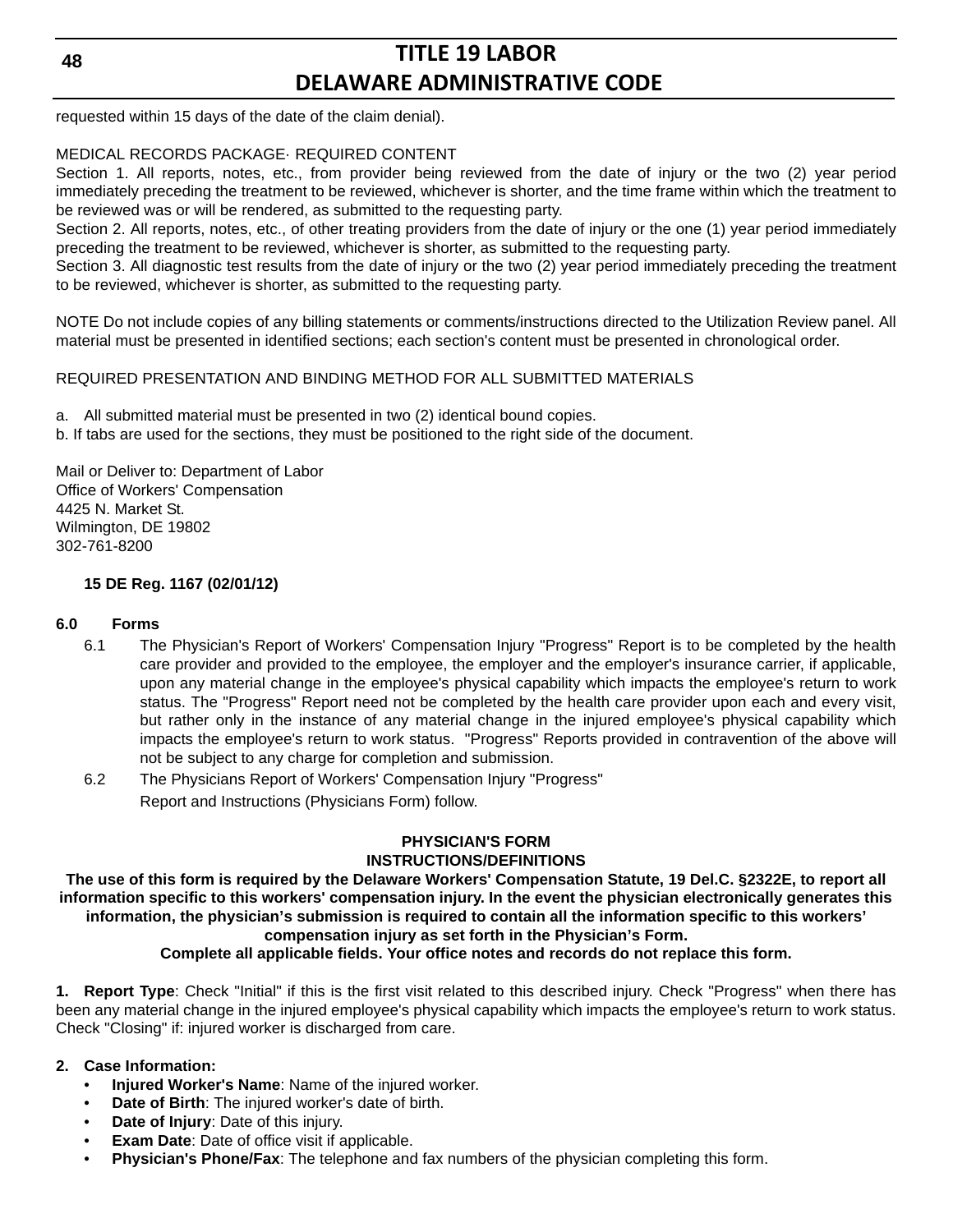requested within 15 days of the date of the claim denial).

MEDICAL RECORDS PACKAGE· REQUIRED CONTENT

Section 1. All reports, notes, etc., from provider being reviewed from the date of injury or the two (2) year period immediately preceding the treatment to be reviewed, whichever is shorter, and the time frame within which the treatment to be reviewed was or will be rendered, as submitted to the requesting party.

Section 2. All reports, notes, etc., of other treating providers from the date of injury or the one (1) year period immediately preceding the treatment to be reviewed, whichever is shorter, as submitted to the requesting party.

Section 3. All diagnostic test results from the date of injury or the two (2) year period immediately preceding the treatment to be reviewed, whichever is shorter, as submitted to the requesting party.

NOTE Do not include copies of any billing statements or comments/instructions directed to the Utilization Review panel. All material must be presented in identified sections; each section's content must be presented in chronological order.

REQUIRED PRESENTATION AND BINDING METHOD FOR ALL SUBMITTED MATERIALS

a. All submitted material must be presented in two (2) identical bound copies.

b. If tabs are used for the sections, they must be positioned to the right side of the document.

Mail or Deliver to: Department of Labor
Office of Workers' Compensation
4425 N. Market St.
Wilmington, DE 19802
302-761-8200

**15 DE Reg. 1167 (02/01/12)**

**6.0 Forms**

6.1 The Physician's Report of Workers' Compensation Injury "Progress" Report is to be completed by the health care provider and provided to the employee, the employer and the employer's insurance carrier, if applicable, upon any material change in the employee's physical capability which impacts the employee's return to work status. The "Progress" Report need not be completed by the health care provider upon each and every visit, but rather only in the instance of any material change in the injured employee's physical capability which impacts the employee's return to work status. "Progress" Reports provided in contravention of the above will not be subject to any charge for completion and submission.

6.2 The Physicians Report of Workers' Compensation Injury "Progress" Report and Instructions (Physicians Form) follow.

**PHYSICIAN'S FORM**
**INSTRUCTIONS/DEFINITIONS**

**The use of this form is required by the Delaware Workers' Compensation Statute, 19 Del.C. §2322E, to report all information specific to this workers' compensation injury. In the event the physician electronically generates this information, the physician's submission is required to contain all the information specific to this workers' compensation injury as set forth in the Physician's Form.**

**Complete all applicable fields. Your office notes and records do not replace this form.**

**1. Report Type**: Check "Initial" if this is the first visit related to this described injury. Check "Progress" when there has been any material change in the injured employee's physical capability which impacts the employee's return to work status. Check "Closing" if: injured worker is discharged from care.

**2. Case Information:**

- **Injured Worker's Name**: Name of the injured worker.
- **Date of Birth**: The injured worker's date of birth.
- **Date of Injury**: Date of this injury.
- **Exam Date**: Date of office visit if applicable.
- **Physician's Phone/Fax**: The telephone and fax numbers of the physician completing this form.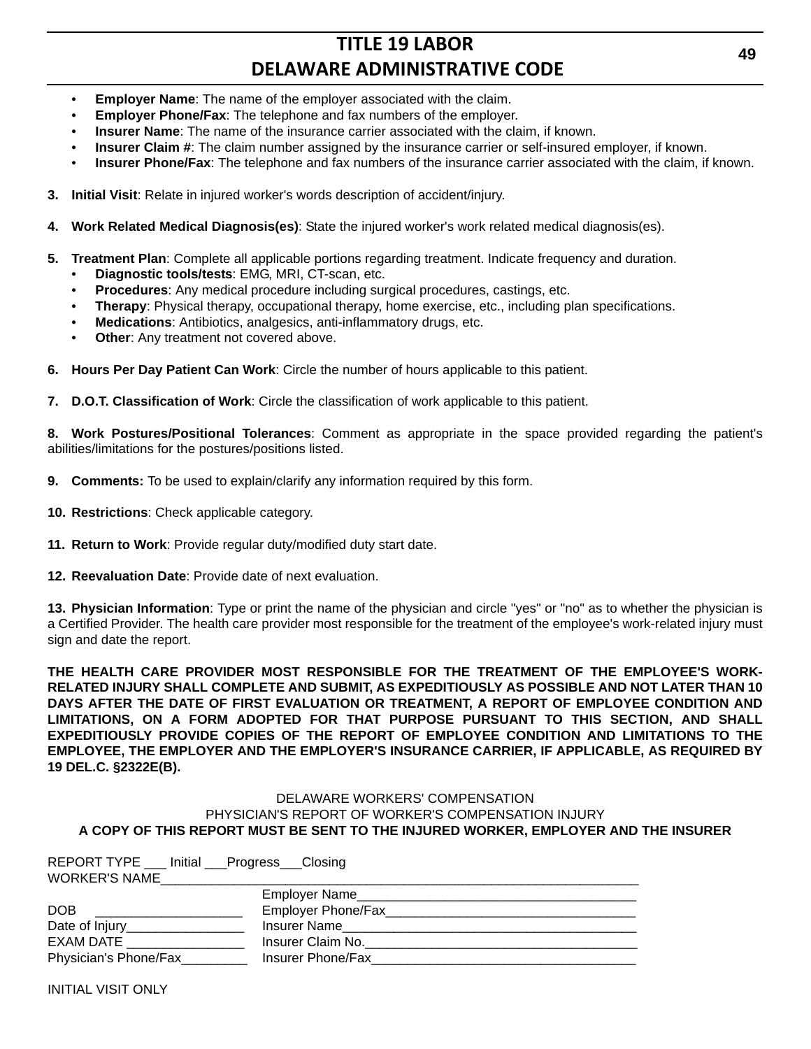- **Employer Name**: The name of the employer associated with the claim.
- **Employer Phone/Fax**: The telephone and fax numbers of the employer.
- **Insurer Name**: The name of the insurance carrier associated with the claim, if known.
- **Insurer Claim #**: The claim number assigned by the insurance carrier or self-insured employer, if known.
- **Insurer Phone/Fax**: The telephone and fax numbers of the insurance carrier associated with the claim, if known.

3. **Initial Visit**: Relate in injured worker's words description of accident/injury.

4. **Work Related Medical Diagnosis(es)**: State the injured worker's work related medical diagnosis(es).

5. **Treatment Plan**: Complete all applicable portions regarding treatment. Indicate frequency and duration.
   - **Diagnostic tools/tests**: EMG, MRI, CT-scan, etc.
   - **Procedures**: Any medical procedure including surgical procedures, castings, etc.
   - **Therapy**: Physical therapy, occupational therapy, home exercise, etc., including plan specifications.
   - **Medications**: Antibiotics, analgesics, anti-inflammatory drugs, etc.
   - **Other**: Any treatment not covered above.

6. **Hours Per Day Patient Can Work**: Circle the number of hours applicable to this patient.

7. **D.O.T. Classification of Work**: Circle the classification of work applicable to this patient.

8. **Work Postures/Positional Tolerances**: Comment as appropriate in the space provided regarding the patient's abilities/limitations for the postures/positions listed.

9. **Comments:** To be used to explain/clarify any information required by this form.

10. **Restrictions**: Check applicable category.

11. **Return to Work**: Provide regular duty/modified duty start date.

12. **Reevaluation Date**: Provide date of next evaluation.

13. **Physician Information**: Type or print the name of the physician and circle "yes" or "no" as to whether the physician is a Certified Provider. The health care provider most responsible for the treatment of the employee's work-related injury must sign and date the report.

**THE HEALTH CARE PROVIDER MOST RESPONSIBLE FOR THE TREATMENT OF THE EMPLOYEE'S WORK-RELATED INJURY SHALL COMPLETE AND SUBMIT, AS EXPEDITIOUSLY AS POSSIBLE AND NOT LATER THAN 10 DAYS AFTER THE DATE OF FIRST EVALUATION OR TREATMENT, A REPORT OF EMPLOYEE CONDITION AND LIMITATIONS, ON A FORM ADOPTED FOR THAT PURPOSE PURSUANT TO THIS SECTION, AND SHALL EXPEDITIOUSLY PROVIDE COPIES OF THE REPORT OF EMPLOYEE CONDITION AND LIMITATIONS TO THE EMPLOYEE, THE EMPLOYER AND THE EMPLOYER'S INSURANCE CARRIER, IF APPLICABLE, AS REQUIRED BY 19 DEL.C. §2322E(B).**

DELAWARE WORKERS' COMPENSATION
PHYSICIAN'S REPORT OF WORKER'S COMPENSATION INJURY
**A COPY OF THIS REPORT MUST BE SENT TO THE INJURED WORKER, EMPLOYER AND THE INSURER**

REPORT TYPE ___ Initial ___Progress___Closing
WORKER'S NAME____________________________________________________________

| | |
|---|---|
| | Employer Name____________________________________ |
| DOB ____________________ | Employer Phone/Fax________________________________ |
| Date of Injury________________ | Insurer Name______________________________________ |
| EXAM DATE ________________ | Insurer Claim No.__________________________________ |
| Physician's Phone/Fax_________ | Insurer Phone/Fax__________________________________ |

INITIAL VISIT ONLY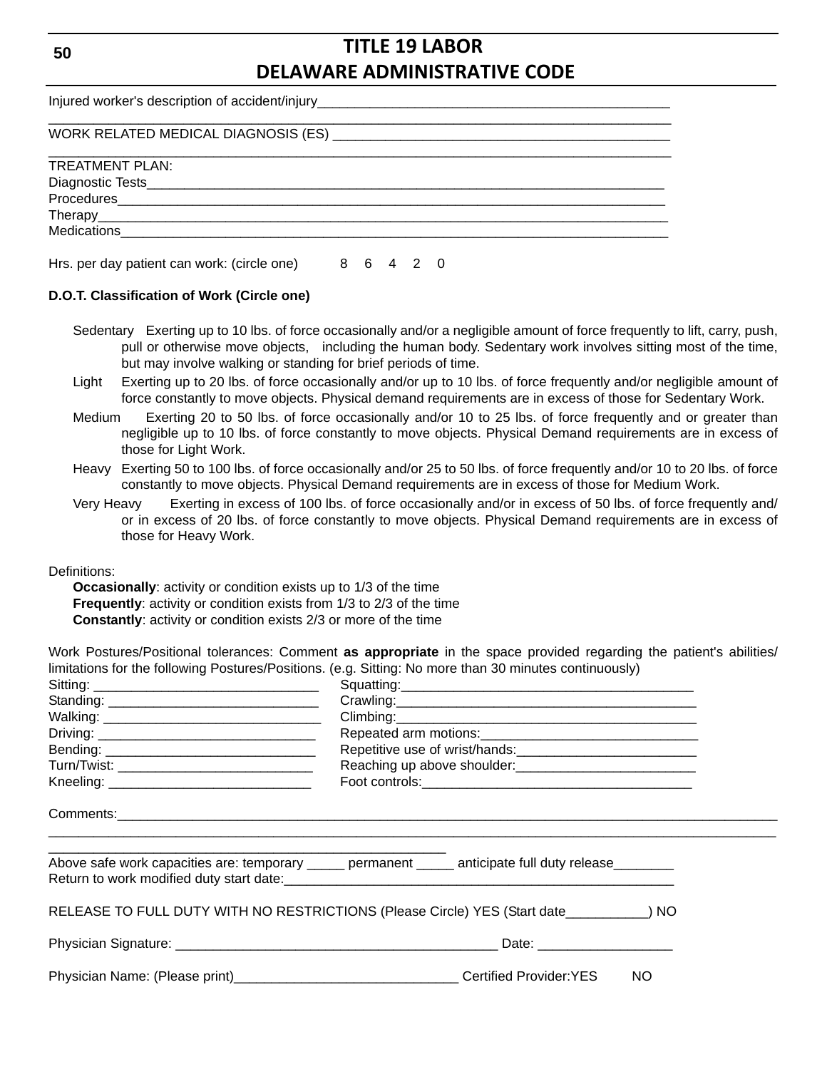Injured worker's description of accident/injury_______________________________________________

_______________________________________________________________________________

WORK RELATED MEDICAL DIAGNOSIS (ES) ____________________________________________

_______________________________________________________________________________

TREATMENT PLAN:

Diagnostic Tests_______________________________________________________________

Procedures____________________________________________________________________

Therapy_______________________________________________________________________

Medications____________________________________________________________________

Hrs. per day patient can work: (circle one) 8 6 4 2 0

**D.O.T. Classification of Work (Circle one)**

Sedentary Exerting up to 10 lbs. of force occasionally and/or a negligible amount of force frequently to lift, carry, push, pull or otherwise move objects, including the human body. Sedentary work involves sitting most of the time, but may involve walking or standing for brief periods of time.

Light Exerting up to 20 lbs. of force occasionally and/or up to 10 lbs. of force frequently and/or negligible amount of force constantly to move objects. Physical demand requirements are in excess of those for Sedentary Work.

Medium Exerting 20 to 50 lbs. of force occasionally and/or 10 to 25 lbs. of force frequently and or greater than negligible up to 10 lbs. of force constantly to move objects. Physical Demand requirements are in excess of those for Light Work.

Heavy Exerting 50 to 100 lbs. of force occasionally and/or 25 to 50 lbs. of force frequently and/or 10 to 20 lbs. of force constantly to move objects. Physical Demand requirements are in excess of those for Medium Work.

Very Heavy Exerting in excess of 100 lbs. of force occasionally and/or in excess of 50 lbs. of force frequently and/ or in excess of 20 lbs. of force constantly to move objects. Physical Demand requirements are in excess of those for Heavy Work.

Definitions:

**Occasionally**: activity or condition exists up to 1/3 of the time
**Frequently**: activity or condition exists from 1/3 to 2/3 of the time
**Constantly**: activity or condition exists 2/3 or more of the time

Work Postures/Positional tolerances: Comment **as appropriate** in the space provided regarding the patient's abilities/ limitations for the following Postures/Positions. (e.g. Sitting: No more than 30 minutes continuously)

Sitting: ______________________________ Squatting:_______________________________________

Standing: ____________________________ Crawling:________________________________________

Walking: _____________________________ Climbing:________________________________________

Driving: _____________________________ Repeated arm motions:____________________________

Bending: _____________________________ Repetitive use of wrist/hands:________________________

Turn/Twist: __________________________ Reaching up above shoulder:________________________

Kneeling: ____________________________ Foot controls:____________________________________

Comments:______________________________________________________________________________

_______________________________________________________________________________________

______________________________________________________

Above safe work capacities are: temporary _____ permanent _____ anticipate full duty release________

Return to work modified duty start date:____________________________________________________

RELEASE TO FULL DUTY WITH NO RESTRICTIONS (Please Circle) YES (Start date___________) NO

Physician Signature: ___________________________________________ Date: _________________

Physician Name: (Please print)______________________________ Certified Provider:YES NO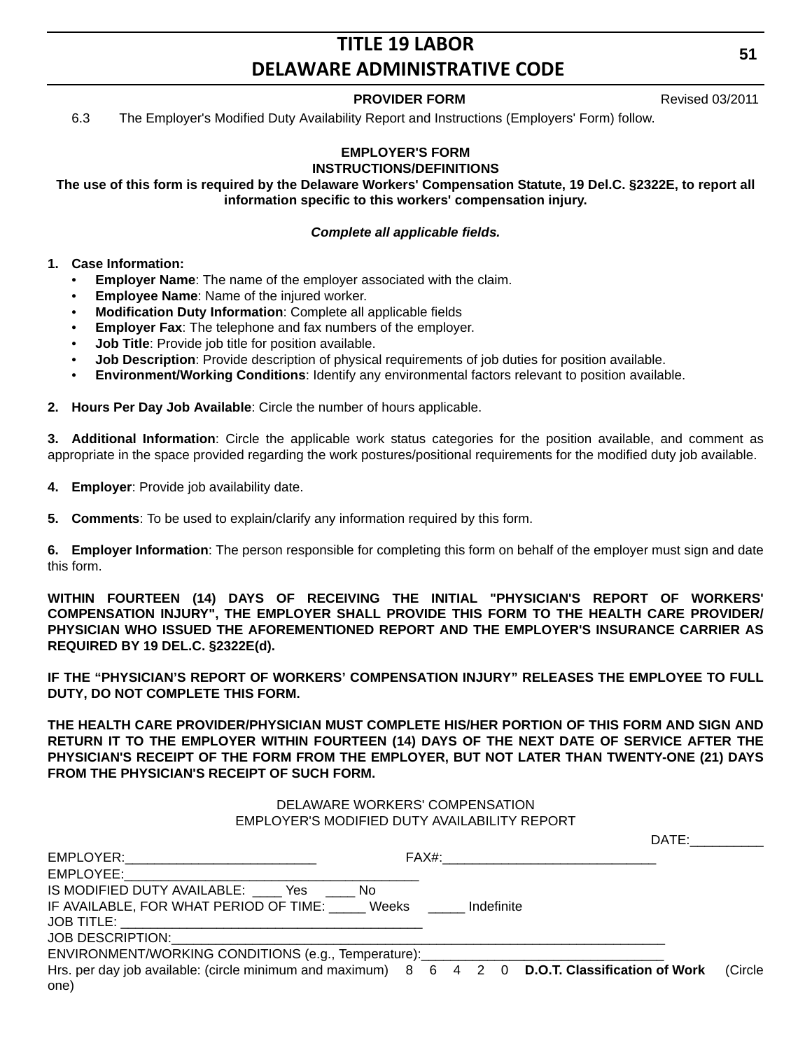PROVIDER FORM Revised 03/2011

6.3 The Employer's Modified Duty Availability Report and Instructions (Employers' Form) follow.

**EMPLOYER'S FORM**
**INSTRUCTIONS/DEFINITIONS**

**The use of this form is required by the Delaware Workers' Compensation Statute, 19 Del.C. §2322E, to report all information specific to this workers' compensation injury.**

***Complete all applicable fields.***

**1. Case Information:**

- **Employer Name**: The name of the employer associated with the claim.
- **Employee Name**: Name of the injured worker.
- **Modification Duty Information**: Complete all applicable fields
- **Employer Fax**: The telephone and fax numbers of the employer.
- **Job Title**: Provide job title for position available.
- **Job Description**: Provide description of physical requirements of job duties for position available.
- **Environment/Working Conditions**: Identify any environmental factors relevant to position available.

**2. Hours Per Day Job Available**: Circle the number of hours applicable.

**3. Additional Information**: Circle the applicable work status categories for the position available, and comment as appropriate in the space provided regarding the work postures/positional requirements for the modified duty job available.

**4. Employer**: Provide job availability date.

**5. Comments**: To be used to explain/clarify any information required by this form.

**6. Employer Information**: The person responsible for completing this form on behalf of the employer must sign and date this form.

**WITHIN FOURTEEN (14) DAYS OF RECEIVING THE INITIAL "PHYSICIAN'S REPORT OF WORKERS' COMPENSATION INJURY", THE EMPLOYER SHALL PROVIDE THIS FORM TO THE HEALTH CARE PROVIDER/ PHYSICIAN WHO ISSUED THE AFOREMENTIONED REPORT AND THE EMPLOYER'S INSURANCE CARRIER AS REQUIRED BY 19 DEL.C. §2322E(d).**

**IF THE "PHYSICIAN'S REPORT OF WORKERS' COMPENSATION INJURY" RELEASES THE EMPLOYEE TO FULL DUTY, DO NOT COMPLETE THIS FORM.**

**THE HEALTH CARE PROVIDER/PHYSICIAN MUST COMPLETE HIS/HER PORTION OF THIS FORM AND SIGN AND RETURN IT TO THE EMPLOYER WITHIN FOURTEEN (14) DAYS OF THE NEXT DATE OF SERVICE AFTER THE PHYSICIAN'S RECEIPT OF THE FORM FROM THE EMPLOYER, BUT NOT LATER THAN TWENTY-ONE (21) DAYS FROM THE PHYSICIAN'S RECEIPT OF SUCH FORM.**

DELAWARE WORKERS' COMPENSATION
EMPLOYER'S MODIFIED DUTY AVAILABILITY REPORT

DATE:__________

EMPLOYER:__________________________ FAX#:_____________________________

EMPLOYEE:________________________________________

IS MODIFIED DUTY AVAILABLE: ____ Yes ____ No

IF AVAILABLE, FOR WHAT PERIOD OF TIME: _____ Weeks _____ Indefinite

JOB TITLE: ________________________________________

JOB DESCRIPTION:_________________________________________________________________________

ENVIRONMENT/WORKING CONDITIONS (e.g., Temperature):_________________________________

Hrs. per day job available: (circle minimum and maximum) 8 6 4 2 0 **D.O.T. Classification of Work** (Circle one)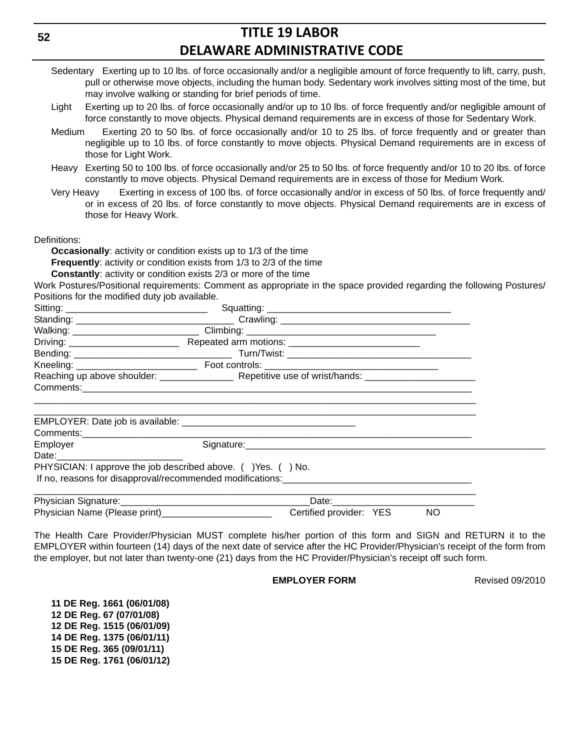Sedentary Exerting up to 10 lbs. of force occasionally and/or a negligible amount of force frequently to lift, carry, push, pull or otherwise move objects, including the human body. Sedentary work involves sitting most of the time, but may involve walking or standing for brief periods of time.

Light Exerting up to 20 lbs. of force occasionally and/or up to 10 lbs. of force frequently and/or negligible amount of force constantly to move objects. Physical demand requirements are in excess of those for Sedentary Work.

Medium Exerting 20 to 50 lbs. of force occasionally and/or 10 to 25 lbs. of force frequently and or greater than negligible up to 10 lbs. of force constantly to move objects. Physical Demand requirements are in excess of those for Light Work.

Heavy Exerting 50 to 100 lbs. of force occasionally and/or 25 to 50 lbs. of force frequently and/or 10 to 20 lbs. of force constantly to move objects. Physical Demand requirements are in excess of those for Medium Work.

Very Heavy Exerting in excess of 100 lbs. of force occasionally and/or in excess of 50 lbs. of force frequently and/ or in excess of 20 lbs. of force constantly to move objects. Physical Demand requirements are in excess of those for Heavy Work.

Definitions:

**Occasionally**: activity or condition exists up to 1/3 of the time

**Frequently**: activity or condition exists from 1/3 to 2/3 of the time

**Constantly**: activity or condition exists 2/3 or more of the time

Work Postures/Positional requirements: Comment as appropriate in the space provided regarding the following Postures/ Positions for the modified duty job available.

Sitting: ___________________________ Squatting: __________________________________

Standing: _____________________________ Crawling: ____________________________________

Walking: _______________________ Climbing: ___________________________________

Driving: ____________________ Repeated arm motions: ________________________

Bending: _____________________________ Turn/Twist: ___________________________________

Kneeling: ______________________ Foot controls: _________________________________

Reaching up above shoulder: _____________ Repetitive use of wrist/hands: ____________________

Comments:________________________________________________________________________

__________________________________________________________________________________

__________________________________________________________________________________

EMPLOYER: Date job is available: ________________________________

Comments:________________________________________________________________________

Employer Signature:__________________________________________________________

Date:_______________________

PHYSICIAN: I approve the job described above. ( )Yes. ( ) No.

If no, reasons for disapproval/recommended modifications:___________________________________

__________________________________________________________________________________

Physician Signature:__________________________________Date:__________________________

Physician Name (Please print)____________________ Certified provider: YES NO

The Health Care Provider/Physician MUST complete his/her portion of this form and SIGN and RETURN it to the EMPLOYER within fourteen (14) days of the next date of service after the HC Provider/Physician's receipt of the form from the employer, but not later than twenty-one (21) days from the HC Provider/Physician's receipt off such form.

**EMPLOYER FORM** Revised 09/2010

**11 DE Reg. 1661 (06/01/08)**
**12 DE Reg. 67 (07/01/08)**
**12 DE Reg. 1515 (06/01/09)**
**14 DE Reg. 1375 (06/01/11)**
**15 DE Reg. 365 (09/01/11)**
**15 DE Reg. 1761 (06/01/12)**